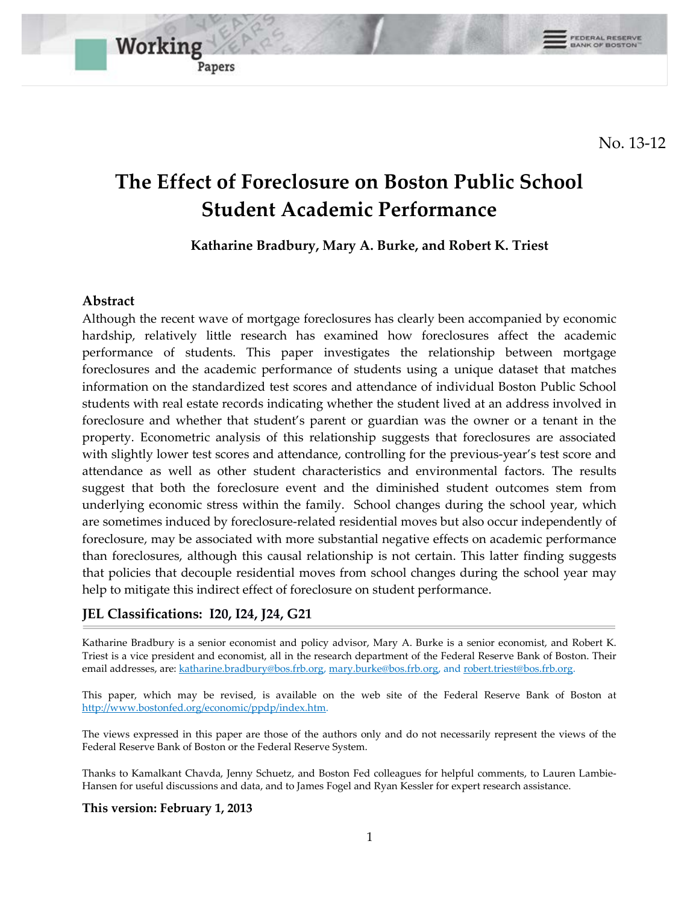Working Papers

FEDERAL RESERVE BANK OF BOSTON™

No. 13-12

# The Effect of Foreclosure on Boston Public School Student Academic Performance

**Katharine Bradbury, Mary A. Burke, and Robert K. Triest**

## Abstract

Although the recent wave of mortgage foreclosures has clearly been accompanied by economic hardship, relatively little research has examined how foreclosures affect the academic performance of students. This paper investigates the relationship between mortgage foreclosures and the academic performance of students using a unique dataset that matches information on the standardized test scores and attendance of individual Boston Public School students with real estate records indicating whether the student lived at an address involved in foreclosure and whether that student's parent or guardian was the owner or a tenant in the property. Econometric analysis of this relationship suggests that foreclosures are associated with slightly lower test scores and attendance, controlling for the previous-year's test score and attendance as well as other student characteristics and environmental factors. The results suggest that both the foreclosure event and the diminished student outcomes stem from underlying economic stress within the family. School changes during the school year, which are sometimes induced by foreclosure-related residential moves but also occur independently of foreclosure, may be associated with more substantial negative effects on academic performance than foreclosures, although this causal relationship is not certain. This latter finding suggests that policies that decouple residential moves from school changes during the school year may help to mitigate this indirect effect of foreclosure on student performance.

**JEL Classifications: I20, I24, J24, G21**

Katharine Bradbury is a senior economist and policy advisor, Mary A. Burke is a senior economist, and Robert K. Triest is a vice president and economist, all in the research department of the Federal Reserve Bank of Boston. Their email addresses, are: katharine.bradbury@bos.frb.org, mary.burke@bos.frb.org, and robert.triest@bos.frb.org.

This paper, which may be revised, is available on the web site of the Federal Reserve Bank of Boston at http://www.bostonfed.org/economic/ppdp/index.htm.

The views expressed in this paper are those of the authors only and do not necessarily represent the views of the Federal Reserve Bank of Boston or the Federal Reserve System.

Thanks to Kamalkant Chavda, Jenny Schuetz, and Boston Fed colleagues for helpful comments, to Lauren Lambie-Hansen for useful discussions and data, and to James Fogel and Ryan Kessler for expert research assistance.

**This version: February 1, 2013**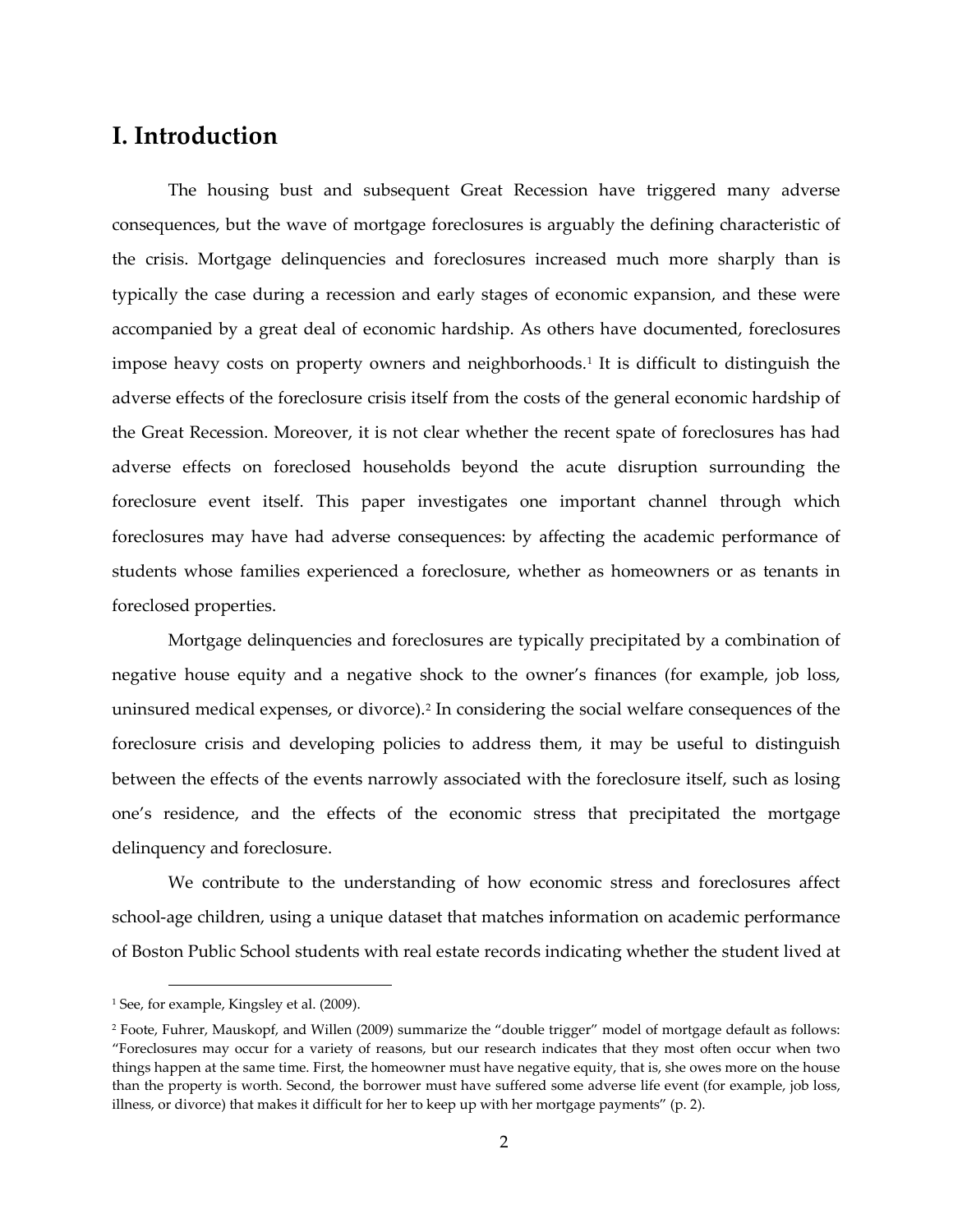## I. Introduction

The housing bust and subsequent Great Recession have triggered many adverse consequences, but the wave of mortgage foreclosures is arguably the defining characteristic of the crisis. Mortgage delinquencies and foreclosures increased much more sharply than is typically the case during a recession and early stages of economic expansion, and these were accompanied by a great deal of economic hardship. As others have documented, foreclosures impose heavy costs on property owners and neighborhoods.[1] It is difficult to distinguish the adverse effects of the foreclosure crisis itself from the costs of the general economic hardship of the Great Recession. Moreover, it is not clear whether the recent spate of foreclosures has had adverse effects on foreclosed households beyond the acute disruption surrounding the foreclosure event itself. This paper investigates one important channel through which foreclosures may have had adverse consequences: by affecting the academic performance of students whose families experienced a foreclosure, whether as homeowners or as tenants in foreclosed properties.

Mortgage delinquencies and foreclosures are typically precipitated by a combination of negative house equity and a negative shock to the owner's finances (for example, job loss, uninsured medical expenses, or divorce).[2] In considering the social welfare consequences of the foreclosure crisis and developing policies to address them, it may be useful to distinguish between the effects of the events narrowly associated with the foreclosure itself, such as losing one's residence, and the effects of the economic stress that precipitated the mortgage delinquency and foreclosure.

We contribute to the understanding of how economic stress and foreclosures affect school-age children, using a unique dataset that matches information on academic performance of Boston Public School students with real estate records indicating whether the student lived at

[1] See, for example, Kingsley et al. (2009).

[2] Foote, Fuhrer, Mauskopf, and Willen (2009) summarize the "double trigger" model of mortgage default as follows: "Foreclosures may occur for a variety of reasons, but our research indicates that they most often occur when two things happen at the same time. First, the homeowner must have negative equity, that is, she owes more on the house than the property is worth. Second, the borrower must have suffered some adverse life event (for example, job loss, illness, or divorce) that makes it difficult for her to keep up with her mortgage payments" (p. 2).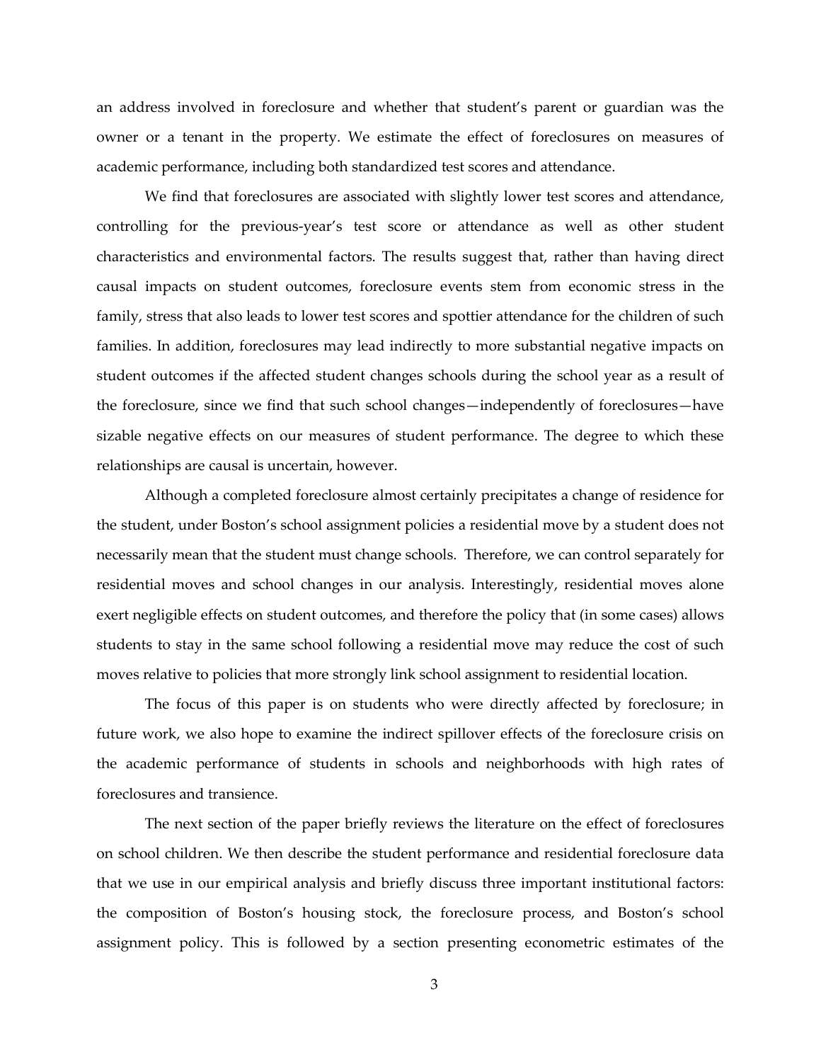an address involved in foreclosure and whether that student's parent or guardian was the owner or a tenant in the property. We estimate the effect of foreclosures on measures of academic performance, including both standardized test scores and attendance.

We find that foreclosures are associated with slightly lower test scores and attendance, controlling for the previous-year's test score or attendance as well as other student characteristics and environmental factors. The results suggest that, rather than having direct causal impacts on student outcomes, foreclosure events stem from economic stress in the family, stress that also leads to lower test scores and spottier attendance for the children of such families. In addition, foreclosures may lead indirectly to more substantial negative impacts on student outcomes if the affected student changes schools during the school year as a result of the foreclosure, since we find that such school changes—independently of foreclosures—have sizable negative effects on our measures of student performance. The degree to which these relationships are causal is uncertain, however.

Although a completed foreclosure almost certainly precipitates a change of residence for the student, under Boston's school assignment policies a residential move by a student does not necessarily mean that the student must change schools. Therefore, we can control separately for residential moves and school changes in our analysis. Interestingly, residential moves alone exert negligible effects on student outcomes, and therefore the policy that (in some cases) allows students to stay in the same school following a residential move may reduce the cost of such moves relative to policies that more strongly link school assignment to residential location.

The focus of this paper is on students who were directly affected by foreclosure; in future work, we also hope to examine the indirect spillover effects of the foreclosure crisis on the academic performance of students in schools and neighborhoods with high rates of foreclosures and transience.

The next section of the paper briefly reviews the literature on the effect of foreclosures on school children. We then describe the student performance and residential foreclosure data that we use in our empirical analysis and briefly discuss three important institutional factors: the composition of Boston's housing stock, the foreclosure process, and Boston's school assignment policy. This is followed by a section presenting econometric estimates of the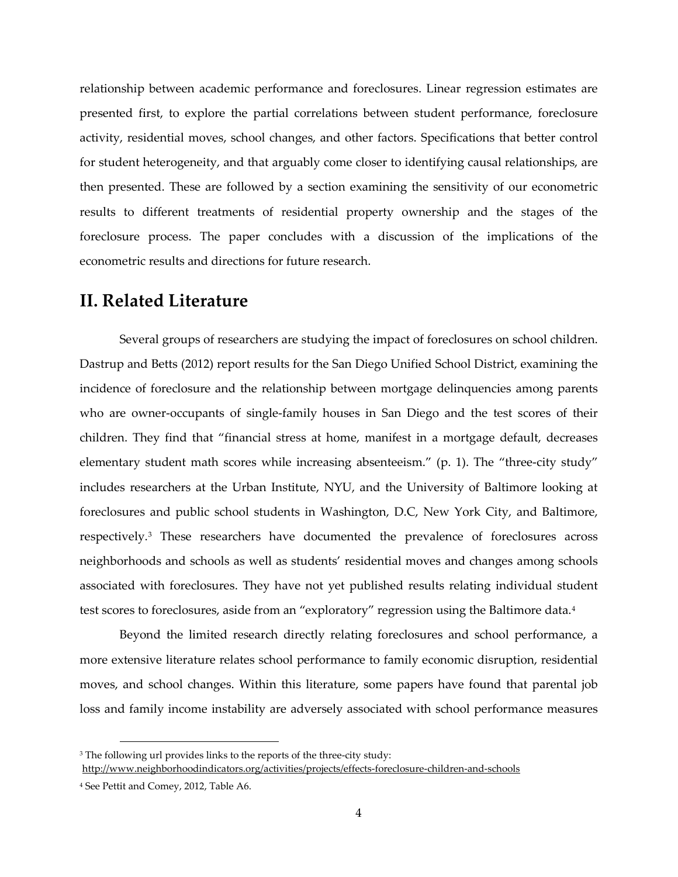relationship between academic performance and foreclosures. Linear regression estimates are presented first, to explore the partial correlations between student performance, foreclosure activity, residential moves, school changes, and other factors. Specifications that better control for student heterogeneity, and that arguably come closer to identifying causal relationships, are then presented. These are followed by a section examining the sensitivity of our econometric results to different treatments of residential property ownership and the stages of the foreclosure process. The paper concludes with a discussion of the implications of the econometric results and directions for future research.

## II. Related Literature

Several groups of researchers are studying the impact of foreclosures on school children. Dastrup and Betts (2012) report results for the San Diego Unified School District, examining the incidence of foreclosure and the relationship between mortgage delinquencies among parents who are owner-occupants of single-family houses in San Diego and the test scores of their children. They find that "financial stress at home, manifest in a mortgage default, decreases elementary student math scores while increasing absenteeism." (p. 1). The "three-city study" includes researchers at the Urban Institute, NYU, and the University of Baltimore looking at foreclosures and public school students in Washington, D.C, New York City, and Baltimore, respectively.[3] These researchers have documented the prevalence of foreclosures across neighborhoods and schools as well as students' residential moves and changes among schools associated with foreclosures. They have not yet published results relating individual student test scores to foreclosures, aside from an "exploratory" regression using the Baltimore data.[4]

Beyond the limited research directly relating foreclosures and school performance, a more extensive literature relates school performance to family economic disruption, residential moves, and school changes. Within this literature, some papers have found that parental job loss and family income instability are adversely associated with school performance measures

[3] The following url provides links to the reports of the three-city study: http://www.neighborhoodindicators.org/activities/projects/effects-foreclosure-children-and-schools

[4] See Pettit and Comey, 2012, Table A6.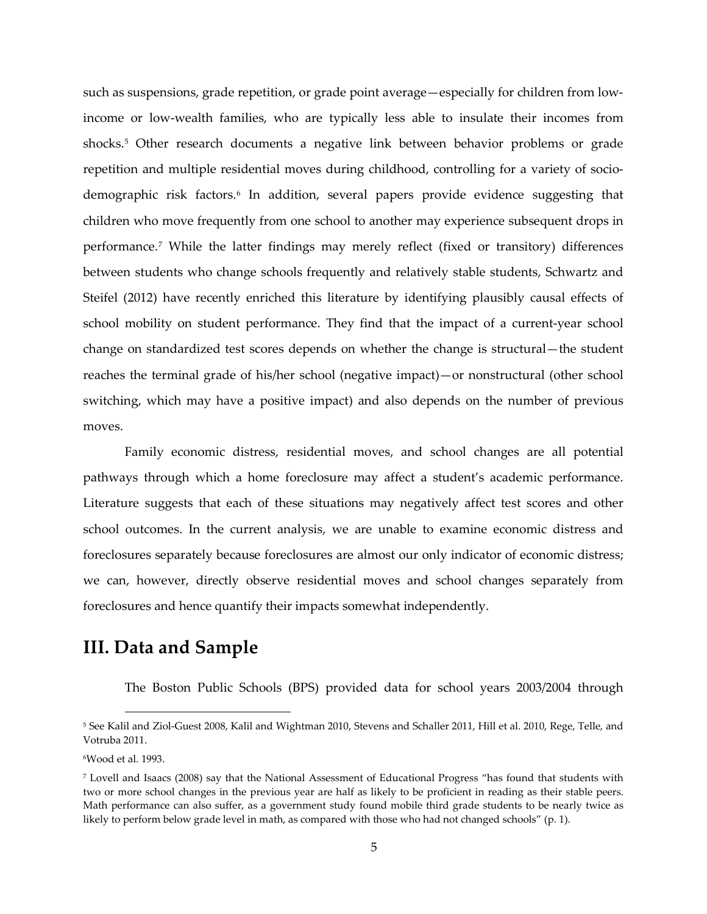such as suspensions, grade repetition, or grade point average—especially for children from low-income or low-wealth families, who are typically less able to insulate their incomes from shocks.[5] Other research documents a negative link between behavior problems or grade repetition and multiple residential moves during childhood, controlling for a variety of socio-demographic risk factors.[6] In addition, several papers provide evidence suggesting that children who move frequently from one school to another may experience subsequent drops in performance.[7] While the latter findings may merely reflect (fixed or transitory) differences between students who change schools frequently and relatively stable students, Schwartz and Steifel (2012) have recently enriched this literature by identifying plausibly causal effects of school mobility on student performance. They find that the impact of a current-year school change on standardized test scores depends on whether the change is structural—the student reaches the terminal grade of his/her school (negative impact)—or nonstructural (other school switching, which may have a positive impact) and also depends on the number of previous moves.

Family economic distress, residential moves, and school changes are all potential pathways through which a home foreclosure may affect a student's academic performance. Literature suggests that each of these situations may negatively affect test scores and other school outcomes. In the current analysis, we are unable to examine economic distress and foreclosures separately because foreclosures are almost our only indicator of economic distress; we can, however, directly observe residential moves and school changes separately from foreclosures and hence quantify their impacts somewhat independently.

## III. Data and Sample

The Boston Public Schools (BPS) provided data for school years 2003/2004 through

---

[5] See Kalil and Ziol-Guest 2008, Kalil and Wightman 2010, Stevens and Schaller 2011, Hill et al. 2010, Rege, Telle, and Votruba 2011.

[6] Wood et al. 1993.

[7] Lovell and Isaacs (2008) say that the National Assessment of Educational Progress "has found that students with two or more school changes in the previous year are half as likely to be proficient in reading as their stable peers. Math performance can also suffer, as a government study found mobile third grade students to be nearly twice as likely to perform below grade level in math, as compared with those who had not changed schools" (p. 1).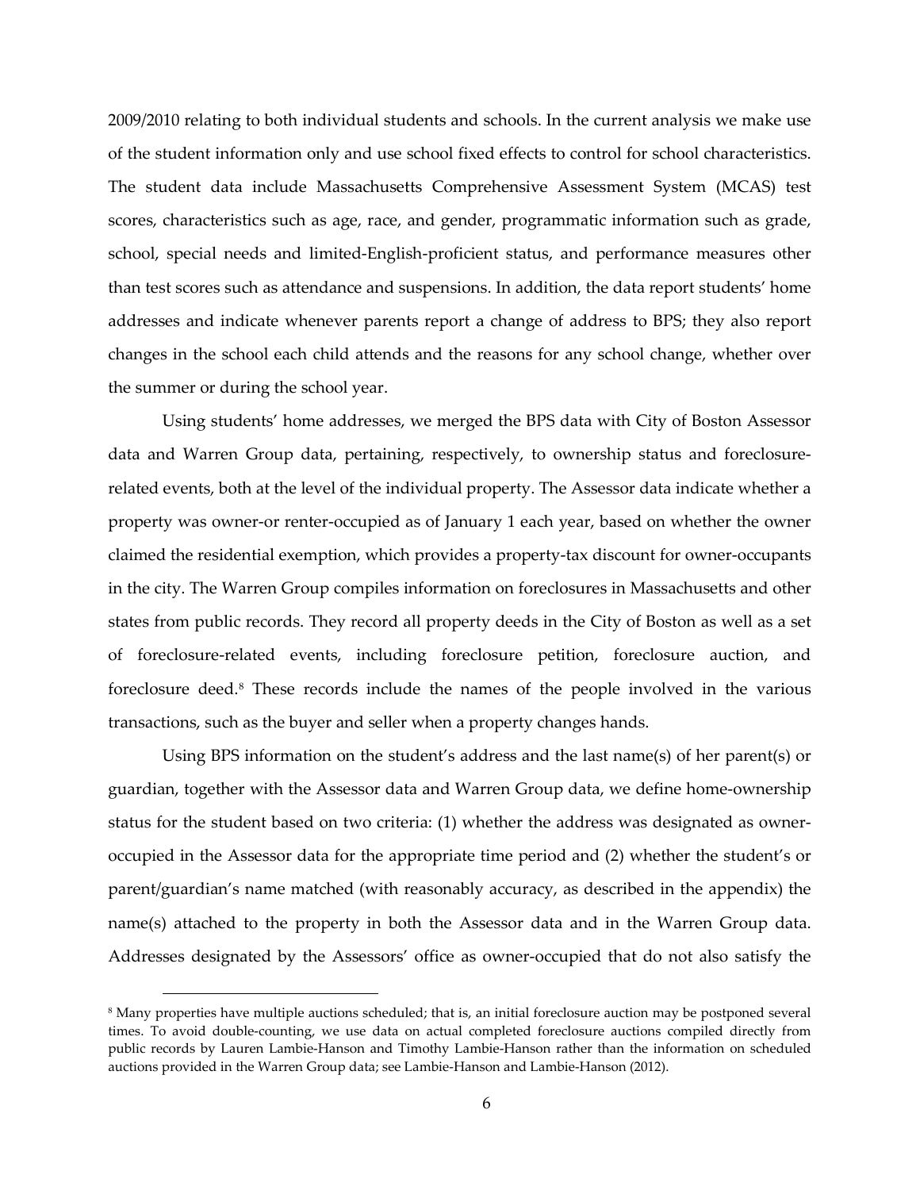2009/2010 relating to both individual students and schools. In the current analysis we make use of the student information only and use school fixed effects to control for school characteristics. The student data include Massachusetts Comprehensive Assessment System (MCAS) test scores, characteristics such as age, race, and gender, programmatic information such as grade, school, special needs and limited-English-proficient status, and performance measures other than test scores such as attendance and suspensions. In addition, the data report students' home addresses and indicate whenever parents report a change of address to BPS; they also report changes in the school each child attends and the reasons for any school change, whether over the summer or during the school year.

Using students' home addresses, we merged the BPS data with City of Boston Assessor data and Warren Group data, pertaining, respectively, to ownership status and foreclosure-related events, both at the level of the individual property. The Assessor data indicate whether a property was owner-or renter-occupied as of January 1 each year, based on whether the owner claimed the residential exemption, which provides a property-tax discount for owner-occupants in the city. The Warren Group compiles information on foreclosures in Massachusetts and other states from public records. They record all property deeds in the City of Boston as well as a set of foreclosure-related events, including foreclosure petition, foreclosure auction, and foreclosure deed.[8] These records include the names of the people involved in the various transactions, such as the buyer and seller when a property changes hands.

Using BPS information on the student's address and the last name(s) of her parent(s) or guardian, together with the Assessor data and Warren Group data, we define home-ownership status for the student based on two criteria: (1) whether the address was designated as owner-occupied in the Assessor data for the appropriate time period and (2) whether the student's or parent/guardian's name matched (with reasonably accuracy, as described in the appendix) the name(s) attached to the property in both the Assessor data and in the Warren Group data. Addresses designated by the Assessors' office as owner-occupied that do not also satisfy the

---

[8] Many properties have multiple auctions scheduled; that is, an initial foreclosure auction may be postponed several times. To avoid double-counting, we use data on actual completed foreclosure auctions compiled directly from public records by Lauren Lambie-Hanson and Timothy Lambie-Hanson rather than the information on scheduled auctions provided in the Warren Group data; see Lambie-Hanson and Lambie-Hanson (2012).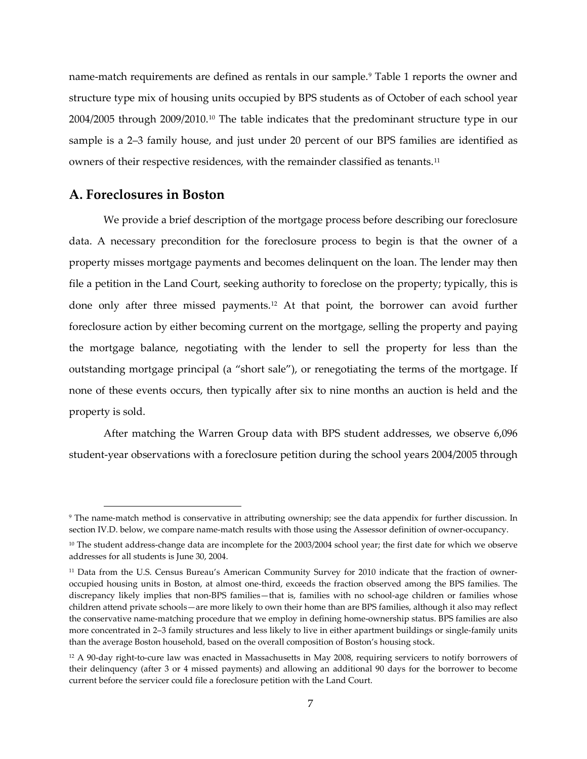name-match requirements are defined as rentals in our sample.[9] Table 1 reports the owner and structure type mix of housing units occupied by BPS students as of October of each school year 2004/2005 through 2009/2010.[10] The table indicates that the predominant structure type in our sample is a 2–3 family house, and just under 20 percent of our BPS families are identified as owners of their respective residences, with the remainder classified as tenants.[11]

## A. Foreclosures in Boston

We provide a brief description of the mortgage process before describing our foreclosure data. A necessary precondition for the foreclosure process to begin is that the owner of a property misses mortgage payments and becomes delinquent on the loan. The lender may then file a petition in the Land Court, seeking authority to foreclose on the property; typically, this is done only after three missed payments.[12] At that point, the borrower can avoid further foreclosure action by either becoming current on the mortgage, selling the property and paying the mortgage balance, negotiating with the lender to sell the property for less than the outstanding mortgage principal (a "short sale"), or renegotiating the terms of the mortgage. If none of these events occurs, then typically after six to nine months an auction is held and the property is sold.

After matching the Warren Group data with BPS student addresses, we observe 6,096 student-year observations with a foreclosure petition during the school years 2004/2005 through

---

[9] The name-match method is conservative in attributing ownership; see the data appendix for further discussion. In section IV.D. below, we compare name-match results with those using the Assessor definition of owner-occupancy.

[10] The student address-change data are incomplete for the 2003/2004 school year; the first date for which we observe addresses for all students is June 30, 2004.

[11] Data from the U.S. Census Bureau's American Community Survey for 2010 indicate that the fraction of owner-occupied housing units in Boston, at almost one-third, exceeds the fraction observed among the BPS families. The discrepancy likely implies that non-BPS families—that is, families with no school-age children or families whose children attend private schools—are more likely to own their home than are BPS families, although it also may reflect the conservative name-matching procedure that we employ in defining home-ownership status. BPS families are also more concentrated in 2–3 family structures and less likely to live in either apartment buildings or single-family units than the average Boston household, based on the overall composition of Boston's housing stock.

[12] A 90-day right-to-cure law was enacted in Massachusetts in May 2008, requiring servicers to notify borrowers of their delinquency (after 3 or 4 missed payments) and allowing an additional 90 days for the borrower to become current before the servicer could file a foreclosure petition with the Land Court.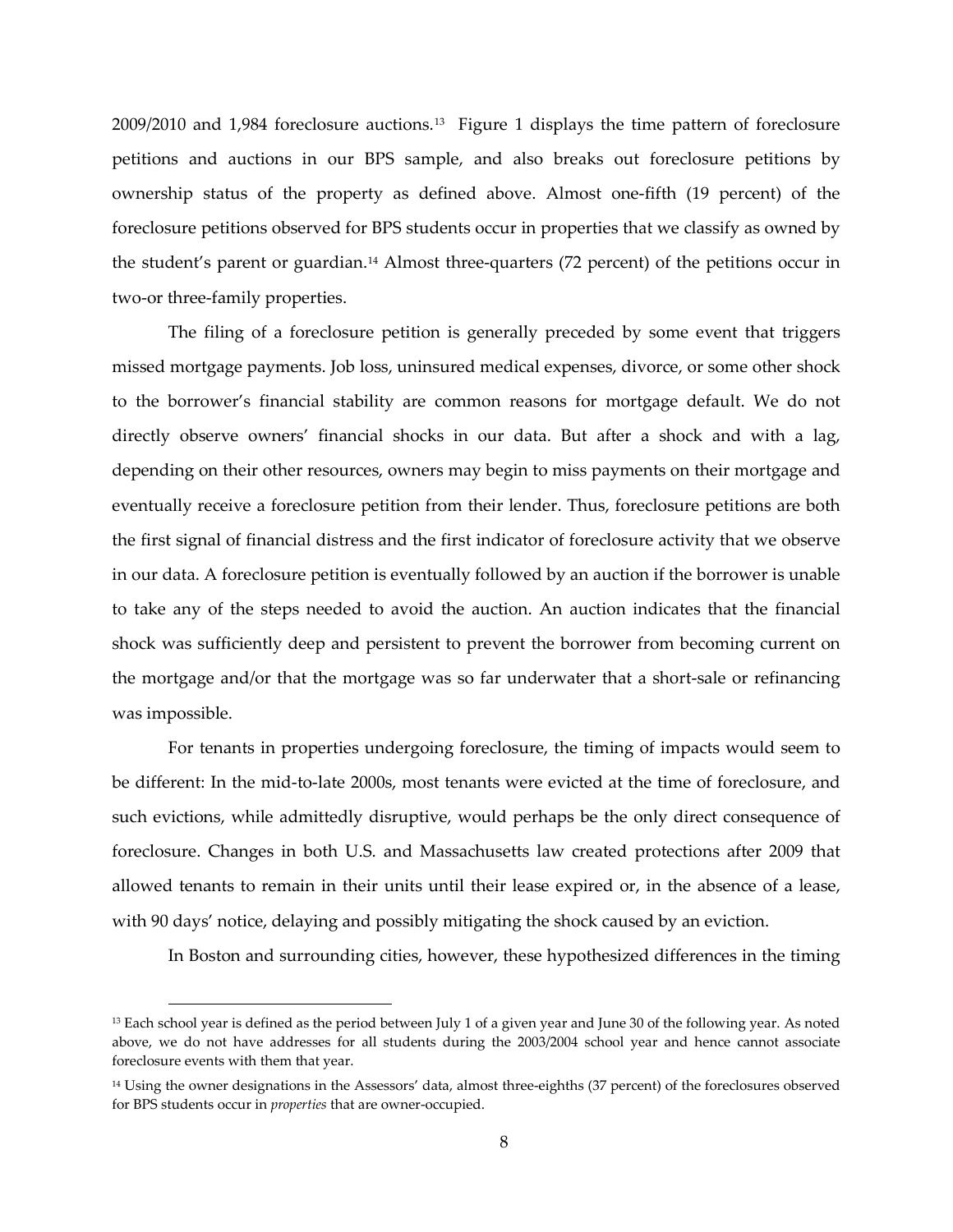2009/2010 and 1,984 foreclosure auctions.[13] Figure 1 displays the time pattern of foreclosure petitions and auctions in our BPS sample, and also breaks out foreclosure petitions by ownership status of the property as defined above. Almost one-fifth (19 percent) of the foreclosure petitions observed for BPS students occur in properties that we classify as owned by the student's parent or guardian.[14] Almost three-quarters (72 percent) of the petitions occur in two-or three-family properties.

The filing of a foreclosure petition is generally preceded by some event that triggers missed mortgage payments. Job loss, uninsured medical expenses, divorce, or some other shock to the borrower's financial stability are common reasons for mortgage default. We do not directly observe owners' financial shocks in our data. But after a shock and with a lag, depending on their other resources, owners may begin to miss payments on their mortgage and eventually receive a foreclosure petition from their lender. Thus, foreclosure petitions are both the first signal of financial distress and the first indicator of foreclosure activity that we observe in our data. A foreclosure petition is eventually followed by an auction if the borrower is unable to take any of the steps needed to avoid the auction. An auction indicates that the financial shock was sufficiently deep and persistent to prevent the borrower from becoming current on the mortgage and/or that the mortgage was so far underwater that a short-sale or refinancing was impossible.

For tenants in properties undergoing foreclosure, the timing of impacts would seem to be different: In the mid-to-late 2000s, most tenants were evicted at the time of foreclosure, and such evictions, while admittedly disruptive, would perhaps be the only direct consequence of foreclosure. Changes in both U.S. and Massachusetts law created protections after 2009 that allowed tenants to remain in their units until their lease expired or, in the absence of a lease, with 90 days' notice, delaying and possibly mitigating the shock caused by an eviction.

In Boston and surrounding cities, however, these hypothesized differences in the timing

[13] Each school year is defined as the period between July 1 of a given year and June 30 of the following year. As noted above, we do not have addresses for all students during the 2003/2004 school year and hence cannot associate foreclosure events with them that year.

[14] Using the owner designations in the Assessors' data, almost three-eighths (37 percent) of the foreclosures observed for BPS students occur in *properties* that are owner-occupied.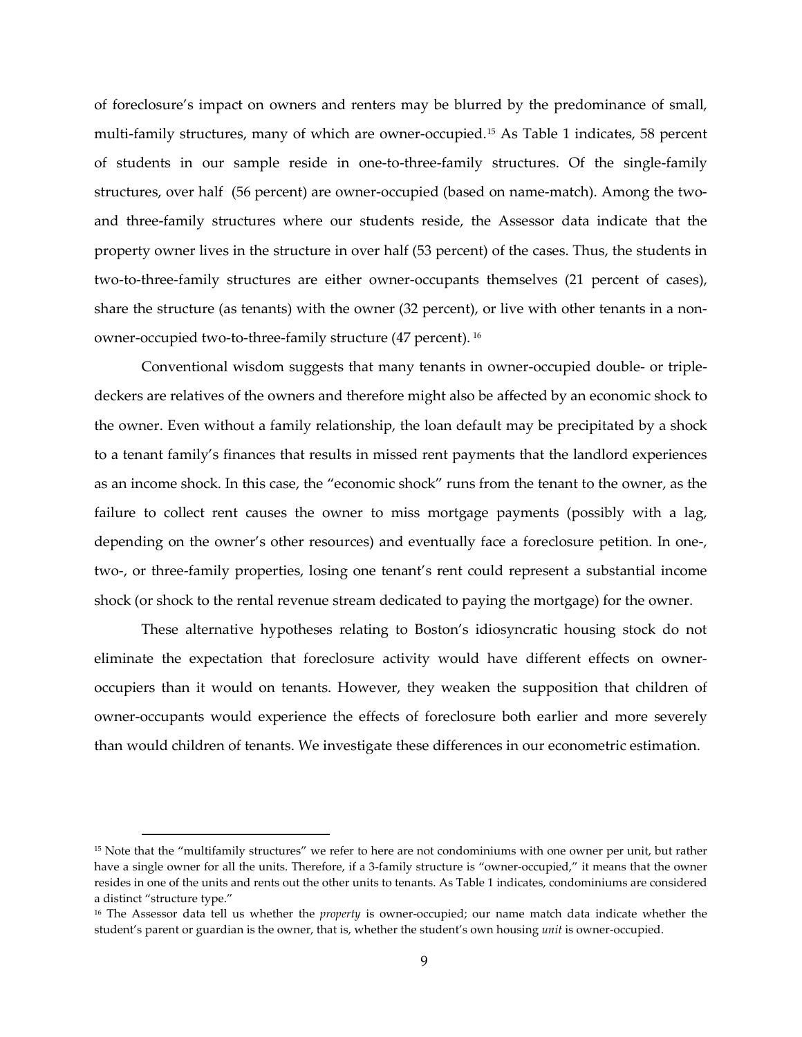of foreclosure's impact on owners and renters may be blurred by the predominance of small, multi-family structures, many of which are owner-occupied.[15] As Table 1 indicates, 58 percent of students in our sample reside in one-to-three-family structures. Of the single-family structures, over half (56 percent) are owner-occupied (based on name-match). Among the two- and three-family structures where our students reside, the Assessor data indicate that the property owner lives in the structure in over half (53 percent) of the cases. Thus, the students in two-to-three-family structures are either owner-occupants themselves (21 percent of cases), share the structure (as tenants) with the owner (32 percent), or live with other tenants in a non-owner-occupied two-to-three-family structure (47 percent).[16]

Conventional wisdom suggests that many tenants in owner-occupied double- or triple-deckers are relatives of the owners and therefore might also be affected by an economic shock to the owner. Even without a family relationship, the loan default may be precipitated by a shock to a tenant family's finances that results in missed rent payments that the landlord experiences as an income shock. In this case, the "economic shock" runs from the tenant to the owner, as the failure to collect rent causes the owner to miss mortgage payments (possibly with a lag, depending on the owner's other resources) and eventually face a foreclosure petition. In one-, two-, or three-family properties, losing one tenant's rent could represent a substantial income shock (or shock to the rental revenue stream dedicated to paying the mortgage) for the owner.

These alternative hypotheses relating to Boston's idiosyncratic housing stock do not eliminate the expectation that foreclosure activity would have different effects on owner-occupiers than it would on tenants. However, they weaken the supposition that children of owner-occupants would experience the effects of foreclosure both earlier and more severely than would children of tenants. We investigate these differences in our econometric estimation.

[15] Note that the "multifamily structures" we refer to here are not condominiums with one owner per unit, but rather have a single owner for all the units. Therefore, if a 3-family structure is "owner-occupied," it means that the owner resides in one of the units and rents out the other units to tenants. As Table 1 indicates, condominiums are considered a distinct "structure type."

[16] The Assessor data tell us whether the *property* is owner-occupied; our name match data indicate whether the student's parent or guardian is the owner, that is, whether the student's own housing *unit* is owner-occupied.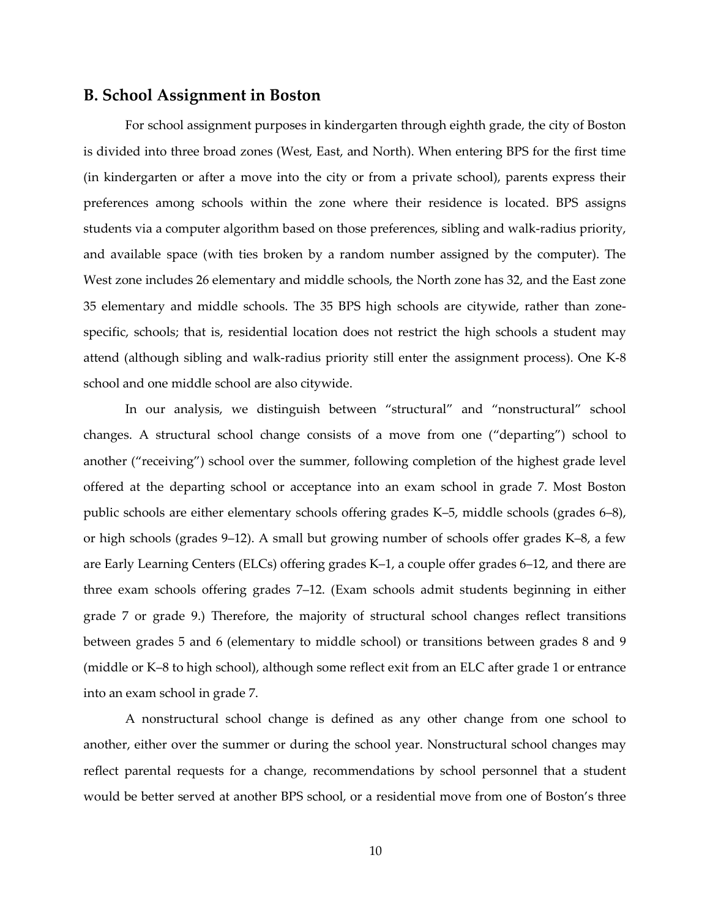## B. School Assignment in Boston

For school assignment purposes in kindergarten through eighth grade, the city of Boston is divided into three broad zones (West, East, and North). When entering BPS for the first time (in kindergarten or after a move into the city or from a private school), parents express their preferences among schools within the zone where their residence is located. BPS assigns students via a computer algorithm based on those preferences, sibling and walk-radius priority, and available space (with ties broken by a random number assigned by the computer). The West zone includes 26 elementary and middle schools, the North zone has 32, and the East zone 35 elementary and middle schools. The 35 BPS high schools are citywide, rather than zone-specific, schools; that is, residential location does not restrict the high schools a student may attend (although sibling and walk-radius priority still enter the assignment process). One K-8 school and one middle school are also citywide.

In our analysis, we distinguish between "structural" and "nonstructural" school changes. A structural school change consists of a move from one ("departing") school to another ("receiving") school over the summer, following completion of the highest grade level offered at the departing school or acceptance into an exam school in grade 7. Most Boston public schools are either elementary schools offering grades K–5, middle schools (grades 6–8), or high schools (grades 9–12). A small but growing number of schools offer grades K–8, a few are Early Learning Centers (ELCs) offering grades K–1, a couple offer grades 6–12, and there are three exam schools offering grades 7–12. (Exam schools admit students beginning in either grade 7 or grade 9.) Therefore, the majority of structural school changes reflect transitions between grades 5 and 6 (elementary to middle school) or transitions between grades 8 and 9 (middle or K–8 to high school), although some reflect exit from an ELC after grade 1 or entrance into an exam school in grade 7.

A nonstructural school change is defined as any other change from one school to another, either over the summer or during the school year. Nonstructural school changes may reflect parental requests for a change, recommendations by school personnel that a student would be better served at another BPS school, or a residential move from one of Boston's three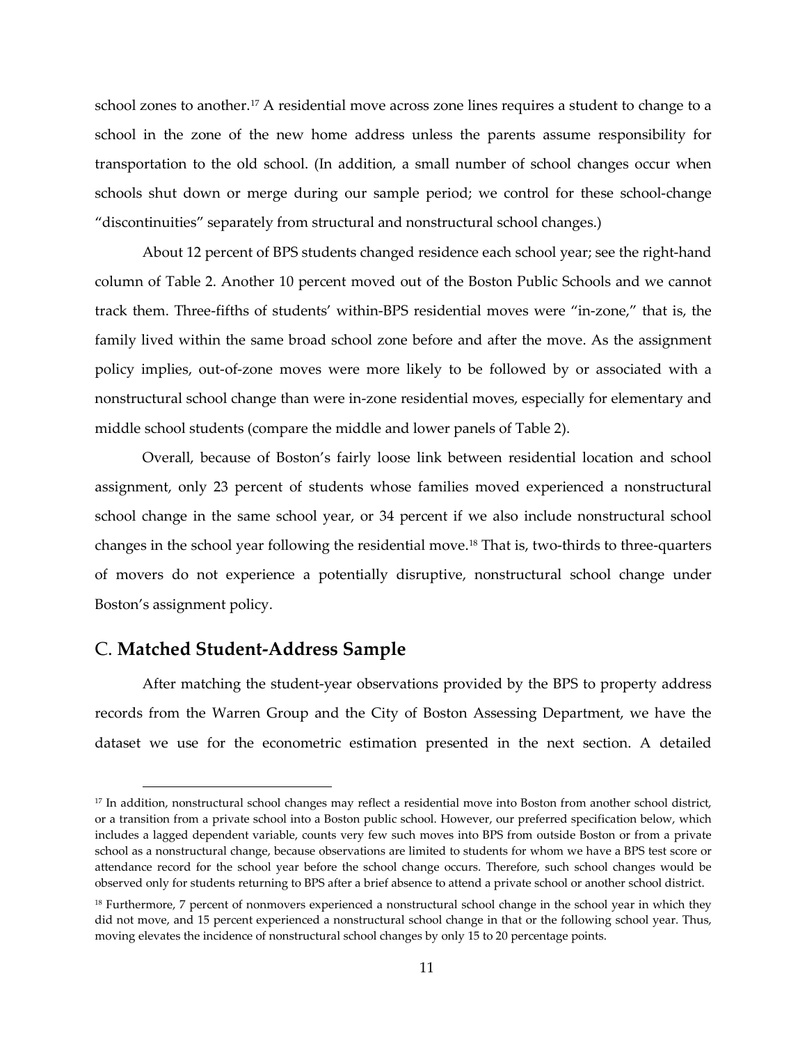school zones to another.[17] A residential move across zone lines requires a student to change to a school in the zone of the new home address unless the parents assume responsibility for transportation to the old school. (In addition, a small number of school changes occur when schools shut down or merge during our sample period; we control for these school-change "discontinuities" separately from structural and nonstructural school changes.)

About 12 percent of BPS students changed residence each school year; see the right-hand column of Table 2. Another 10 percent moved out of the Boston Public Schools and we cannot track them. Three-fifths of students' within-BPS residential moves were "in-zone," that is, the family lived within the same broad school zone before and after the move. As the assignment policy implies, out-of-zone moves were more likely to be followed by or associated with a nonstructural school change than were in-zone residential moves, especially for elementary and middle school students (compare the middle and lower panels of Table 2).

Overall, because of Boston's fairly loose link between residential location and school assignment, only 23 percent of students whose families moved experienced a nonstructural school change in the same school year, or 34 percent if we also include nonstructural school changes in the school year following the residential move.[18] That is, two-thirds to three-quarters of movers do not experience a potentially disruptive, nonstructural school change under Boston's assignment policy.

## C. **Matched Student-Address Sample**

After matching the student-year observations provided by the BPS to property address records from the Warren Group and the City of Boston Assessing Department, we have the dataset we use for the econometric estimation presented in the next section. A detailed

---

[17] In addition, nonstructural school changes may reflect a residential move into Boston from another school district, or a transition from a private school into a Boston public school. However, our preferred specification below, which includes a lagged dependent variable, counts very few such moves into BPS from outside Boston or from a private school as a nonstructural change, because observations are limited to students for whom we have a BPS test score or attendance record for the school year before the school change occurs. Therefore, such school changes would be observed only for students returning to BPS after a brief absence to attend a private school or another school district.

[18] Furthermore, 7 percent of nonmovers experienced a nonstructural school change in the school year in which they did not move, and 15 percent experienced a nonstructural school change in that or the following school year. Thus, moving elevates the incidence of nonstructural school changes by only 15 to 20 percentage points.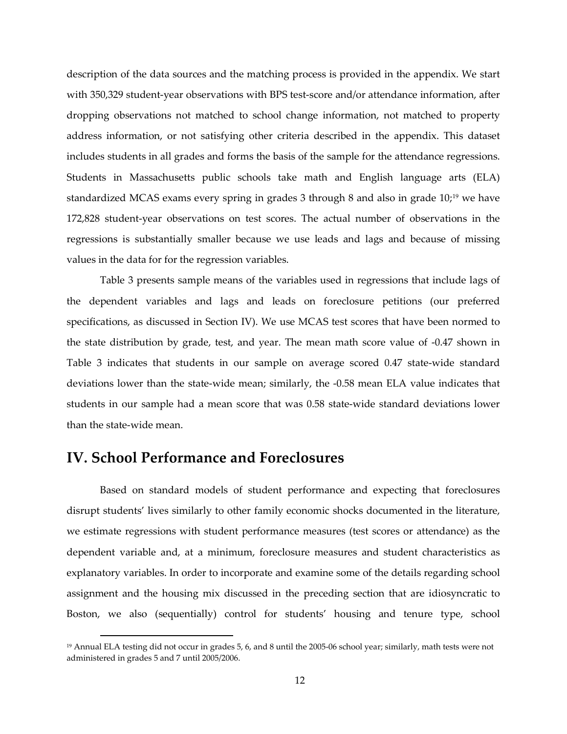description of the data sources and the matching process is provided in the appendix. We start with 350,329 student-year observations with BPS test-score and/or attendance information, after dropping observations not matched to school change information, not matched to property address information, or not satisfying other criteria described in the appendix. This dataset includes students in all grades and forms the basis of the sample for the attendance regressions. Students in Massachusetts public schools take math and English language arts (ELA) standardized MCAS exams every spring in grades 3 through 8 and also in grade 10;[19] we have 172,828 student-year observations on test scores. The actual number of observations in the regressions is substantially smaller because we use leads and lags and because of missing values in the data for for the regression variables.

Table 3 presents sample means of the variables used in regressions that include lags of the dependent variables and lags and leads on foreclosure petitions (our preferred specifications, as discussed in Section IV). We use MCAS test scores that have been normed to the state distribution by grade, test, and year. The mean math score value of -0.47 shown in Table 3 indicates that students in our sample on average scored 0.47 state-wide standard deviations lower than the state-wide mean; similarly, the -0.58 mean ELA value indicates that students in our sample had a mean score that was 0.58 state-wide standard deviations lower than the state-wide mean.

## IV. School Performance and Foreclosures

Based on standard models of student performance and expecting that foreclosures disrupt students' lives similarly to other family economic shocks documented in the literature, we estimate regressions with student performance measures (test scores or attendance) as the dependent variable and, at a minimum, foreclosure measures and student characteristics as explanatory variables. In order to incorporate and examine some of the details regarding school assignment and the housing mix discussed in the preceding section that are idiosyncratic to Boston, we also (sequentially) control for students' housing and tenure type, school

[19] Annual ELA testing did not occur in grades 5, 6, and 8 until the 2005-06 school year; similarly, math tests were not administered in grades 5 and 7 until 2005/2006.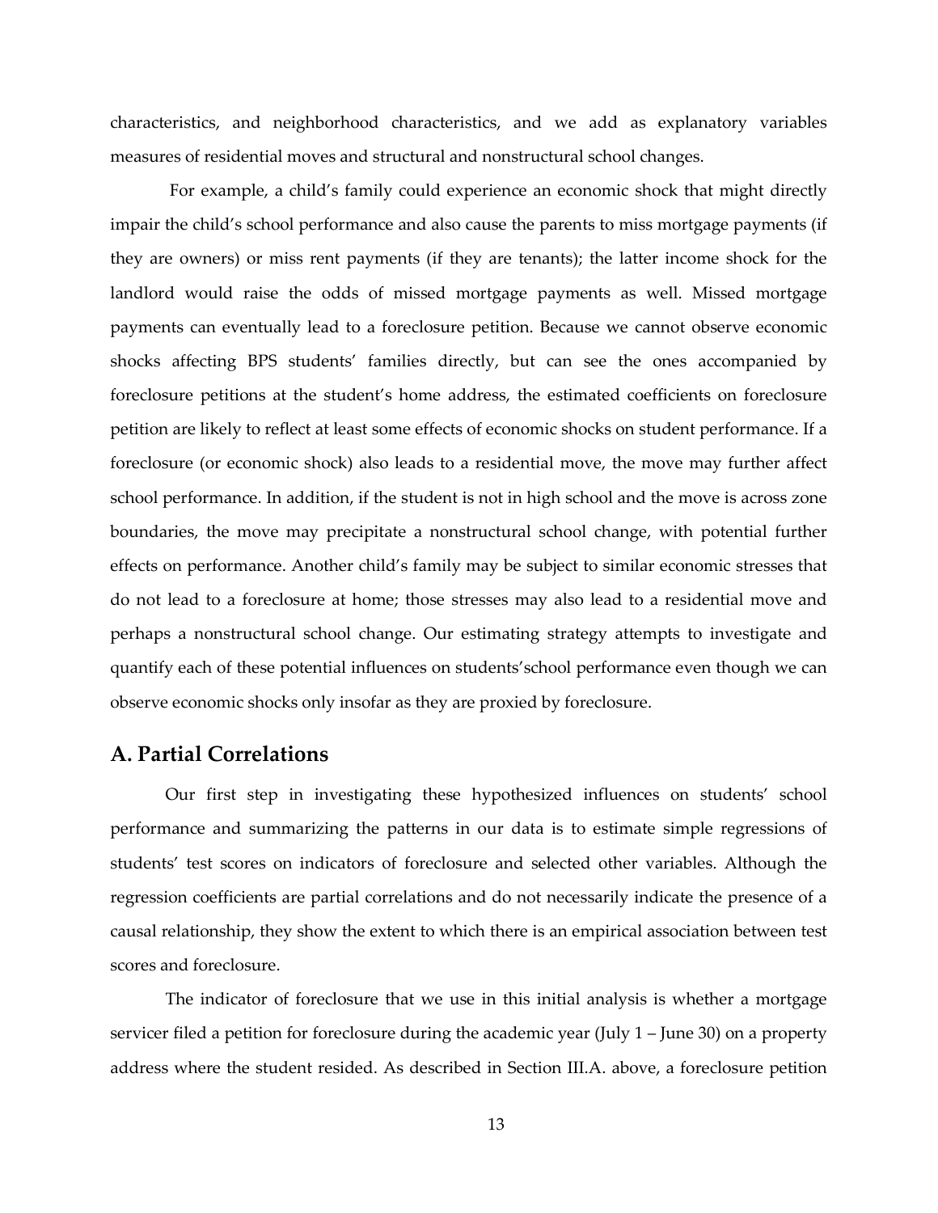characteristics, and neighborhood characteristics, and we add as explanatory variables measures of residential moves and structural and nonstructural school changes.

For example, a child's family could experience an economic shock that might directly impair the child's school performance and also cause the parents to miss mortgage payments (if they are owners) or miss rent payments (if they are tenants); the latter income shock for the landlord would raise the odds of missed mortgage payments as well. Missed mortgage payments can eventually lead to a foreclosure petition. Because we cannot observe economic shocks affecting BPS students' families directly, but can see the ones accompanied by foreclosure petitions at the student's home address, the estimated coefficients on foreclosure petition are likely to reflect at least some effects of economic shocks on student performance. If a foreclosure (or economic shock) also leads to a residential move, the move may further affect school performance. In addition, if the student is not in high school and the move is across zone boundaries, the move may precipitate a nonstructural school change, with potential further effects on performance. Another child's family may be subject to similar economic stresses that do not lead to a foreclosure at home; those stresses may also lead to a residential move and perhaps a nonstructural school change. Our estimating strategy attempts to investigate and quantify each of these potential influences on students'school performance even though we can observe economic shocks only insofar as they are proxied by foreclosure.

## A. Partial Correlations

Our first step in investigating these hypothesized influences on students' school performance and summarizing the patterns in our data is to estimate simple regressions of students' test scores on indicators of foreclosure and selected other variables. Although the regression coefficients are partial correlations and do not necessarily indicate the presence of a causal relationship, they show the extent to which there is an empirical association between test scores and foreclosure.

The indicator of foreclosure that we use in this initial analysis is whether a mortgage servicer filed a petition for foreclosure during the academic year (July 1 – June 30) on a property address where the student resided. As described in Section III.A. above, a foreclosure petition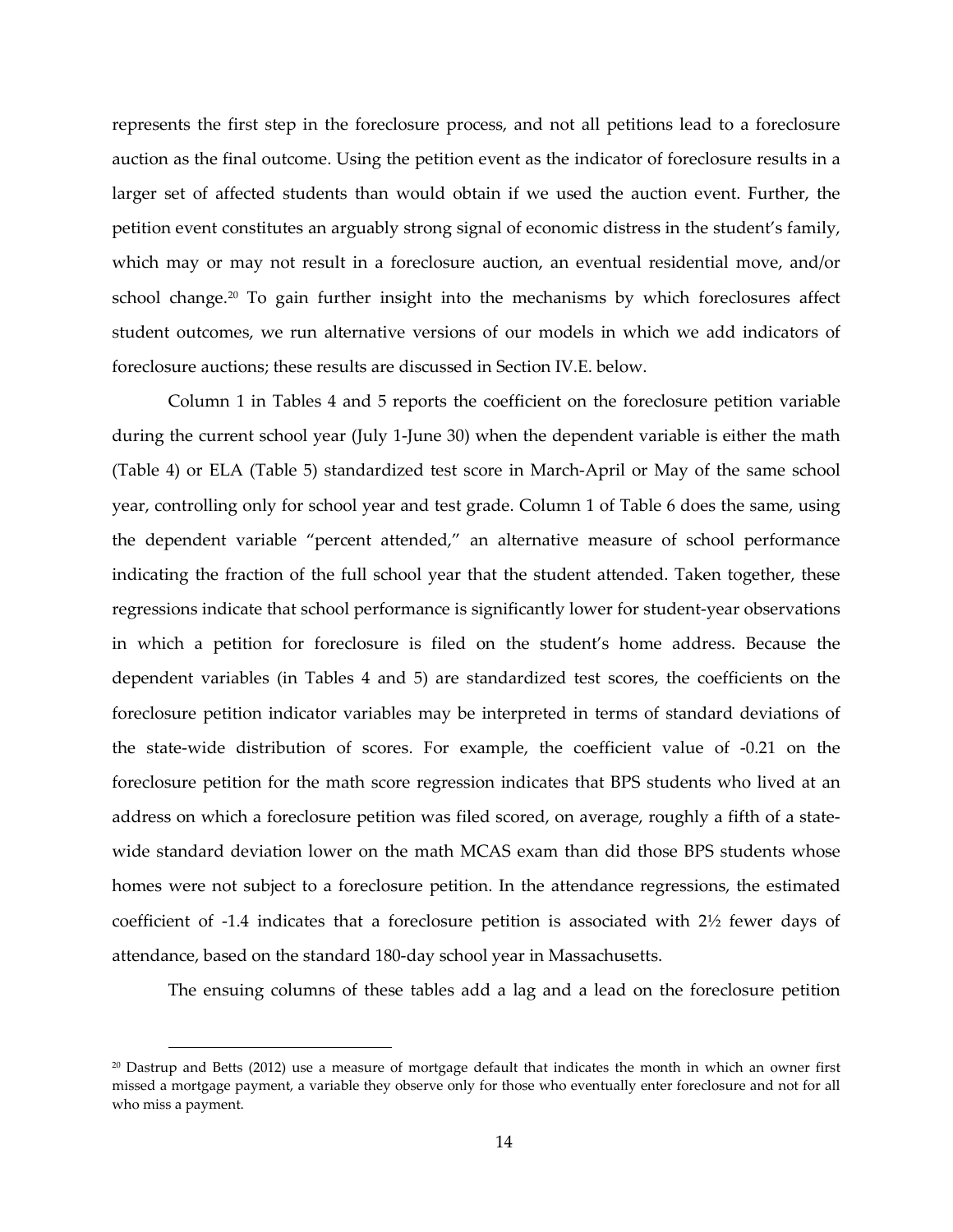represents the first step in the foreclosure process, and not all petitions lead to a foreclosure auction as the final outcome. Using the petition event as the indicator of foreclosure results in a larger set of affected students than would obtain if we used the auction event. Further, the petition event constitutes an arguably strong signal of economic distress in the student's family, which may or may not result in a foreclosure auction, an eventual residential move, and/or school change.[20] To gain further insight into the mechanisms by which foreclosures affect student outcomes, we run alternative versions of our models in which we add indicators of foreclosure auctions; these results are discussed in Section IV.E. below.

Column 1 in Tables 4 and 5 reports the coefficient on the foreclosure petition variable during the current school year (July 1-June 30) when the dependent variable is either the math (Table 4) or ELA (Table 5) standardized test score in March-April or May of the same school year, controlling only for school year and test grade. Column 1 of Table 6 does the same, using the dependent variable "percent attended," an alternative measure of school performance indicating the fraction of the full school year that the student attended. Taken together, these regressions indicate that school performance is significantly lower for student-year observations in which a petition for foreclosure is filed on the student's home address. Because the dependent variables (in Tables 4 and 5) are standardized test scores, the coefficients on the foreclosure petition indicator variables may be interpreted in terms of standard deviations of the state-wide distribution of scores. For example, the coefficient value of -0.21 on the foreclosure petition for the math score regression indicates that BPS students who lived at an address on which a foreclosure petition was filed scored, on average, roughly a fifth of a state-wide standard deviation lower on the math MCAS exam than did those BPS students whose homes were not subject to a foreclosure petition. In the attendance regressions, the estimated coefficient of -1.4 indicates that a foreclosure petition is associated with 2½ fewer days of attendance, based on the standard 180-day school year in Massachusetts.

The ensuing columns of these tables add a lag and a lead on the foreclosure petition

---

[20] Dastrup and Betts (2012) use a measure of mortgage default that indicates the month in which an owner first missed a mortgage payment, a variable they observe only for those who eventually enter foreclosure and not for all who miss a payment.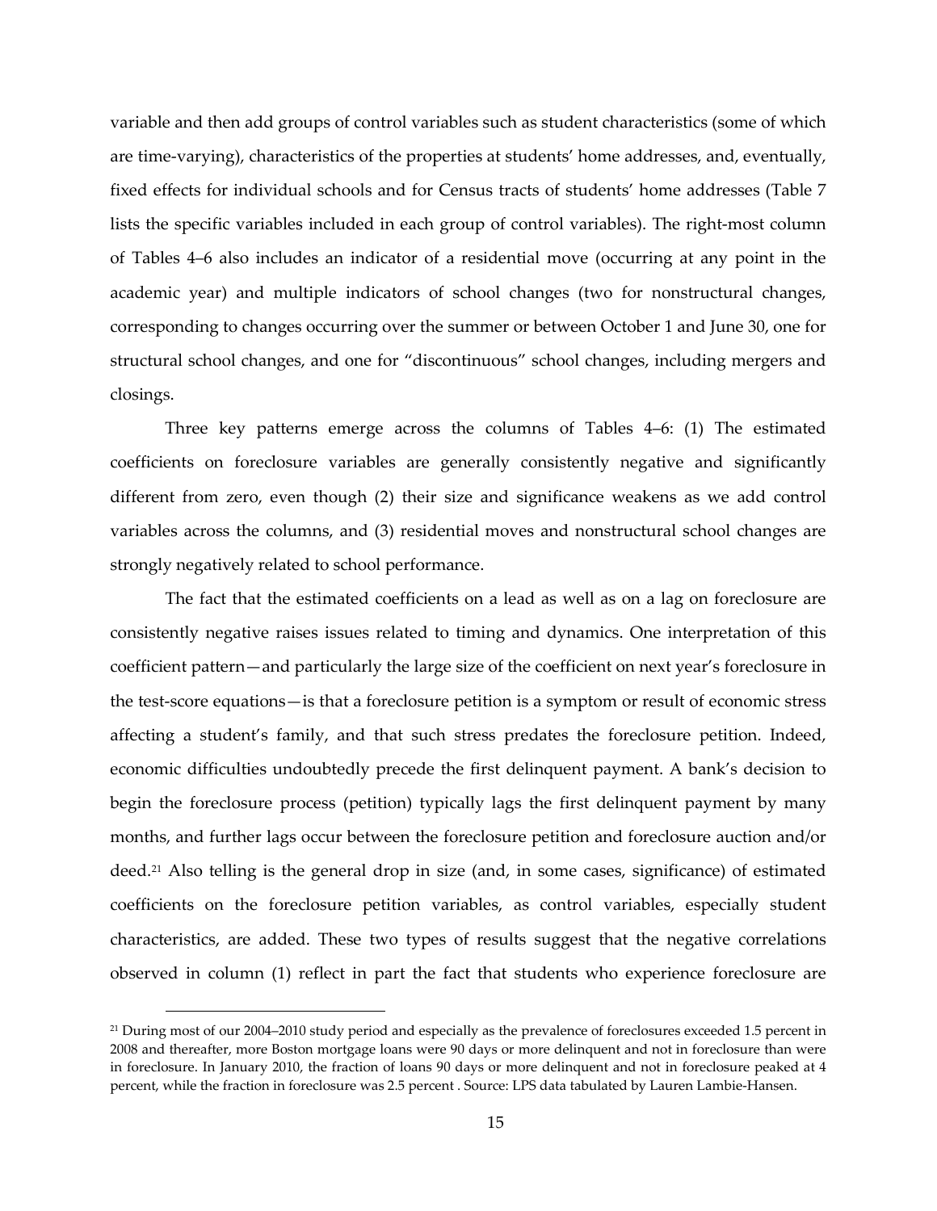variable and then add groups of control variables such as student characteristics (some of which are time-varying), characteristics of the properties at students' home addresses, and, eventually, fixed effects for individual schools and for Census tracts of students' home addresses (Table 7 lists the specific variables included in each group of control variables). The right-most column of Tables 4–6 also includes an indicator of a residential move (occurring at any point in the academic year) and multiple indicators of school changes (two for nonstructural changes, corresponding to changes occurring over the summer or between October 1 and June 30, one for structural school changes, and one for "discontinuous" school changes, including mergers and closings.

Three key patterns emerge across the columns of Tables 4–6: (1) The estimated coefficients on foreclosure variables are generally consistently negative and significantly different from zero, even though (2) their size and significance weakens as we add control variables across the columns, and (3) residential moves and nonstructural school changes are strongly negatively related to school performance.

The fact that the estimated coefficients on a lead as well as on a lag on foreclosure are consistently negative raises issues related to timing and dynamics. One interpretation of this coefficient pattern—and particularly the large size of the coefficient on next year's foreclosure in the test-score equations—is that a foreclosure petition is a symptom or result of economic stress affecting a student's family, and that such stress predates the foreclosure petition. Indeed, economic difficulties undoubtedly precede the first delinquent payment. A bank's decision to begin the foreclosure process (petition) typically lags the first delinquent payment by many months, and further lags occur between the foreclosure petition and foreclosure auction and/or deed.[21] Also telling is the general drop in size (and, in some cases, significance) of estimated coefficients on the foreclosure petition variables, as control variables, especially student characteristics, are added. These two types of results suggest that the negative correlations observed in column (1) reflect in part the fact that students who experience foreclosure are

[21] During most of our 2004–2010 study period and especially as the prevalence of foreclosures exceeded 1.5 percent in 2008 and thereafter, more Boston mortgage loans were 90 days or more delinquent and not in foreclosure than were in foreclosure. In January 2010, the fraction of loans 90 days or more delinquent and not in foreclosure peaked at 4 percent, while the fraction in foreclosure was 2.5 percent . Source: LPS data tabulated by Lauren Lambie-Hansen.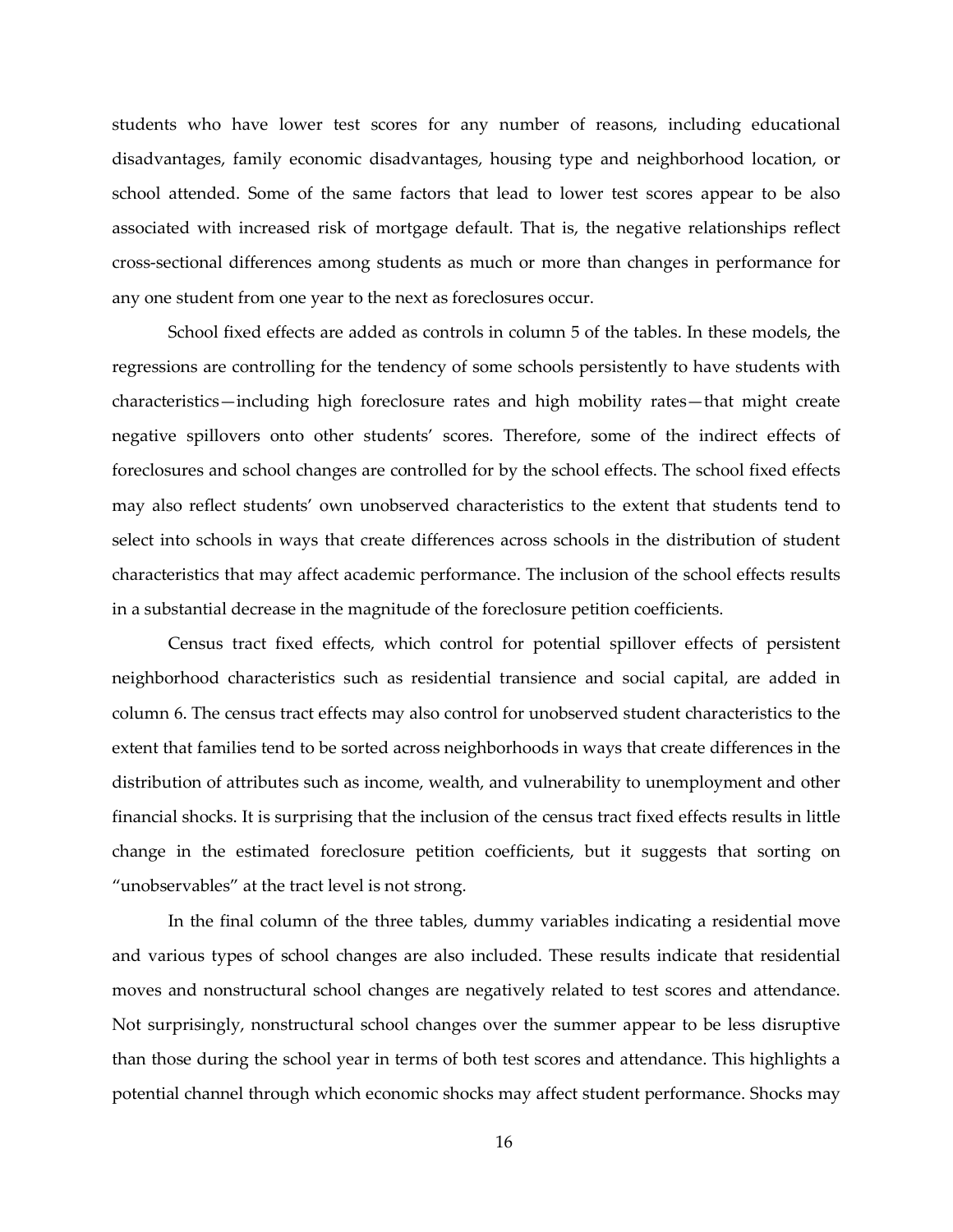students who have lower test scores for any number of reasons, including educational disadvantages, family economic disadvantages, housing type and neighborhood location, or school attended. Some of the same factors that lead to lower test scores appear to be also associated with increased risk of mortgage default. That is, the negative relationships reflect cross-sectional differences among students as much or more than changes in performance for any one student from one year to the next as foreclosures occur.

School fixed effects are added as controls in column 5 of the tables. In these models, the regressions are controlling for the tendency of some schools persistently to have students with characteristics—including high foreclosure rates and high mobility rates—that might create negative spillovers onto other students' scores. Therefore, some of the indirect effects of foreclosures and school changes are controlled for by the school effects. The school fixed effects may also reflect students' own unobserved characteristics to the extent that students tend to select into schools in ways that create differences across schools in the distribution of student characteristics that may affect academic performance. The inclusion of the school effects results in a substantial decrease in the magnitude of the foreclosure petition coefficients.

Census tract fixed effects, which control for potential spillover effects of persistent neighborhood characteristics such as residential transience and social capital, are added in column 6. The census tract effects may also control for unobserved student characteristics to the extent that families tend to be sorted across neighborhoods in ways that create differences in the distribution of attributes such as income, wealth, and vulnerability to unemployment and other financial shocks. It is surprising that the inclusion of the census tract fixed effects results in little change in the estimated foreclosure petition coefficients, but it suggests that sorting on "unobservables" at the tract level is not strong.

In the final column of the three tables, dummy variables indicating a residential move and various types of school changes are also included. These results indicate that residential moves and nonstructural school changes are negatively related to test scores and attendance. Not surprisingly, nonstructural school changes over the summer appear to be less disruptive than those during the school year in terms of both test scores and attendance. This highlights a potential channel through which economic shocks may affect student performance. Shocks may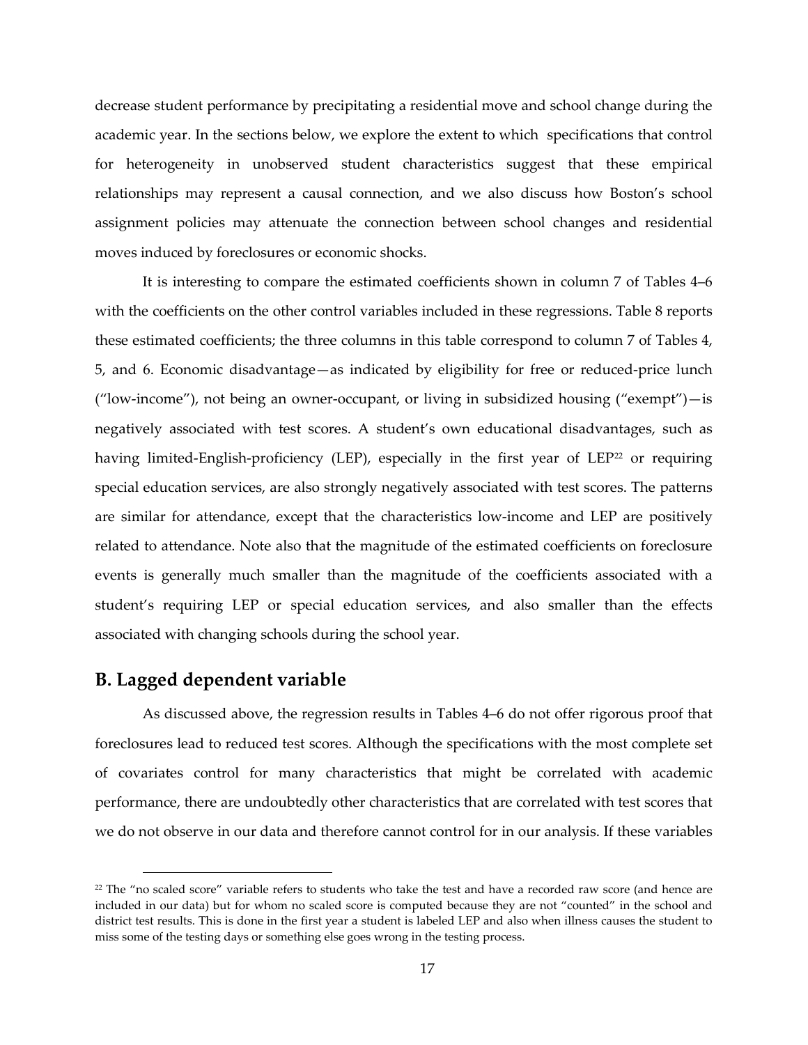decrease student performance by precipitating a residential move and school change during the academic year. In the sections below, we explore the extent to which specifications that control for heterogeneity in unobserved student characteristics suggest that these empirical relationships may represent a causal connection, and we also discuss how Boston's school assignment policies may attenuate the connection between school changes and residential moves induced by foreclosures or economic shocks.

It is interesting to compare the estimated coefficients shown in column 7 of Tables 4–6 with the coefficients on the other control variables included in these regressions. Table 8 reports these estimated coefficients; the three columns in this table correspond to column 7 of Tables 4, 5, and 6. Economic disadvantage—as indicated by eligibility for free or reduced-price lunch ("low-income"), not being an owner-occupant, or living in subsidized housing ("exempt")—is negatively associated with test scores. A student's own educational disadvantages, such as having limited-English-proficiency (LEP), especially in the first year of LEP[22] or requiring special education services, are also strongly negatively associated with test scores. The patterns are similar for attendance, except that the characteristics low-income and LEP are positively related to attendance. Note also that the magnitude of the estimated coefficients on foreclosure events is generally much smaller than the magnitude of the coefficients associated with a student's requiring LEP or special education services, and also smaller than the effects associated with changing schools during the school year.

## B. Lagged dependent variable

As discussed above, the regression results in Tables 4–6 do not offer rigorous proof that foreclosures lead to reduced test scores. Although the specifications with the most complete set of covariates control for many characteristics that might be correlated with academic performance, there are undoubtedly other characteristics that are correlated with test scores that we do not observe in our data and therefore cannot control for in our analysis. If these variables

[22] The "no scaled score" variable refers to students who take the test and have a recorded raw score (and hence are included in our data) but for whom no scaled score is computed because they are not "counted" in the school and district test results. This is done in the first year a student is labeled LEP and also when illness causes the student to miss some of the testing days or something else goes wrong in the testing process.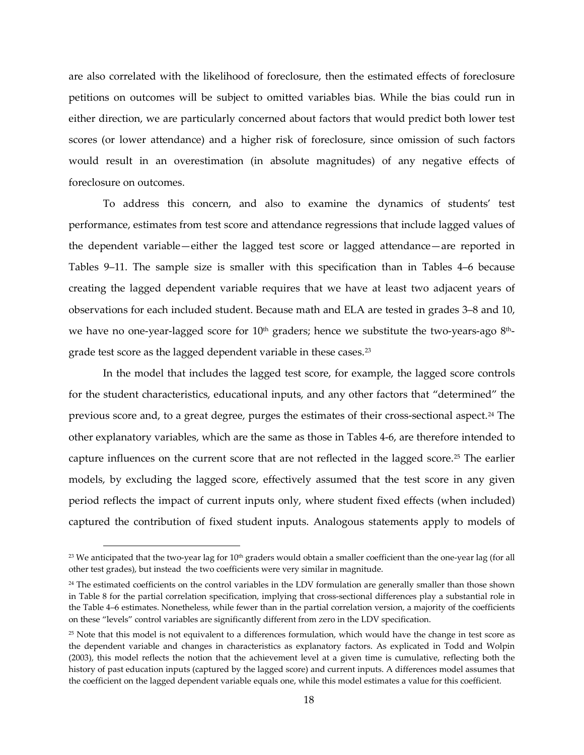are also correlated with the likelihood of foreclosure, then the estimated effects of foreclosure petitions on outcomes will be subject to omitted variables bias. While the bias could run in either direction, we are particularly concerned about factors that would predict both lower test scores (or lower attendance) and a higher risk of foreclosure, since omission of such factors would result in an overestimation (in absolute magnitudes) of any negative effects of foreclosure on outcomes.

To address this concern, and also to examine the dynamics of students' test performance, estimates from test score and attendance regressions that include lagged values of the dependent variable—either the lagged test score or lagged attendance—are reported in Tables 9–11. The sample size is smaller with this specification than in Tables 4–6 because creating the lagged dependent variable requires that we have at least two adjacent years of observations for each included student. Because math and ELA are tested in grades 3–8 and 10, we have no one-year-lagged score for 10th graders; hence we substitute the two-years-ago 8th-grade test score as the lagged dependent variable in these cases.[23]

In the model that includes the lagged test score, for example, the lagged score controls for the student characteristics, educational inputs, and any other factors that "determined" the previous score and, to a great degree, purges the estimates of their cross-sectional aspect.[24] The other explanatory variables, which are the same as those in Tables 4-6, are therefore intended to capture influences on the current score that are not reflected in the lagged score.[25] The earlier models, by excluding the lagged score, effectively assumed that the test score in any given period reflects the impact of current inputs only, where student fixed effects (when included) captured the contribution of fixed student inputs. Analogous statements apply to models of

---

[23] We anticipated that the two-year lag for 10th graders would obtain a smaller coefficient than the one-year lag (for all other test grades), but instead the two coefficients were very similar in magnitude.

[24] The estimated coefficients on the control variables in the LDV formulation are generally smaller than those shown in Table 8 for the partial correlation specification, implying that cross-sectional differences play a substantial role in the Table 4–6 estimates. Nonetheless, while fewer than in the partial correlation version, a majority of the coefficients on these "levels" control variables are significantly different from zero in the LDV specification.

[25] Note that this model is not equivalent to a differences formulation, which would have the change in test score as the dependent variable and changes in characteristics as explanatory factors. As explicated in Todd and Wolpin (2003), this model reflects the notion that the achievement level at a given time is cumulative, reflecting both the history of past education inputs (captured by the lagged score) and current inputs. A differences model assumes that the coefficient on the lagged dependent variable equals one, while this model estimates a value for this coefficient.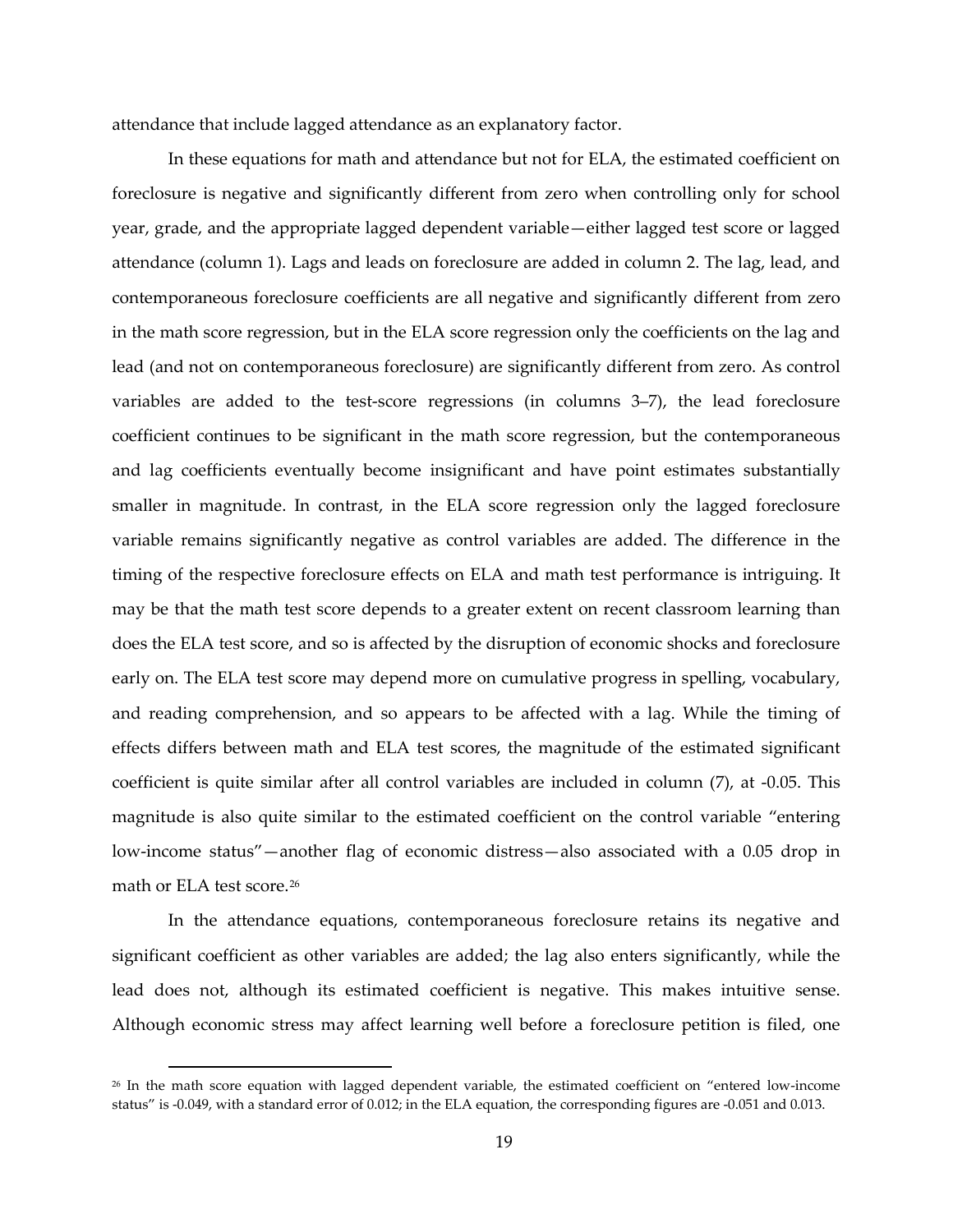attendance that include lagged attendance as an explanatory factor.

In these equations for math and attendance but not for ELA, the estimated coefficient on foreclosure is negative and significantly different from zero when controlling only for school year, grade, and the appropriate lagged dependent variable—either lagged test score or lagged attendance (column 1). Lags and leads on foreclosure are added in column 2. The lag, lead, and contemporaneous foreclosure coefficients are all negative and significantly different from zero in the math score regression, but in the ELA score regression only the coefficients on the lag and lead (and not on contemporaneous foreclosure) are significantly different from zero. As control variables are added to the test-score regressions (in columns 3–7), the lead foreclosure coefficient continues to be significant in the math score regression, but the contemporaneous and lag coefficients eventually become insignificant and have point estimates substantially smaller in magnitude. In contrast, in the ELA score regression only the lagged foreclosure variable remains significantly negative as control variables are added. The difference in the timing of the respective foreclosure effects on ELA and math test performance is intriguing. It may be that the math test score depends to a greater extent on recent classroom learning than does the ELA test score, and so is affected by the disruption of economic shocks and foreclosure early on. The ELA test score may depend more on cumulative progress in spelling, vocabulary, and reading comprehension, and so appears to be affected with a lag. While the timing of effects differs between math and ELA test scores, the magnitude of the estimated significant coefficient is quite similar after all control variables are included in column (7), at -0.05. This magnitude is also quite similar to the estimated coefficient on the control variable "entering low-income status"—another flag of economic distress—also associated with a 0.05 drop in math or ELA test score.[26]

In the attendance equations, contemporaneous foreclosure retains its negative and significant coefficient as other variables are added; the lag also enters significantly, while the lead does not, although its estimated coefficient is negative. This makes intuitive sense. Although economic stress may affect learning well before a foreclosure petition is filed, one

[26] In the math score equation with lagged dependent variable, the estimated coefficient on "entered low-income status" is -0.049, with a standard error of 0.012; in the ELA equation, the corresponding figures are -0.051 and 0.013.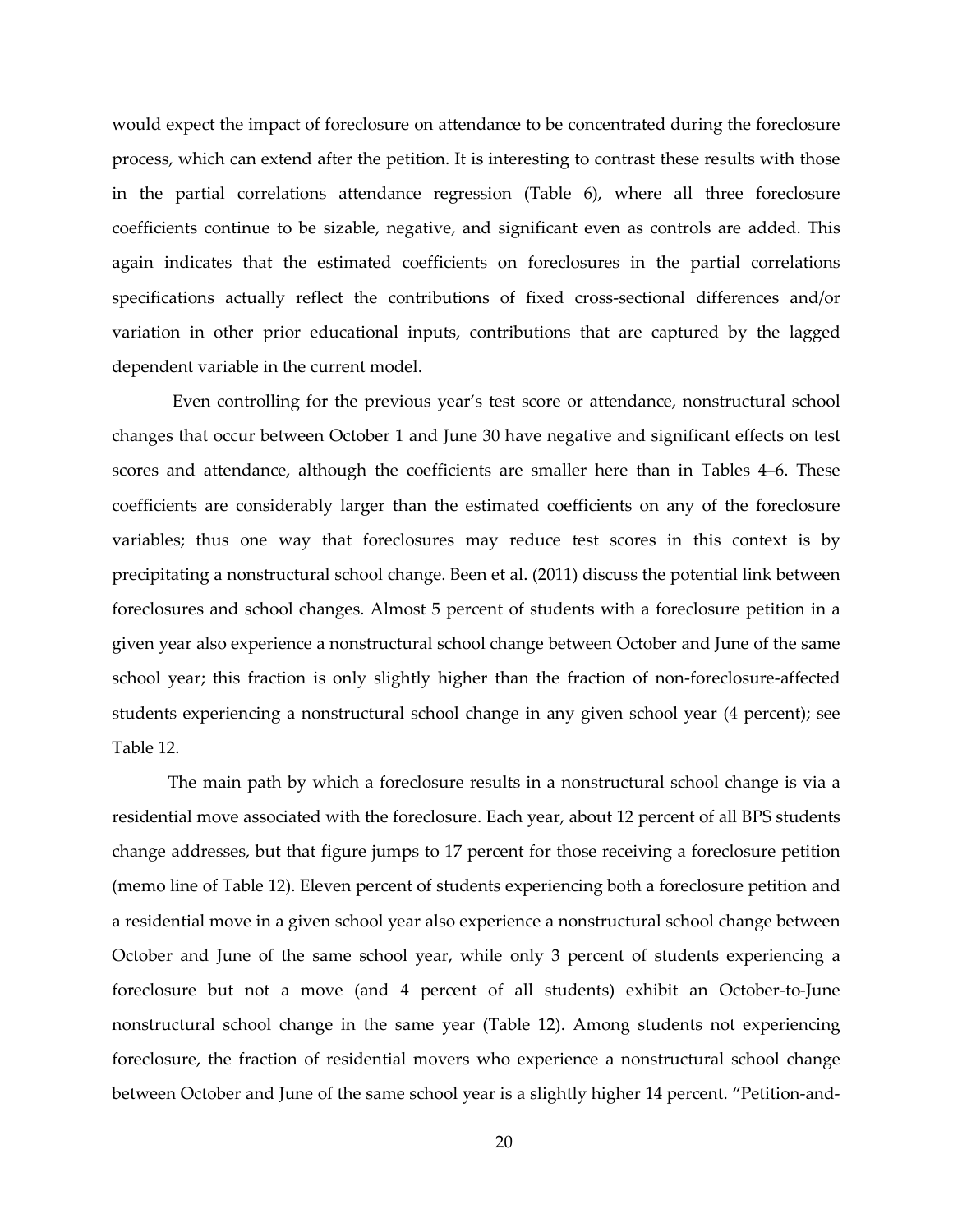would expect the impact of foreclosure on attendance to be concentrated during the foreclosure process, which can extend after the petition. It is interesting to contrast these results with those in the partial correlations attendance regression (Table 6), where all three foreclosure coefficients continue to be sizable, negative, and significant even as controls are added. This again indicates that the estimated coefficients on foreclosures in the partial correlations specifications actually reflect the contributions of fixed cross-sectional differences and/or variation in other prior educational inputs, contributions that are captured by the lagged dependent variable in the current model.

Even controlling for the previous year's test score or attendance, nonstructural school changes that occur between October 1 and June 30 have negative and significant effects on test scores and attendance, although the coefficients are smaller here than in Tables 4–6. These coefficients are considerably larger than the estimated coefficients on any of the foreclosure variables; thus one way that foreclosures may reduce test scores in this context is by precipitating a nonstructural school change. Been et al. (2011) discuss the potential link between foreclosures and school changes. Almost 5 percent of students with a foreclosure petition in a given year also experience a nonstructural school change between October and June of the same school year; this fraction is only slightly higher than the fraction of non-foreclosure-affected students experiencing a nonstructural school change in any given school year (4 percent); see Table 12.

The main path by which a foreclosure results in a nonstructural school change is via a residential move associated with the foreclosure. Each year, about 12 percent of all BPS students change addresses, but that figure jumps to 17 percent for those receiving a foreclosure petition (memo line of Table 12). Eleven percent of students experiencing both a foreclosure petition and a residential move in a given school year also experience a nonstructural school change between October and June of the same school year, while only 3 percent of students experiencing a foreclosure but not a move (and 4 percent of all students) exhibit an October-to-June nonstructural school change in the same year (Table 12). Among students not experiencing foreclosure, the fraction of residential movers who experience a nonstructural school change between October and June of the same school year is a slightly higher 14 percent. "Petition-and-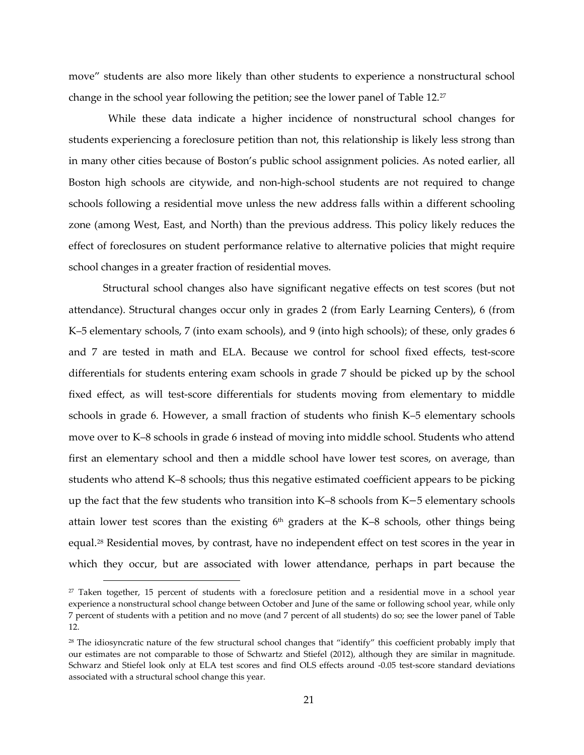move" students are also more likely than other students to experience a nonstructural school change in the school year following the petition; see the lower panel of Table 12.[27]

While these data indicate a higher incidence of nonstructural school changes for students experiencing a foreclosure petition than not, this relationship is likely less strong than in many other cities because of Boston's public school assignment policies. As noted earlier, all Boston high schools are citywide, and non-high-school students are not required to change schools following a residential move unless the new address falls within a different schooling zone (among West, East, and North) than the previous address. This policy likely reduces the effect of foreclosures on student performance relative to alternative policies that might require school changes in a greater fraction of residential moves.

Structural school changes also have significant negative effects on test scores (but not attendance). Structural changes occur only in grades 2 (from Early Learning Centers), 6 (from K–5 elementary schools, 7 (into exam schools), and 9 (into high schools); of these, only grades 6 and 7 are tested in math and ELA. Because we control for school fixed effects, test-score differentials for students entering exam schools in grade 7 should be picked up by the school fixed effect, as will test-score differentials for students moving from elementary to middle schools in grade 6. However, a small fraction of students who finish K–5 elementary schools move over to K–8 schools in grade 6 instead of moving into middle school. Students who attend first an elementary school and then a middle school have lower test scores, on average, than students who attend K–8 schools; thus this negative estimated coefficient appears to be picking up the fact that the few students who transition into K–8 schools from K−5 elementary schools attain lower test scores than the existing 6th graders at the K–8 schools, other things being equal.[28] Residential moves, by contrast, have no independent effect on test scores in the year in which they occur, but are associated with lower attendance, perhaps in part because the

[27] Taken together, 15 percent of students with a foreclosure petition and a residential move in a school year experience a nonstructural school change between October and June of the same or following school year, while only 7 percent of students with a petition and no move (and 7 percent of all students) do so; see the lower panel of Table 12.

[28] The idiosyncratic nature of the few structural school changes that "identify" this coefficient probably imply that our estimates are not comparable to those of Schwartz and Stiefel (2012), although they are similar in magnitude. Schwarz and Stiefel look only at ELA test scores and find OLS effects around -0.05 test-score standard deviations associated with a structural school change this year.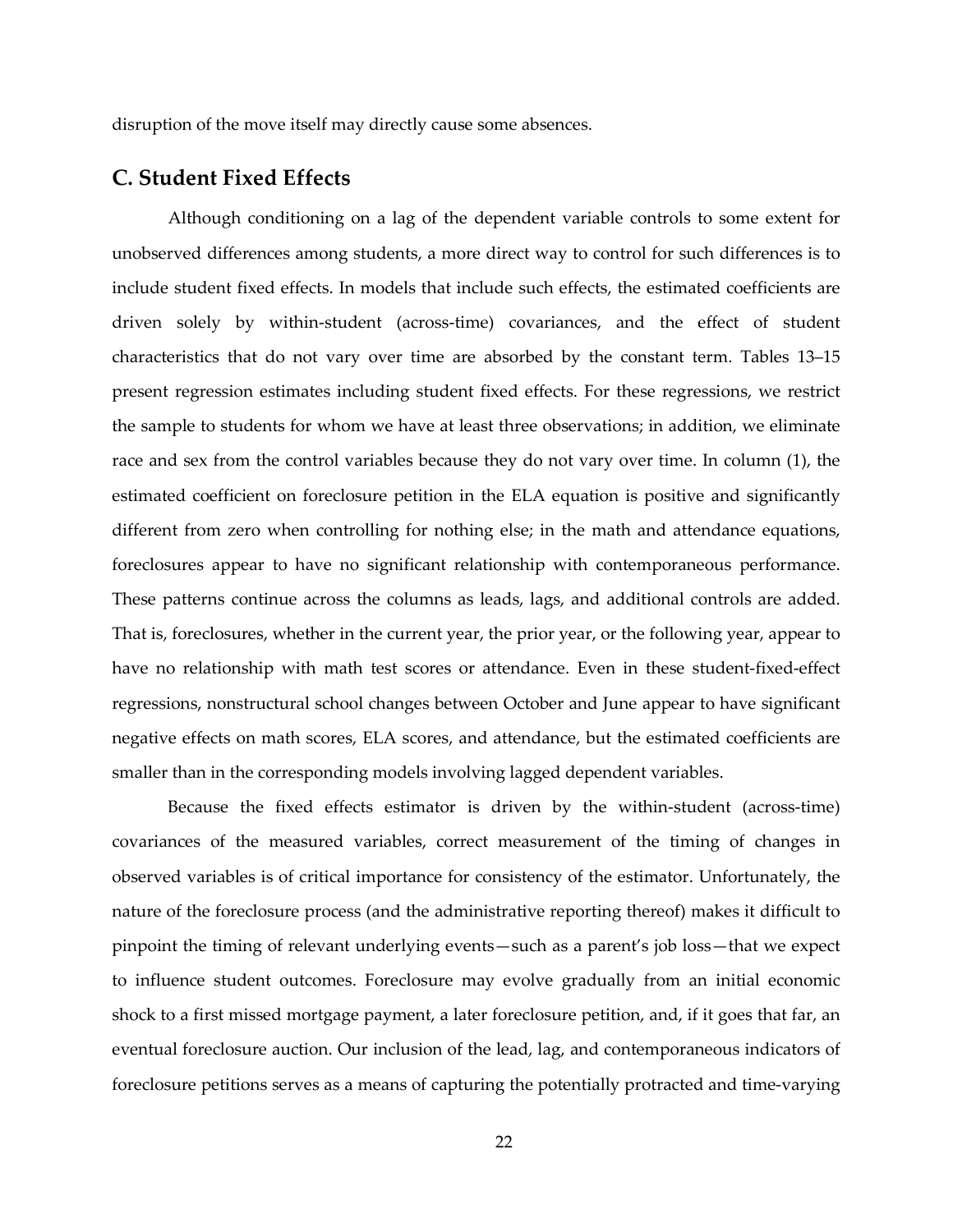disruption of the move itself may directly cause some absences.

## C. Student Fixed Effects

Although conditioning on a lag of the dependent variable controls to some extent for unobserved differences among students, a more direct way to control for such differences is to include student fixed effects. In models that include such effects, the estimated coefficients are driven solely by within-student (across-time) covariances, and the effect of student characteristics that do not vary over time are absorbed by the constant term. Tables 13–15 present regression estimates including student fixed effects. For these regressions, we restrict the sample to students for whom we have at least three observations; in addition, we eliminate race and sex from the control variables because they do not vary over time. In column (1), the estimated coefficient on foreclosure petition in the ELA equation is positive and significantly different from zero when controlling for nothing else; in the math and attendance equations, foreclosures appear to have no significant relationship with contemporaneous performance. These patterns continue across the columns as leads, lags, and additional controls are added. That is, foreclosures, whether in the current year, the prior year, or the following year, appear to have no relationship with math test scores or attendance. Even in these student-fixed-effect regressions, nonstructural school changes between October and June appear to have significant negative effects on math scores, ELA scores, and attendance, but the estimated coefficients are smaller than in the corresponding models involving lagged dependent variables.

Because the fixed effects estimator is driven by the within-student (across-time) covariances of the measured variables, correct measurement of the timing of changes in observed variables is of critical importance for consistency of the estimator. Unfortunately, the nature of the foreclosure process (and the administrative reporting thereof) makes it difficult to pinpoint the timing of relevant underlying events—such as a parent's job loss—that we expect to influence student outcomes. Foreclosure may evolve gradually from an initial economic shock to a first missed mortgage payment, a later foreclosure petition, and, if it goes that far, an eventual foreclosure auction. Our inclusion of the lead, lag, and contemporaneous indicators of foreclosure petitions serves as a means of capturing the potentially protracted and time-varying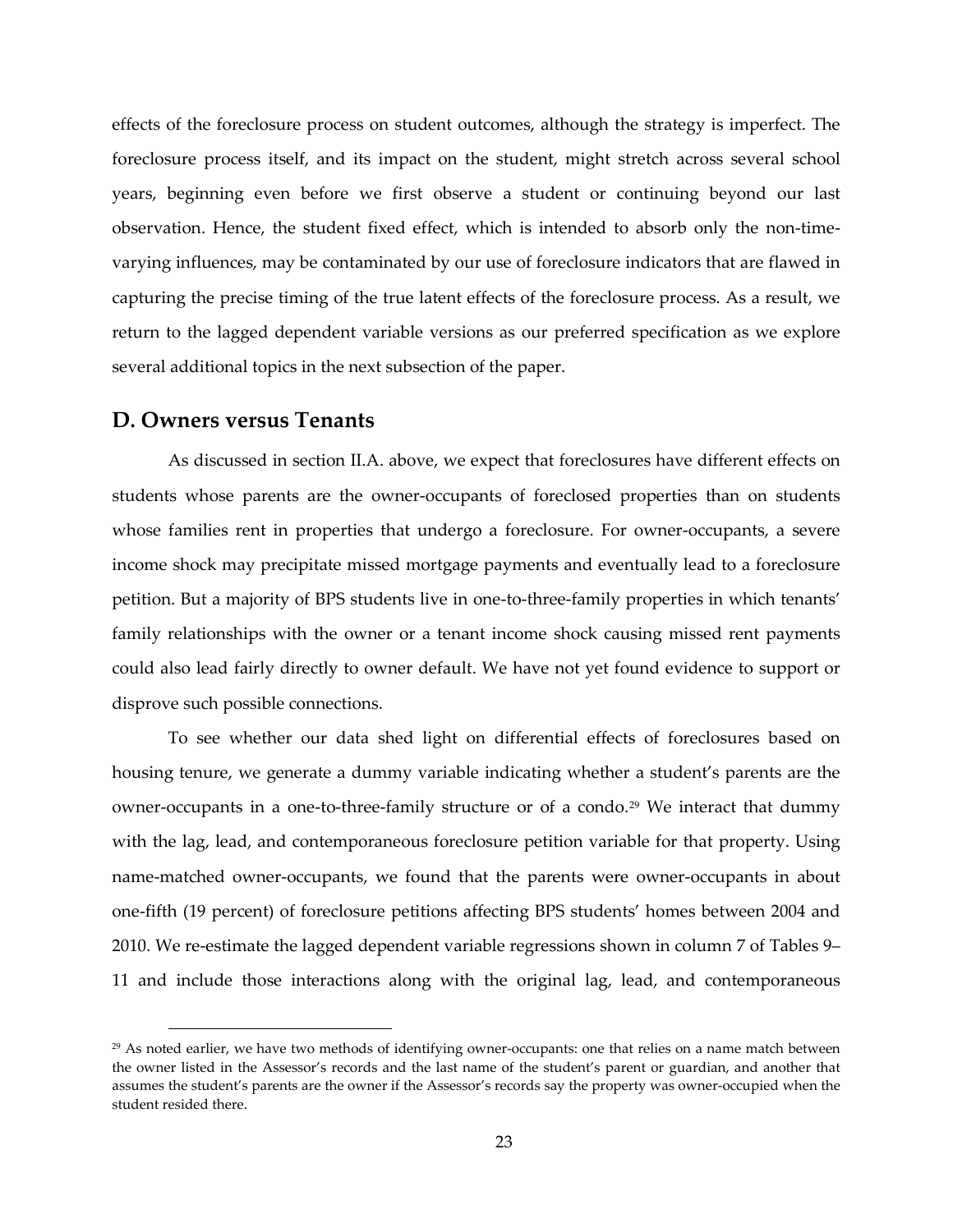effects of the foreclosure process on student outcomes, although the strategy is imperfect. The foreclosure process itself, and its impact on the student, might stretch across several school years, beginning even before we first observe a student or continuing beyond our last observation. Hence, the student fixed effect, which is intended to absorb only the non-time-varying influences, may be contaminated by our use of foreclosure indicators that are flawed in capturing the precise timing of the true latent effects of the foreclosure process. As a result, we return to the lagged dependent variable versions as our preferred specification as we explore several additional topics in the next subsection of the paper.

## D. Owners versus Tenants

As discussed in section II.A. above, we expect that foreclosures have different effects on students whose parents are the owner-occupants of foreclosed properties than on students whose families rent in properties that undergo a foreclosure. For owner-occupants, a severe income shock may precipitate missed mortgage payments and eventually lead to a foreclosure petition. But a majority of BPS students live in one-to-three-family properties in which tenants' family relationships with the owner or a tenant income shock causing missed rent payments could also lead fairly directly to owner default. We have not yet found evidence to support or disprove such possible connections.

To see whether our data shed light on differential effects of foreclosures based on housing tenure, we generate a dummy variable indicating whether a student's parents are the owner-occupants in a one-to-three-family structure or of a condo.[29] We interact that dummy with the lag, lead, and contemporaneous foreclosure petition variable for that property. Using name-matched owner-occupants, we found that the parents were owner-occupants in about one-fifth (19 percent) of foreclosure petitions affecting BPS students' homes between 2004 and 2010. We re-estimate the lagged dependent variable regressions shown in column 7 of Tables 9–11 and include those interactions along with the original lag, lead, and contemporaneous

[29] As noted earlier, we have two methods of identifying owner-occupants: one that relies on a name match between the owner listed in the Assessor's records and the last name of the student's parent or guardian, and another that assumes the student's parents are the owner if the Assessor's records say the property was owner-occupied when the student resided there.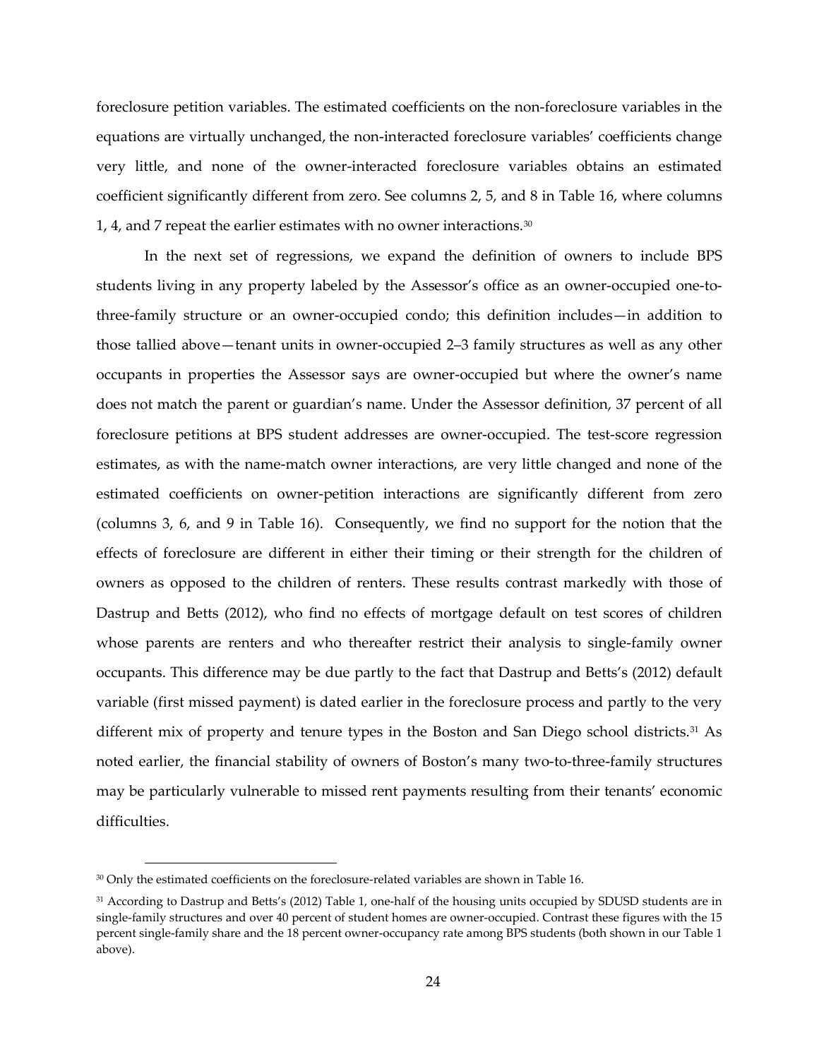foreclosure petition variables. The estimated coefficients on the non-foreclosure variables in the equations are virtually unchanged, the non-interacted foreclosure variables' coefficients change very little, and none of the owner-interacted foreclosure variables obtains an estimated coefficient significantly different from zero. See columns 2, 5, and 8 in Table 16, where columns 1, 4, and 7 repeat the earlier estimates with no owner interactions.[30]

In the next set of regressions, we expand the definition of owners to include BPS students living in any property labeled by the Assessor's office as an owner-occupied one-to-three-family structure or an owner-occupied condo; this definition includes—in addition to those tallied above—tenant units in owner-occupied 2–3 family structures as well as any other occupants in properties the Assessor says are owner-occupied but where the owner's name does not match the parent or guardian's name. Under the Assessor definition, 37 percent of all foreclosure petitions at BPS student addresses are owner-occupied. The test-score regression estimates, as with the name-match owner interactions, are very little changed and none of the estimated coefficients on owner-petition interactions are significantly different from zero (columns 3, 6, and 9 in Table 16). Consequently, we find no support for the notion that the effects of foreclosure are different in either their timing or their strength for the children of owners as opposed to the children of renters. These results contrast markedly with those of Dastrup and Betts (2012), who find no effects of mortgage default on test scores of children whose parents are renters and who thereafter restrict their analysis to single-family owner occupants. This difference may be due partly to the fact that Dastrup and Betts's (2012) default variable (first missed payment) is dated earlier in the foreclosure process and partly to the very different mix of property and tenure types in the Boston and San Diego school districts.[31] As noted earlier, the financial stability of owners of Boston's many two-to-three-family structures may be particularly vulnerable to missed rent payments resulting from their tenants' economic difficulties.

---

[30] Only the estimated coefficients on the foreclosure-related variables are shown in Table 16.

[31] According to Dastrup and Betts's (2012) Table 1, one-half of the housing units occupied by SDUSD students are in single-family structures and over 40 percent of student homes are owner-occupied. Contrast these figures with the 15 percent single-family share and the 18 percent owner-occupancy rate among BPS students (both shown in our Table 1 above).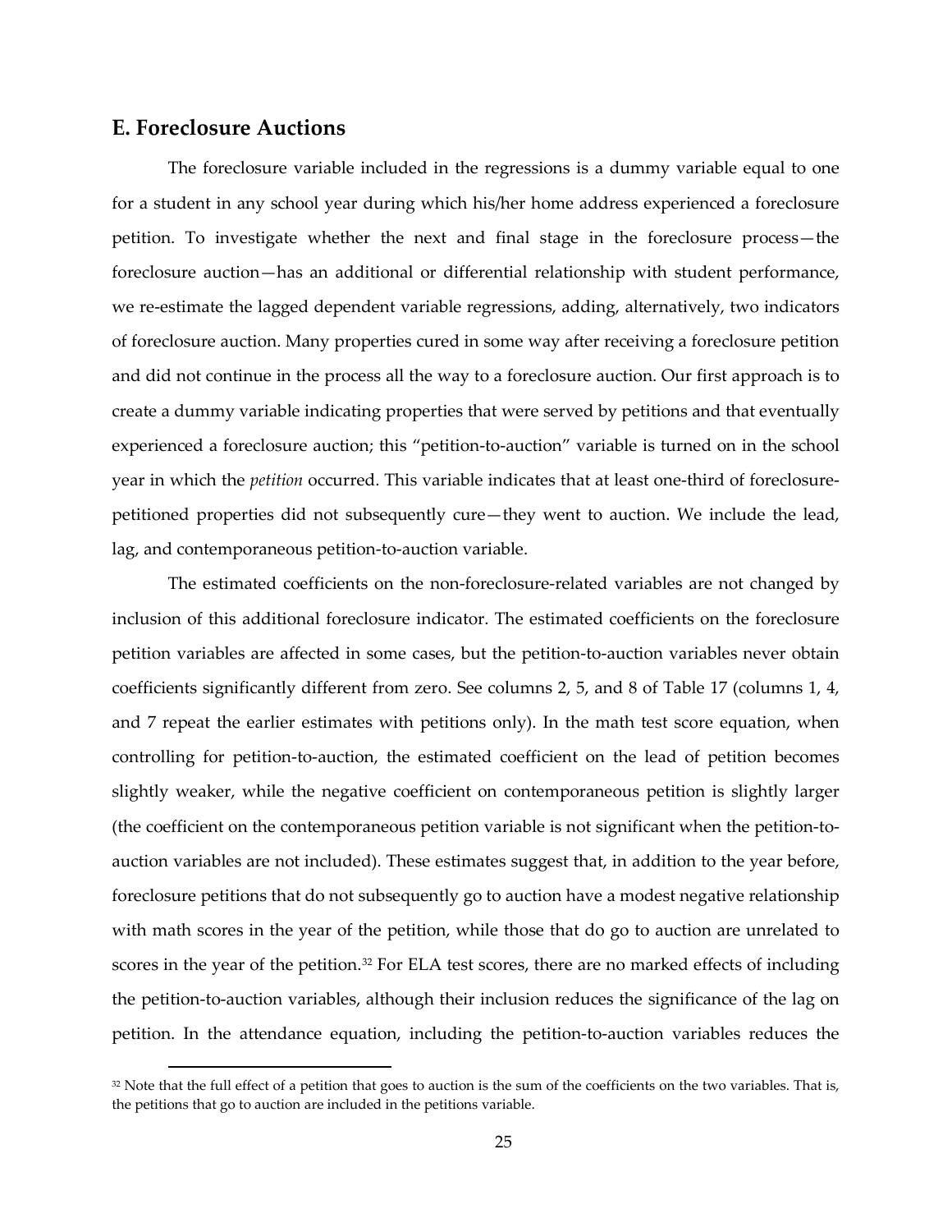## E. Foreclosure Auctions

The foreclosure variable included in the regressions is a dummy variable equal to one for a student in any school year during which his/her home address experienced a foreclosure petition. To investigate whether the next and final stage in the foreclosure process—the foreclosure auction—has an additional or differential relationship with student performance, we re-estimate the lagged dependent variable regressions, adding, alternatively, two indicators of foreclosure auction. Many properties cured in some way after receiving a foreclosure petition and did not continue in the process all the way to a foreclosure auction. Our first approach is to create a dummy variable indicating properties that were served by petitions and that eventually experienced a foreclosure auction; this "petition-to-auction" variable is turned on in the school year in which the *petition* occurred. This variable indicates that at least one-third of foreclosure-petitioned properties did not subsequently cure—they went to auction. We include the lead, lag, and contemporaneous petition-to-auction variable.

The estimated coefficients on the non-foreclosure-related variables are not changed by inclusion of this additional foreclosure indicator. The estimated coefficients on the foreclosure petition variables are affected in some cases, but the petition-to-auction variables never obtain coefficients significantly different from zero. See columns 2, 5, and 8 of Table 17 (columns 1, 4, and 7 repeat the earlier estimates with petitions only). In the math test score equation, when controlling for petition-to-auction, the estimated coefficient on the lead of petition becomes slightly weaker, while the negative coefficient on contemporaneous petition is slightly larger (the coefficient on the contemporaneous petition variable is not significant when the petition-to-auction variables are not included). These estimates suggest that, in addition to the year before, foreclosure petitions that do not subsequently go to auction have a modest negative relationship with math scores in the year of the petition, while those that do go to auction are unrelated to scores in the year of the petition.[32] For ELA test scores, there are no marked effects of including the petition-to-auction variables, although their inclusion reduces the significance of the lag on petition. In the attendance equation, including the petition-to-auction variables reduces the

[32] Note that the full effect of a petition that goes to auction is the sum of the coefficients on the two variables. That is, the petitions that go to auction are included in the petitions variable.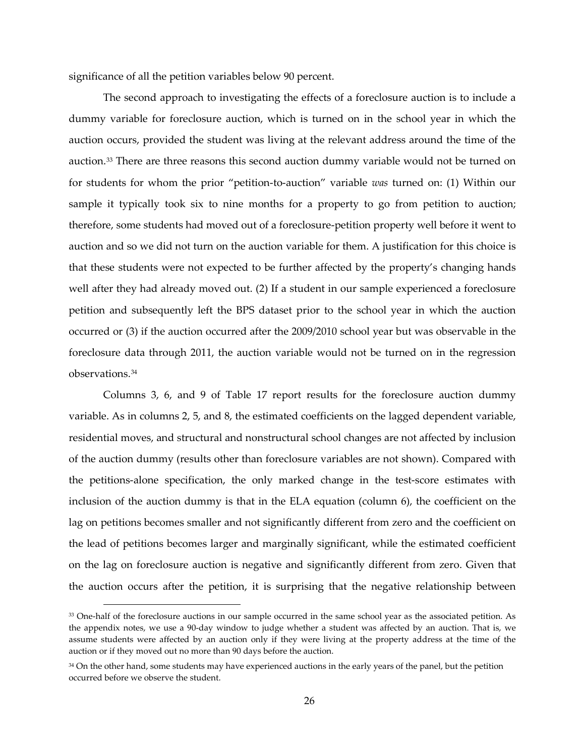significance of all the petition variables below 90 percent.

The second approach to investigating the effects of a foreclosure auction is to include a dummy variable for foreclosure auction, which is turned on in the school year in which the auction occurs, provided the student was living at the relevant address around the time of the auction.[33] There are three reasons this second auction dummy variable would not be turned on for students for whom the prior "petition-to-auction" variable *was* turned on: (1) Within our sample it typically took six to nine months for a property to go from petition to auction; therefore, some students had moved out of a foreclosure-petition property well before it went to auction and so we did not turn on the auction variable for them. A justification for this choice is that these students were not expected to be further affected by the property's changing hands well after they had already moved out. (2) If a student in our sample experienced a foreclosure petition and subsequently left the BPS dataset prior to the school year in which the auction occurred or (3) if the auction occurred after the 2009/2010 school year but was observable in the foreclosure data through 2011, the auction variable would not be turned on in the regression observations.[34]

Columns 3, 6, and 9 of Table 17 report results for the foreclosure auction dummy variable. As in columns 2, 5, and 8, the estimated coefficients on the lagged dependent variable, residential moves, and structural and nonstructural school changes are not affected by inclusion of the auction dummy (results other than foreclosure variables are not shown). Compared with the petitions-alone specification, the only marked change in the test-score estimates with inclusion of the auction dummy is that in the ELA equation (column 6), the coefficient on the lag on petitions becomes smaller and not significantly different from zero and the coefficient on the lead of petitions becomes larger and marginally significant, while the estimated coefficient on the lag on foreclosure auction is negative and significantly different from zero. Given that the auction occurs after the petition, it is surprising that the negative relationship between

[33] One-half of the foreclosure auctions in our sample occurred in the same school year as the associated petition. As the appendix notes, we use a 90-day window to judge whether a student was affected by an auction. That is, we assume students were affected by an auction only if they were living at the property address at the time of the auction or if they moved out no more than 90 days before the auction.

[34] On the other hand, some students may have experienced auctions in the early years of the panel, but the petition occurred before we observe the student.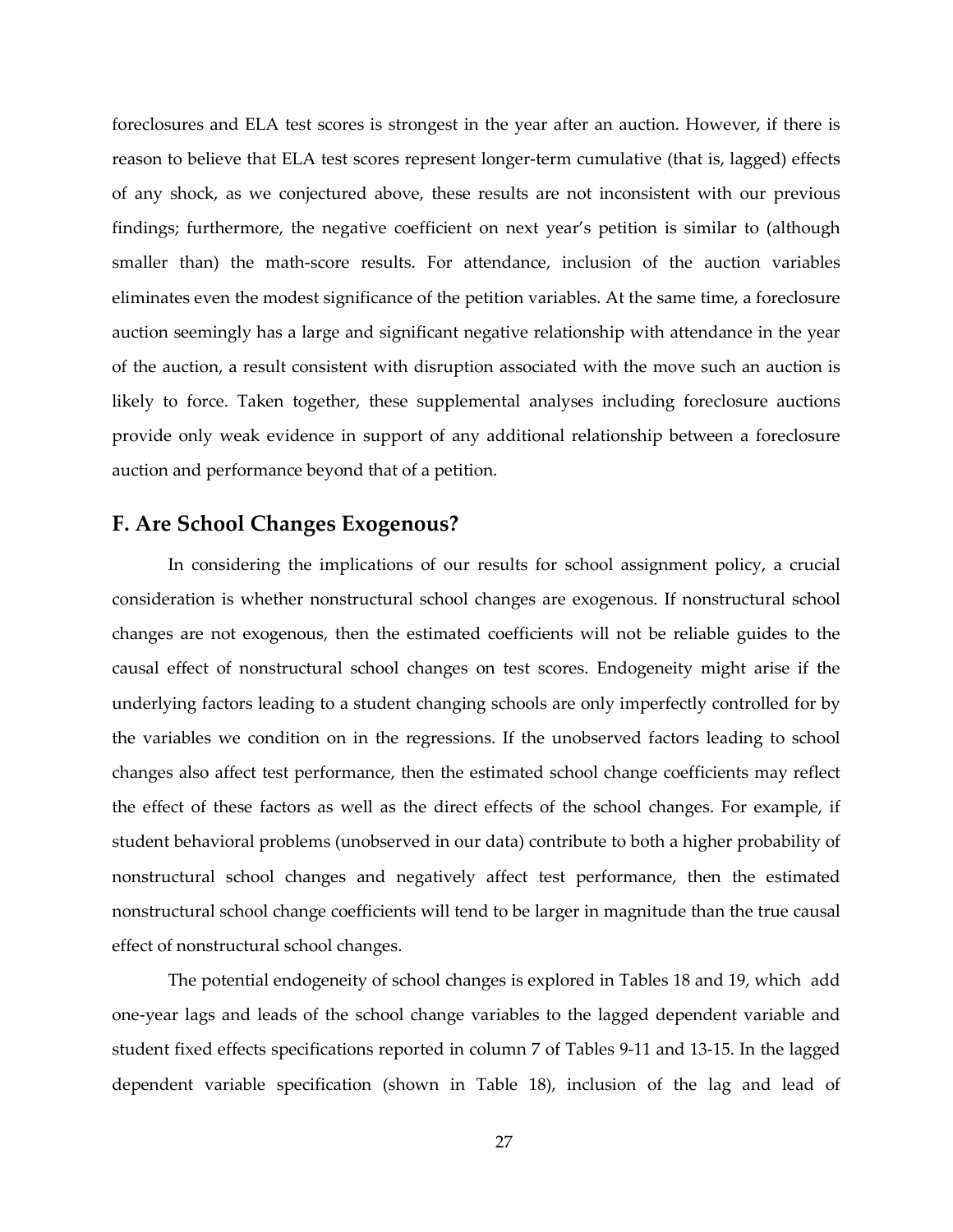foreclosures and ELA test scores is strongest in the year after an auction. However, if there is reason to believe that ELA test scores represent longer-term cumulative (that is, lagged) effects of any shock, as we conjectured above, these results are not inconsistent with our previous findings; furthermore, the negative coefficient on next year's petition is similar to (although smaller than) the math-score results. For attendance, inclusion of the auction variables eliminates even the modest significance of the petition variables. At the same time, a foreclosure auction seemingly has a large and significant negative relationship with attendance in the year of the auction, a result consistent with disruption associated with the move such an auction is likely to force. Taken together, these supplemental analyses including foreclosure auctions provide only weak evidence in support of any additional relationship between a foreclosure auction and performance beyond that of a petition.

## F. Are School Changes Exogenous?

In considering the implications of our results for school assignment policy, a crucial consideration is whether nonstructural school changes are exogenous. If nonstructural school changes are not exogenous, then the estimated coefficients will not be reliable guides to the causal effect of nonstructural school changes on test scores. Endogeneity might arise if the underlying factors leading to a student changing schools are only imperfectly controlled for by the variables we condition on in the regressions. If the unobserved factors leading to school changes also affect test performance, then the estimated school change coefficients may reflect the effect of these factors as well as the direct effects of the school changes. For example, if student behavioral problems (unobserved in our data) contribute to both a higher probability of nonstructural school changes and negatively affect test performance, then the estimated nonstructural school change coefficients will tend to be larger in magnitude than the true causal effect of nonstructural school changes.

The potential endogeneity of school changes is explored in Tables 18 and 19, which add one-year lags and leads of the school change variables to the lagged dependent variable and student fixed effects specifications reported in column 7 of Tables 9-11 and 13-15. In the lagged dependent variable specification (shown in Table 18), inclusion of the lag and lead of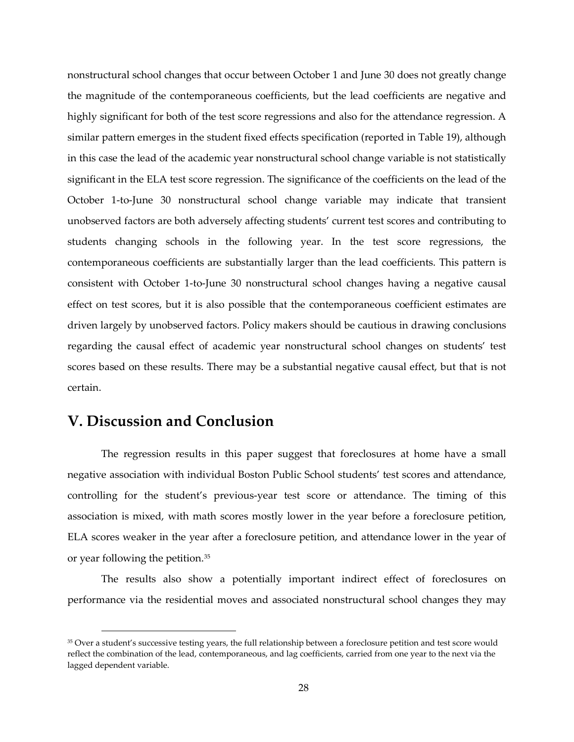nonstructural school changes that occur between October 1 and June 30 does not greatly change the magnitude of the contemporaneous coefficients, but the lead coefficients are negative and highly significant for both of the test score regressions and also for the attendance regression. A similar pattern emerges in the student fixed effects specification (reported in Table 19), although in this case the lead of the academic year nonstructural school change variable is not statistically significant in the ELA test score regression. The significance of the coefficients on the lead of the October 1-to-June 30 nonstructural school change variable may indicate that transient unobserved factors are both adversely affecting students' current test scores and contributing to students changing schools in the following year. In the test score regressions, the contemporaneous coefficients are substantially larger than the lead coefficients. This pattern is consistent with October 1-to-June 30 nonstructural school changes having a negative causal effect on test scores, but it is also possible that the contemporaneous coefficient estimates are driven largely by unobserved factors. Policy makers should be cautious in drawing conclusions regarding the causal effect of academic year nonstructural school changes on students' test scores based on these results. There may be a substantial negative causal effect, but that is not certain.

## V. Discussion and Conclusion

The regression results in this paper suggest that foreclosures at home have a small negative association with individual Boston Public School students' test scores and attendance, controlling for the student's previous-year test score or attendance. The timing of this association is mixed, with math scores mostly lower in the year before a foreclosure petition, ELA scores weaker in the year after a foreclosure petition, and attendance lower in the year of or year following the petition.[35]

The results also show a potentially important indirect effect of foreclosures on performance via the residential moves and associated nonstructural school changes they may

[35] Over a student's successive testing years, the full relationship between a foreclosure petition and test score would reflect the combination of the lead, contemporaneous, and lag coefficients, carried from one year to the next via the lagged dependent variable.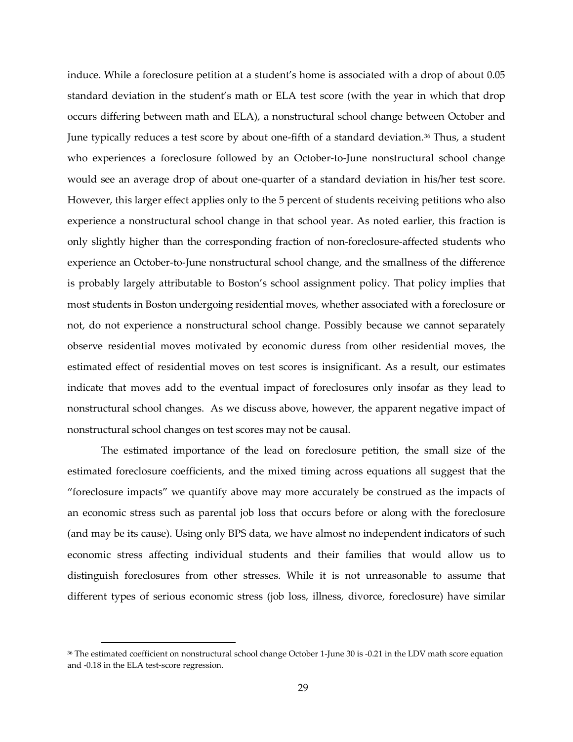induce. While a foreclosure petition at a student's home is associated with a drop of about 0.05 standard deviation in the student's math or ELA test score (with the year in which that drop occurs differing between math and ELA), a nonstructural school change between October and June typically reduces a test score by about one-fifth of a standard deviation.[36] Thus, a student who experiences a foreclosure followed by an October-to-June nonstructural school change would see an average drop of about one-quarter of a standard deviation in his/her test score. However, this larger effect applies only to the 5 percent of students receiving petitions who also experience a nonstructural school change in that school year. As noted earlier, this fraction is only slightly higher than the corresponding fraction of non-foreclosure-affected students who experience an October-to-June nonstructural school change, and the smallness of the difference is probably largely attributable to Boston's school assignment policy. That policy implies that most students in Boston undergoing residential moves, whether associated with a foreclosure or not, do not experience a nonstructural school change. Possibly because we cannot separately observe residential moves motivated by economic duress from other residential moves, the estimated effect of residential moves on test scores is insignificant. As a result, our estimates indicate that moves add to the eventual impact of foreclosures only insofar as they lead to nonstructural school changes. As we discuss above, however, the apparent negative impact of nonstructural school changes on test scores may not be causal.

The estimated importance of the lead on foreclosure petition, the small size of the estimated foreclosure coefficients, and the mixed timing across equations all suggest that the "foreclosure impacts" we quantify above may more accurately be construed as the impacts of an economic stress such as parental job loss that occurs before or along with the foreclosure (and may be its cause). Using only BPS data, we have almost no independent indicators of such economic stress affecting individual students and their families that would allow us to distinguish foreclosures from other stresses. While it is not unreasonable to assume that different types of serious economic stress (job loss, illness, divorce, foreclosure) have similar

---

[36] The estimated coefficient on nonstructural school change October 1-June 30 is -0.21 in the LDV math score equation and -0.18 in the ELA test-score regression.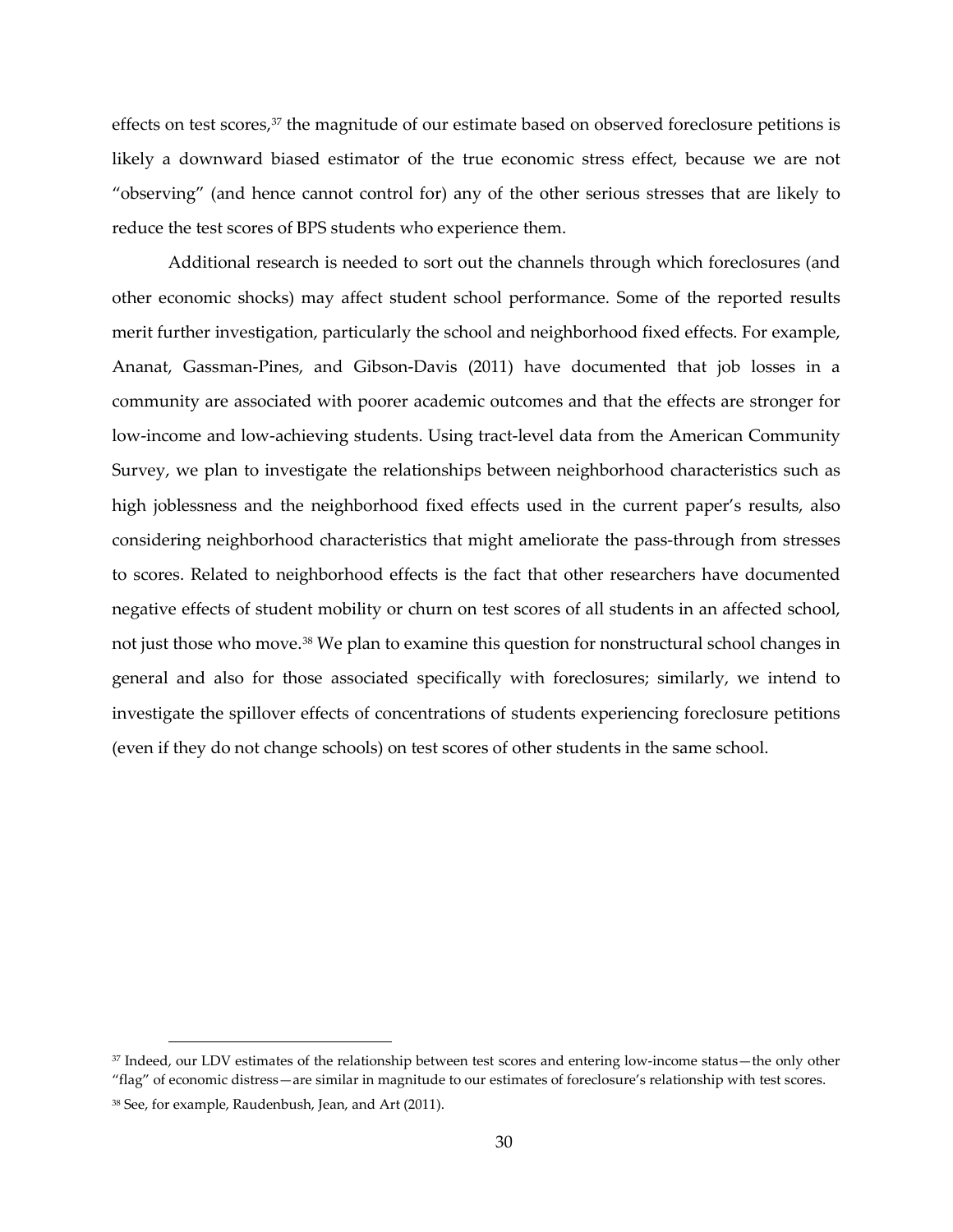effects on test scores,[37] the magnitude of our estimate based on observed foreclosure petitions is likely a downward biased estimator of the true economic stress effect, because we are not "observing" (and hence cannot control for) any of the other serious stresses that are likely to reduce the test scores of BPS students who experience them.

Additional research is needed to sort out the channels through which foreclosures (and other economic shocks) may affect student school performance. Some of the reported results merit further investigation, particularly the school and neighborhood fixed effects. For example, Ananat, Gassman-Pines, and Gibson-Davis (2011) have documented that job losses in a community are associated with poorer academic outcomes and that the effects are stronger for low-income and low-achieving students. Using tract-level data from the American Community Survey, we plan to investigate the relationships between neighborhood characteristics such as high joblessness and the neighborhood fixed effects used in the current paper's results, also considering neighborhood characteristics that might ameliorate the pass-through from stresses to scores. Related to neighborhood effects is the fact that other researchers have documented negative effects of student mobility or churn on test scores of all students in an affected school, not just those who move.[38] We plan to examine this question for nonstructural school changes in general and also for those associated specifically with foreclosures; similarly, we intend to investigate the spillover effects of concentrations of students experiencing foreclosure petitions (even if they do not change schools) on test scores of other students in the same school.

---

[37] Indeed, our LDV estimates of the relationship between test scores and entering low-income status—the only other "flag" of economic distress—are similar in magnitude to our estimates of foreclosure's relationship with test scores.

[38] See, for example, Raudenbush, Jean, and Art (2011).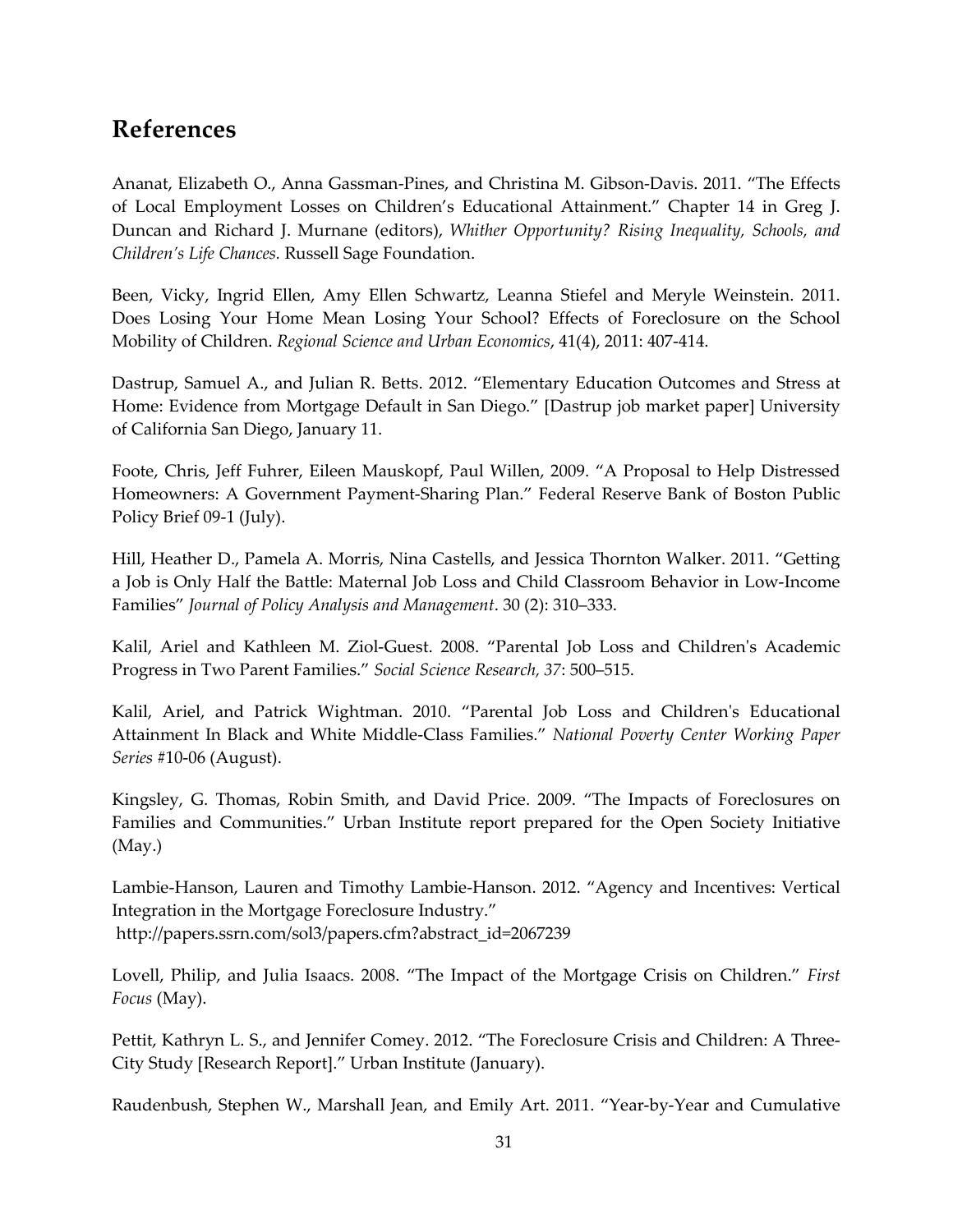## References

Ananat, Elizabeth O., Anna Gassman-Pines, and Christina M. Gibson-Davis. 2011. "The Effects of Local Employment Losses on Children's Educational Attainment." Chapter 14 in Greg J. Duncan and Richard J. Murnane (editors), *Whither Opportunity? Rising Inequality, Schools, and Children's Life Chances.* Russell Sage Foundation.

Been, Vicky, Ingrid Ellen, Amy Ellen Schwartz, Leanna Stiefel and Meryle Weinstein. 2011. Does Losing Your Home Mean Losing Your School? Effects of Foreclosure on the School Mobility of Children. *Regional Science and Urban Economics*, 41(4), 2011: 407-414.

Dastrup, Samuel A., and Julian R. Betts. 2012. "Elementary Education Outcomes and Stress at Home: Evidence from Mortgage Default in San Diego." [Dastrup job market paper] University of California San Diego, January 11.

Foote, Chris, Jeff Fuhrer, Eileen Mauskopf, Paul Willen, 2009. "A Proposal to Help Distressed Homeowners: A Government Payment-Sharing Plan." Federal Reserve Bank of Boston Public Policy Brief 09-1 (July).

Hill, Heather D., Pamela A. Morris, Nina Castells, and Jessica Thornton Walker. 2011. "Getting a Job is Only Half the Battle: Maternal Job Loss and Child Classroom Behavior in Low-Income Families" *Journal of Policy Analysis and Management*. 30 (2): 310–333.

Kalil, Ariel and Kathleen M. Ziol-Guest. 2008. "Parental Job Loss and Children's Academic Progress in Two Parent Families." *Social Science Research, 37*: 500–515.

Kalil, Ariel, and Patrick Wightman. 2010. "Parental Job Loss and Children's Educational Attainment In Black and White Middle-Class Families." *National Poverty Center Working Paper Series* #10-06 (August).

Kingsley, G. Thomas, Robin Smith, and David Price. 2009. "The Impacts of Foreclosures on Families and Communities." Urban Institute report prepared for the Open Society Initiative (May.)

Lambie-Hanson, Lauren and Timothy Lambie-Hanson. 2012. "Agency and Incentives: Vertical Integration in the Mortgage Foreclosure Industry." http://papers.ssrn.com/sol3/papers.cfm?abstract_id=2067239

Lovell, Philip, and Julia Isaacs. 2008. "The Impact of the Mortgage Crisis on Children." *First Focus* (May).

Pettit, Kathryn L. S., and Jennifer Comey. 2012. "The Foreclosure Crisis and Children: A Three-City Study [Research Report]." Urban Institute (January).

Raudenbush, Stephen W., Marshall Jean, and Emily Art. 2011. "Year-by-Year and Cumulative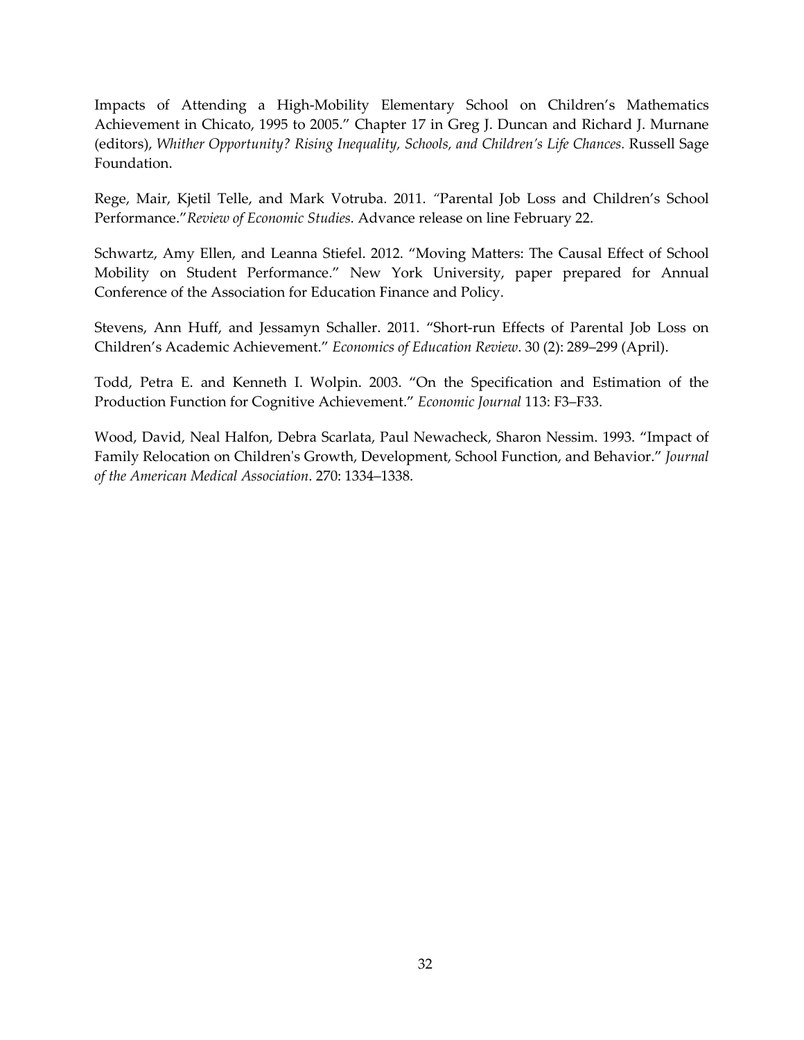Impacts of Attending a High-Mobility Elementary School on Children's Mathematics Achievement in Chicato, 1995 to 2005." Chapter 17 in Greg J. Duncan and Richard J. Murnane (editors), *Whither Opportunity? Rising Inequality, Schools, and Children's Life Chances.* Russell Sage Foundation.

Rege, Mair, Kjetil Telle, and Mark Votruba. 2011. "Parental Job Loss and Children's School Performance."*Review of Economic Studies.* Advance release on line February 22.

Schwartz, Amy Ellen, and Leanna Stiefel. 2012. "Moving Matters: The Causal Effect of School Mobility on Student Performance." New York University, paper prepared for Annual Conference of the Association for Education Finance and Policy.

Stevens, Ann Huff, and Jessamyn Schaller. 2011. "Short-run Effects of Parental Job Loss on Children's Academic Achievement." *Economics of Education Review*. 30 (2): 289–299 (April).

Todd, Petra E. and Kenneth I. Wolpin. 2003. "On the Specification and Estimation of the Production Function for Cognitive Achievement." *Economic Journal* 113: F3–F33.

Wood, David, Neal Halfon, Debra Scarlata, Paul Newacheck, Sharon Nessim. 1993. "Impact of Family Relocation on Children's Growth, Development, School Function, and Behavior." *Journal of the American Medical Association*. 270: 1334–1338.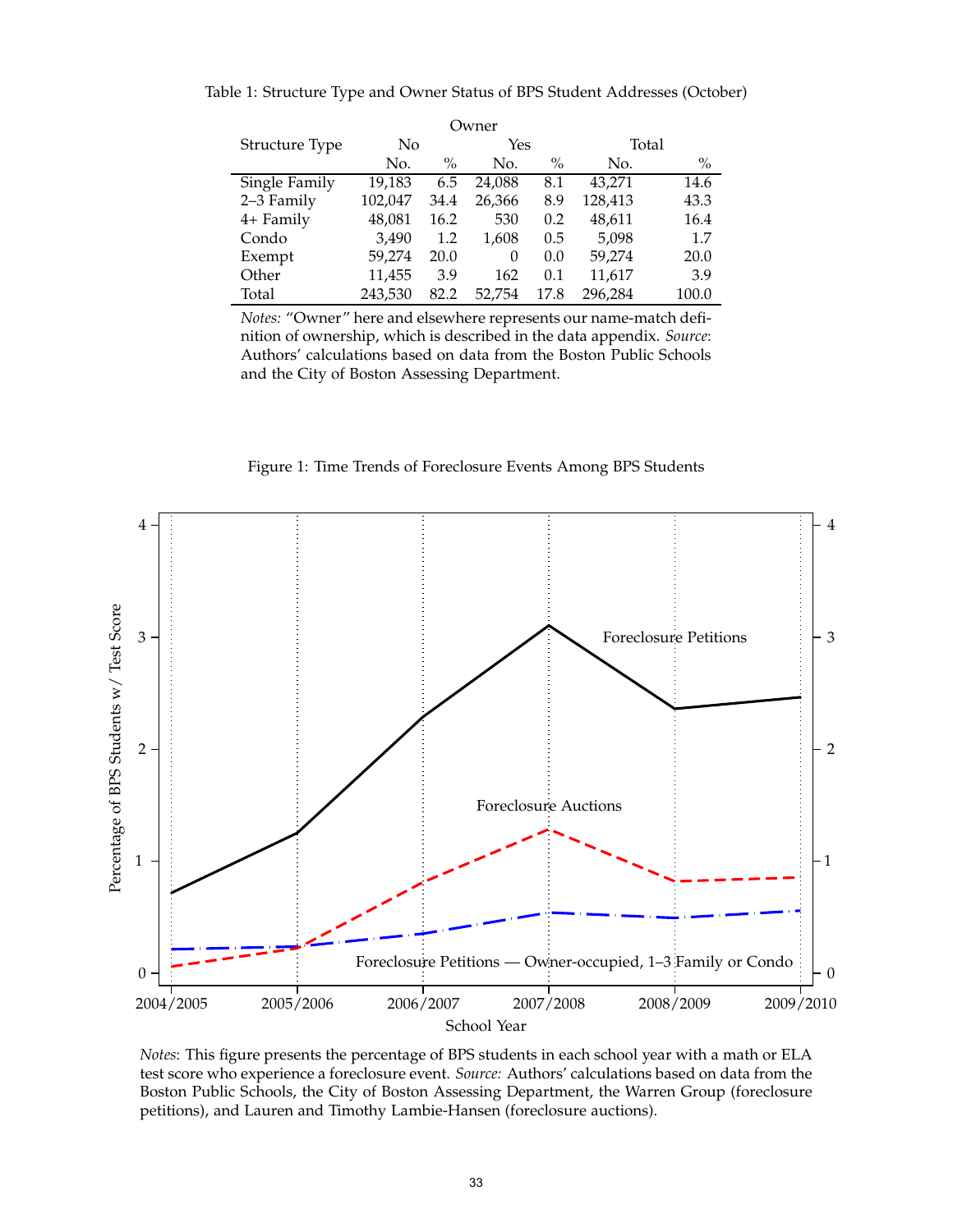Table 1: Structure Type and Owner Status of BPS Student Addresses (October)

| Structure Type | Owner: No |  | Owner: Yes |  | Total |  |
|---|---|---|---|---|---|---|
|  | No. | % | No. | % | No. | % |
| Single Family | 19,183 | 6.5 | 24,088 | 8.1 | 43,271 | 14.6 |
| 2–3 Family | 102,047 | 34.4 | 26,366 | 8.9 | 128,413 | 43.3 |
| 4+ Family | 48,081 | 16.2 | 530 | 0.2 | 48,611 | 16.4 |
| Condo | 3,490 | 1.2 | 1,608 | 0.5 | 5,098 | 1.7 |
| Exempt | 59,274 | 20.0 | 0 | 0.0 | 59,274 | 20.0 |
| Other | 11,455 | 3.9 | 162 | 0.1 | 11,617 | 3.9 |
| Total | 243,530 | 82.2 | 52,754 | 17.8 | 296,284 | 100.0 |

*Notes:* "Owner" here and elsewhere represents our name-match definition of ownership, which is described in the data appendix. *Source*: Authors' calculations based on data from the Boston Public Schools and the City of Boston Assessing Department.

Figure 1: Time Trends of Foreclosure Events Among BPS Students

*Notes*: This figure presents the percentage of BPS students in each school year with a math or ELA test score who experience a foreclosure event. *Source:* Authors' calculations based on data from the Boston Public Schools, the City of Boston Assessing Department, the Warren Group (foreclosure petitions), and Lauren and Timothy Lambie-Hansen (foreclosure auctions).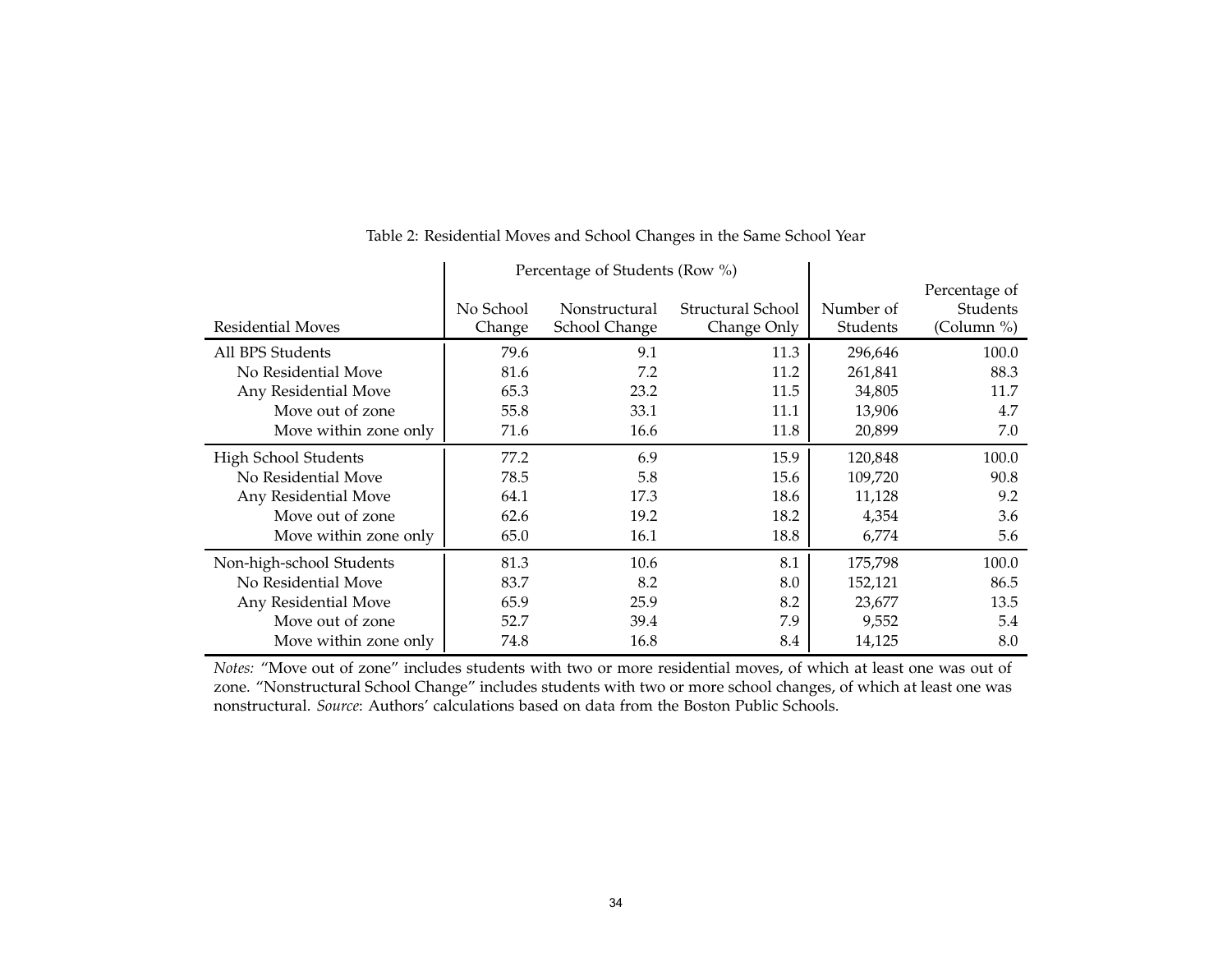Table 2: Residential Moves and School Changes in the Same School Year

| Residential Moves | Percentage of Students (Row %) | | | Number of Students | Percentage of Students (Column %) |
|---|---|---|---|---|---|
| | No School Change | Nonstructural School Change | Structural School Change Only | | |
| All BPS Students | 79.6 | 9.1 | 11.3 | 296,646 | 100.0 |
| No Residential Move | 81.6 | 7.2 | 11.2 | 261,841 | 88.3 |
| Any Residential Move | 65.3 | 23.2 | 11.5 | 34,805 | 11.7 |
| Move out of zone | 55.8 | 33.1 | 11.1 | 13,906 | 4.7 |
| Move within zone only | 71.6 | 16.6 | 11.8 | 20,899 | 7.0 |
| High School Students | 77.2 | 6.9 | 15.9 | 120,848 | 100.0 |
| No Residential Move | 78.5 | 5.8 | 15.6 | 109,720 | 90.8 |
| Any Residential Move | 64.1 | 17.3 | 18.6 | 11,128 | 9.2 |
| Move out of zone | 62.6 | 19.2 | 18.2 | 4,354 | 3.6 |
| Move within zone only | 65.0 | 16.1 | 18.8 | 6,774 | 5.6 |
| Non-high-school Students | 81.3 | 10.6 | 8.1 | 175,798 | 100.0 |
| No Residential Move | 83.7 | 8.2 | 8.0 | 152,121 | 86.5 |
| Any Residential Move | 65.9 | 25.9 | 8.2 | 23,677 | 13.5 |
| Move out of zone | 52.7 | 39.4 | 7.9 | 9,552 | 5.4 |
| Move within zone only | 74.8 | 16.8 | 8.4 | 14,125 | 8.0 |

*Notes:* "Move out of zone" includes students with two or more residential moves, of which at least one was out of zone. "Nonstructural School Change" includes students with two or more school changes, of which at least one was nonstructural. *Source*: Authors' calculations based on data from the Boston Public Schools.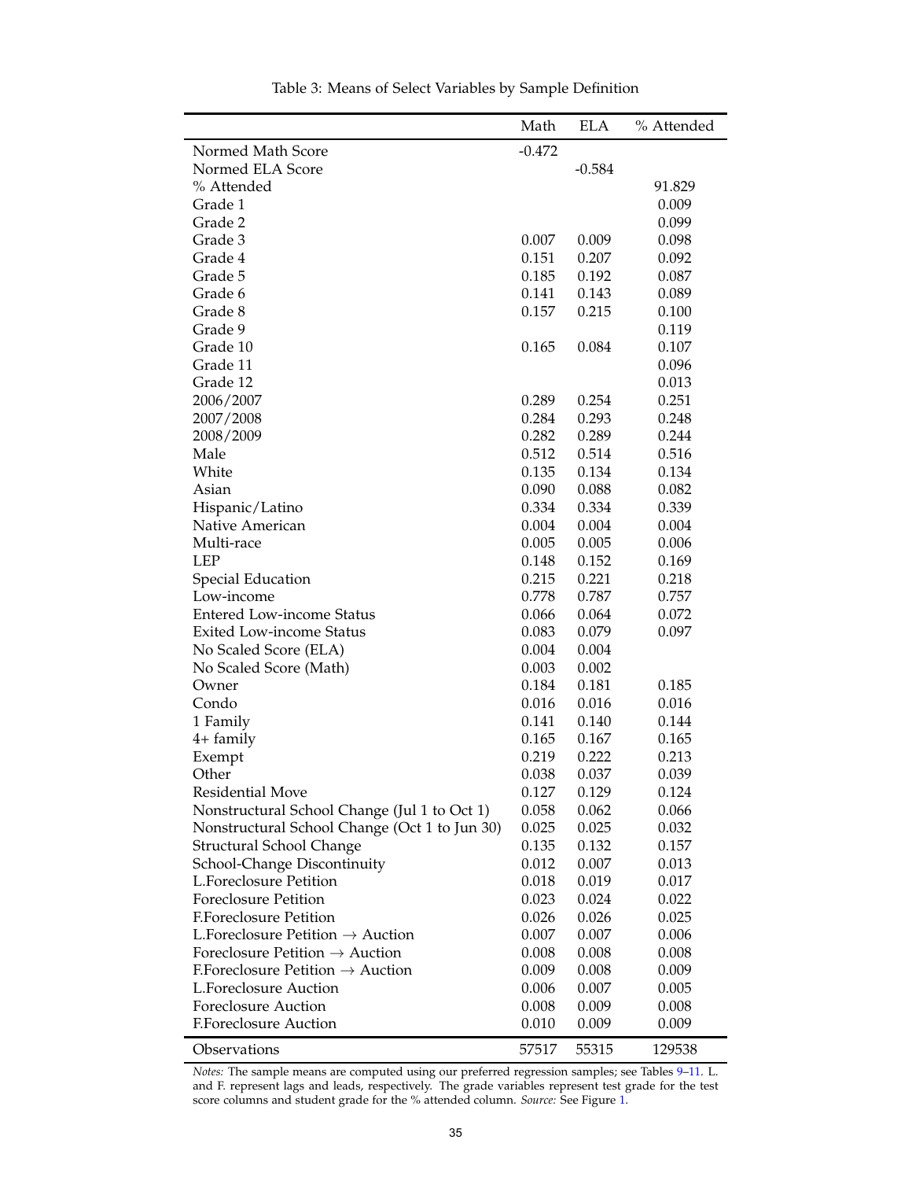Table 3: Means of Select Variables by Sample Definition

| | Math | ELA | % Attended |
|---|---|---|---|
| Normed Math Score | -0.472 | | |
| Normed ELA Score | | -0.584 | |
| % Attended | | | 91.829 |
| Grade 1 | | | 0.009 |
| Grade 2 | | | 0.099 |
| Grade 3 | 0.007 | 0.009 | 0.098 |
| Grade 4 | 0.151 | 0.207 | 0.092 |
| Grade 5 | 0.185 | 0.192 | 0.087 |
| Grade 6 | 0.141 | 0.143 | 0.089 |
| Grade 8 | 0.157 | 0.215 | 0.100 |
| Grade 9 | | | 0.119 |
| Grade 10 | 0.165 | 0.084 | 0.107 |
| Grade 11 | | | 0.096 |
| Grade 12 | | | 0.013 |
| 2006/2007 | 0.289 | 0.254 | 0.251 |
| 2007/2008 | 0.284 | 0.293 | 0.248 |
| 2008/2009 | 0.282 | 0.289 | 0.244 |
| Male | 0.512 | 0.514 | 0.516 |
| White | 0.135 | 0.134 | 0.134 |
| Asian | 0.090 | 0.088 | 0.082 |
| Hispanic/Latino | 0.334 | 0.334 | 0.339 |
| Native American | 0.004 | 0.004 | 0.004 |
| Multi-race | 0.005 | 0.005 | 0.006 |
| LEP | 0.148 | 0.152 | 0.169 |
| Special Education | 0.215 | 0.221 | 0.218 |
| Low-income | 0.778 | 0.787 | 0.757 |
| Entered Low-income Status | 0.066 | 0.064 | 0.072 |
| Exited Low-income Status | 0.083 | 0.079 | 0.097 |
| No Scaled Score (ELA) | 0.004 | 0.004 | |
| No Scaled Score (Math) | 0.003 | 0.002 | |
| Owner | 0.184 | 0.181 | 0.185 |
| Condo | 0.016 | 0.016 | 0.016 |
| 1 Family | 0.141 | 0.140 | 0.144 |
| 4+ family | 0.165 | 0.167 | 0.165 |
| Exempt | 0.219 | 0.222 | 0.213 |
| Other | 0.038 | 0.037 | 0.039 |
| Residential Move | 0.127 | 0.129 | 0.124 |
| Nonstructural School Change (Jul 1 to Oct 1) | 0.058 | 0.062 | 0.066 |
| Nonstructural School Change (Oct 1 to Jun 30) | 0.025 | 0.025 | 0.032 |
| Structural School Change | 0.135 | 0.132 | 0.157 |
| School-Change Discontinuity | 0.012 | 0.007 | 0.013 |
| L.Foreclosure Petition | 0.018 | 0.019 | 0.017 |
| Foreclosure Petition | 0.023 | 0.024 | 0.022 |
| F.Foreclosure Petition | 0.026 | 0.026 | 0.025 |
| L.Foreclosure Petition → Auction | 0.007 | 0.007 | 0.006 |
| Foreclosure Petition → Auction | 0.008 | 0.008 | 0.008 |
| F.Foreclosure Petition → Auction | 0.009 | 0.008 | 0.009 |
| L.Foreclosure Auction | 0.006 | 0.007 | 0.005 |
| Foreclosure Auction | 0.008 | 0.009 | 0.008 |
| F.Foreclosure Auction | 0.010 | 0.009 | 0.009 |
| Observations | 57517 | 55315 | 129538 |

*Notes:* The sample means are computed using our preferred regression samples; see Tables 9–11. L. and F. represent lags and leads, respectively. The grade variables represent test grade for the test score columns and student grade for the % attended column. *Source:* See Figure 1.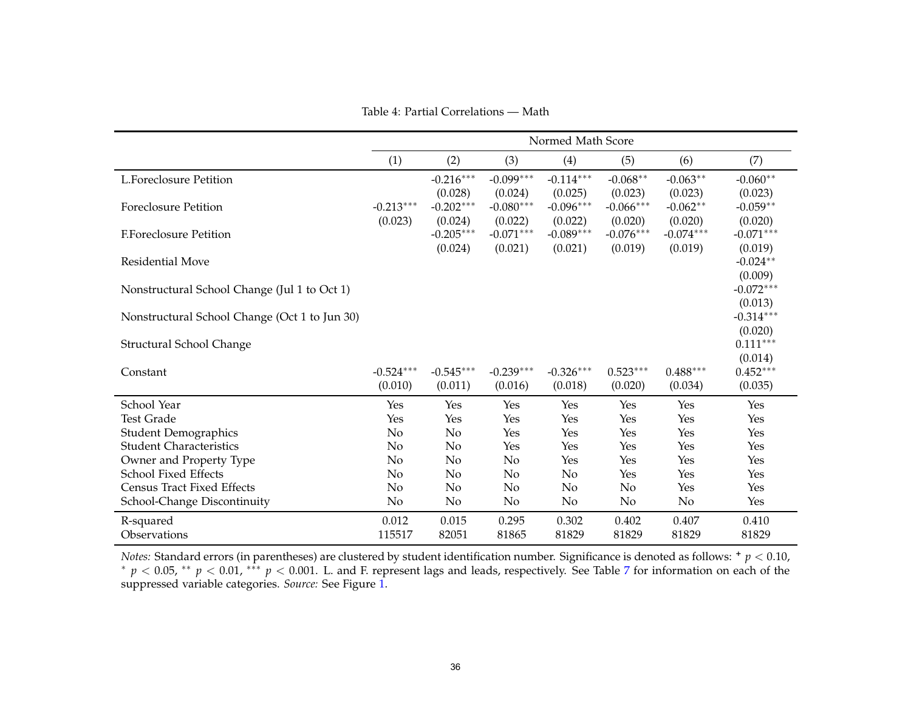Table 4: Partial Correlations — Math

| | Normed Math Score | | | | | | |
|---|---|---|---|---|---|---|---|
| | (1) | (2) | (3) | (4) | (5) | (6) | (7) |
| L.Foreclosure Petition | | -0.216*** | -0.099*** | -0.114*** | -0.068** | -0.063** | -0.060** |
| | | (0.028) | (0.024) | (0.025) | (0.023) | (0.023) | (0.023) |
| Foreclosure Petition | -0.213*** | -0.202*** | -0.080*** | -0.096*** | -0.066*** | -0.062** | -0.059** |
| | (0.023) | (0.024) | (0.022) | (0.022) | (0.020) | (0.020) | (0.020) |
| F.Foreclosure Petition | | -0.205*** | -0.071*** | -0.089*** | -0.076*** | -0.074*** | -0.071*** |
| | | (0.024) | (0.021) | (0.021) | (0.019) | (0.019) | (0.019) |
| Residential Move | | | | | | | -0.024** |
| | | | | | | | (0.009) |
| Nonstructural School Change (Jul 1 to Oct 1) | | | | | | | -0.072*** |
| | | | | | | | (0.013) |
| Nonstructural School Change (Oct 1 to Jun 30) | | | | | | | -0.314*** |
| | | | | | | | (0.020) |
| Structural School Change | | | | | | | 0.111*** |
| | | | | | | | (0.014) |
| Constant | -0.524*** | -0.545*** | -0.239*** | -0.326*** | 0.523*** | 0.488*** | 0.452*** |
| | (0.010) | (0.011) | (0.016) | (0.018) | (0.020) | (0.034) | (0.035) |
| School Year | Yes | Yes | Yes | Yes | Yes | Yes | Yes |
| Test Grade | Yes | Yes | Yes | Yes | Yes | Yes | Yes |
| Student Demographics | No | No | Yes | Yes | Yes | Yes | Yes |
| Student Characteristics | No | No | Yes | Yes | Yes | Yes | Yes |
| Owner and Property Type | No | No | No | Yes | Yes | Yes | Yes |
| School Fixed Effects | No | No | No | No | Yes | Yes | Yes |
| Census Tract Fixed Effects | No | No | No | No | No | Yes | Yes |
| School-Change Discontinuity | No | No | No | No | No | No | Yes |
| R-squared | 0.012 | 0.015 | 0.295 | 0.302 | 0.402 | 0.407 | 0.410 |
| Observations | 115517 | 82051 | 81865 | 81829 | 81829 | 81829 | 81829 |

*Notes:* Standard errors (in parentheses) are clustered by student identification number. Significance is denoted as follows: + $p < 0.10$, * $p < 0.05$, ** $p < 0.01$, *** $p < 0.001$. L. and F. represent lags and leads, respectively. See Table 7 for information on each of the suppressed variable categories. *Source:* See Figure 1.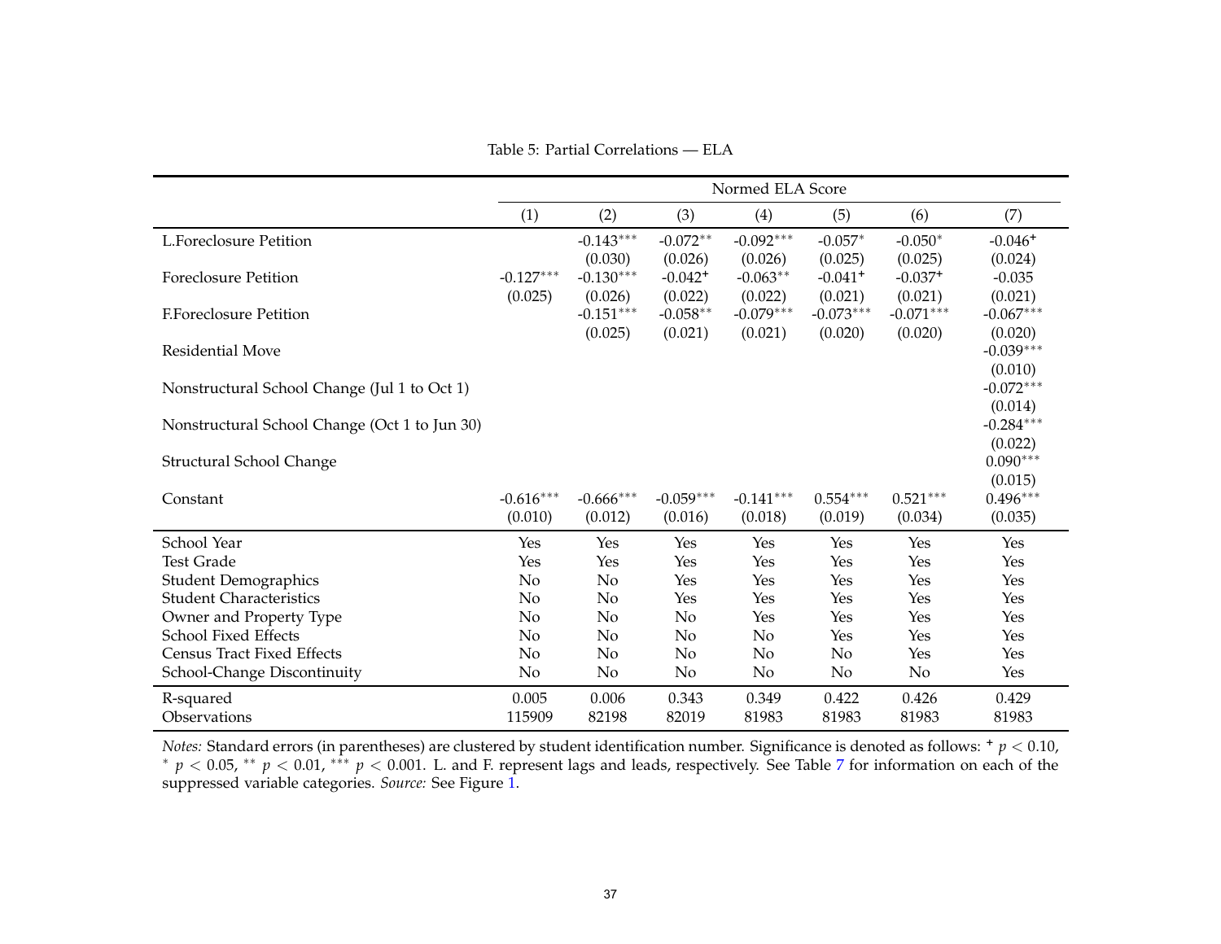Table 5: Partial Correlations — ELA

| | Normed ELA Score | | | | | | |
|---|---|---|---|---|---|---|---|
| | (1) | (2) | (3) | (4) | (5) | (6) | (7) |
| L.Foreclosure Petition | | -0.143*** | -0.072** | -0.092*** | -0.057* | -0.050* | -0.046+ |
| | | (0.030) | (0.026) | (0.026) | (0.025) | (0.025) | (0.024) |
| Foreclosure Petition | -0.127*** | -0.130*** | -0.042+ | -0.063** | -0.041+ | -0.037+ | -0.035 |
| | (0.025) | (0.026) | (0.022) | (0.022) | (0.021) | (0.021) | (0.021) |
| F.Foreclosure Petition | | -0.151*** | -0.058** | -0.079*** | -0.073*** | -0.071*** | -0.067*** |
| | | (0.025) | (0.021) | (0.021) | (0.020) | (0.020) | (0.020) |
| Residential Move | | | | | | | -0.039*** |
| | | | | | | | (0.010) |
| Nonstructural School Change (Jul 1 to Oct 1) | | | | | | | -0.072*** |
| | | | | | | | (0.014) |
| Nonstructural School Change (Oct 1 to Jun 30) | | | | | | | -0.284*** |
| | | | | | | | (0.022) |
| Structural School Change | | | | | | | 0.090*** |
| | | | | | | | (0.015) |
| Constant | -0.616*** | -0.666*** | -0.059*** | -0.141*** | 0.554*** | 0.521*** | 0.496*** |
| | (0.010) | (0.012) | (0.016) | (0.018) | (0.019) | (0.034) | (0.035) |
| School Year | Yes | Yes | Yes | Yes | Yes | Yes | Yes |
| Test Grade | Yes | Yes | Yes | Yes | Yes | Yes | Yes |
| Student Demographics | No | No | Yes | Yes | Yes | Yes | Yes |
| Student Characteristics | No | No | Yes | Yes | Yes | Yes | Yes |
| Owner and Property Type | No | No | No | Yes | Yes | Yes | Yes |
| School Fixed Effects | No | No | No | No | Yes | Yes | Yes |
| Census Tract Fixed Effects | No | No | No | No | No | Yes | Yes |
| School-Change Discontinuity | No | No | No | No | No | No | Yes |
| R-squared | 0.005 | 0.006 | 0.343 | 0.349 | 0.422 | 0.426 | 0.429 |
| Observations | 115909 | 82198 | 82019 | 81983 | 81983 | 81983 | 81983 |

*Notes:* Standard errors (in parentheses) are clustered by student identification number. Significance is denoted as follows: + $p < 0.10$, * $p < 0.05$, ** $p < 0.01$, *** $p < 0.001$. L. and F. represent lags and leads, respectively. See Table 7 for information on each of the suppressed variable categories. *Source:* See Figure 1.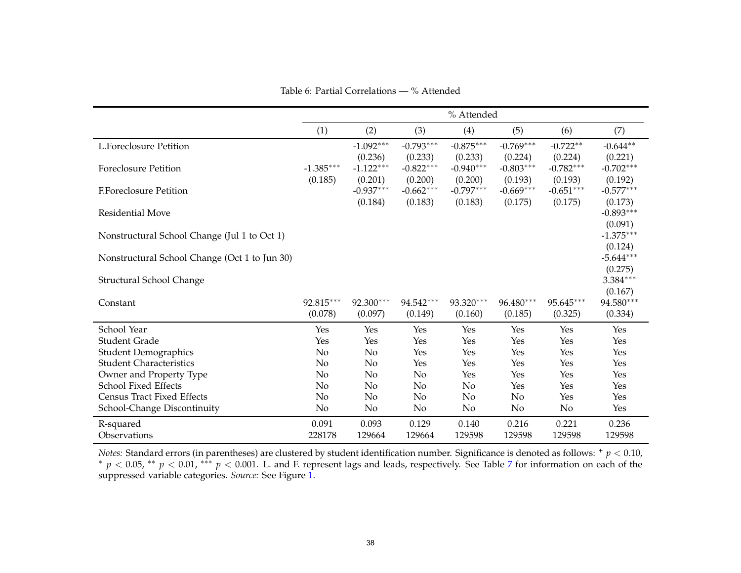Table 6: Partial Correlations — % Attended

| | % Attended | | | | | | |
|---|---|---|---|---|---|---|---|
| | (1) | (2) | (3) | (4) | (5) | (6) | (7) |
| L.Foreclosure Petition | | -1.092*** | -0.793*** | -0.875*** | -0.769*** | -0.722** | -0.644** |
| | | (0.236) | (0.233) | (0.233) | (0.224) | (0.224) | (0.221) |
| Foreclosure Petition | -1.385*** | -1.122*** | -0.822*** | -0.940*** | -0.803*** | -0.782*** | -0.702*** |
| | (0.185) | (0.201) | (0.200) | (0.200) | (0.193) | (0.193) | (0.192) |
| F.Foreclosure Petition | | -0.937*** | -0.662*** | -0.797*** | -0.669*** | -0.651*** | -0.577*** |
| | | (0.184) | (0.183) | (0.183) | (0.175) | (0.175) | (0.173) |
| Residential Move | | | | | | | -0.893*** |
| | | | | | | | (0.091) |
| Nonstructural School Change (Jul 1 to Oct 1) | | | | | | | -1.375*** |
| | | | | | | | (0.124) |
| Nonstructural School Change (Oct 1 to Jun 30) | | | | | | | -5.644*** |
| | | | | | | | (0.275) |
| Structural School Change | | | | | | | 3.384*** |
| | | | | | | | (0.167) |
| Constant | 92.815*** | 92.300*** | 94.542*** | 93.320*** | 96.480*** | 95.645*** | 94.580*** |
| | (0.078) | (0.097) | (0.149) | (0.160) | (0.185) | (0.325) | (0.334) |
| School Year | Yes | Yes | Yes | Yes | Yes | Yes | Yes |
| Student Grade | Yes | Yes | Yes | Yes | Yes | Yes | Yes |
| Student Demographics | No | No | Yes | Yes | Yes | Yes | Yes |
| Student Characteristics | No | No | Yes | Yes | Yes | Yes | Yes |
| Owner and Property Type | No | No | No | Yes | Yes | Yes | Yes |
| School Fixed Effects | No | No | No | No | Yes | Yes | Yes |
| Census Tract Fixed Effects | No | No | No | No | No | Yes | Yes |
| School-Change Discontinuity | No | No | No | No | No | No | Yes |
| R-squared | 0.091 | 0.093 | 0.129 | 0.140 | 0.216 | 0.221 | 0.236 |
| Observations | 228178 | 129664 | 129664 | 129598 | 129598 | 129598 | 129598 |

*Notes:* Standard errors (in parentheses) are clustered by student identification number. Significance is denoted as follows: + $p < 0.10$, * $p < 0.05$, ** $p < 0.01$, *** $p < 0.001$. L. and F. represent lags and leads, respectively. See Table 7 for information on each of the suppressed variable categories. *Source:* See Figure 1.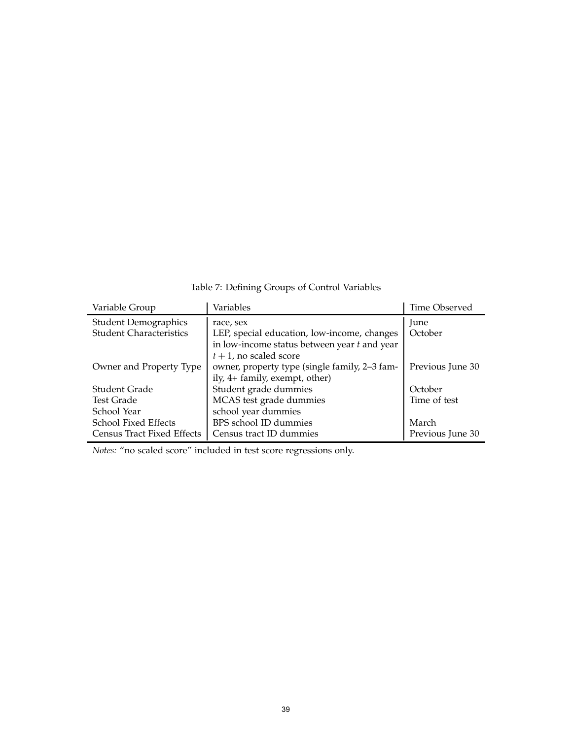Table 7: Defining Groups of Control Variables

| Variable Group | Variables | Time Observed |
|---|---|---|
| Student Demographics | race, sex | June |
| Student Characteristics | LEP, special education, low-income, changes in low-income status between year $t$ and year $t+1$, no scaled score | October |
| Owner and Property Type | owner, property type (single family, 2–3 family, 4+ family, exempt, other) | Previous June 30 |
| Student Grade | Student grade dummies | October |
| Test Grade | MCAS test grade dummies | Time of test |
| School Year | school year dummies | |
| School Fixed Effects | BPS school ID dummies | March |
| Census Tract Fixed Effects | Census tract ID dummies | Previous June 30 |

*Notes:* “no scaled score” included in test score regressions only.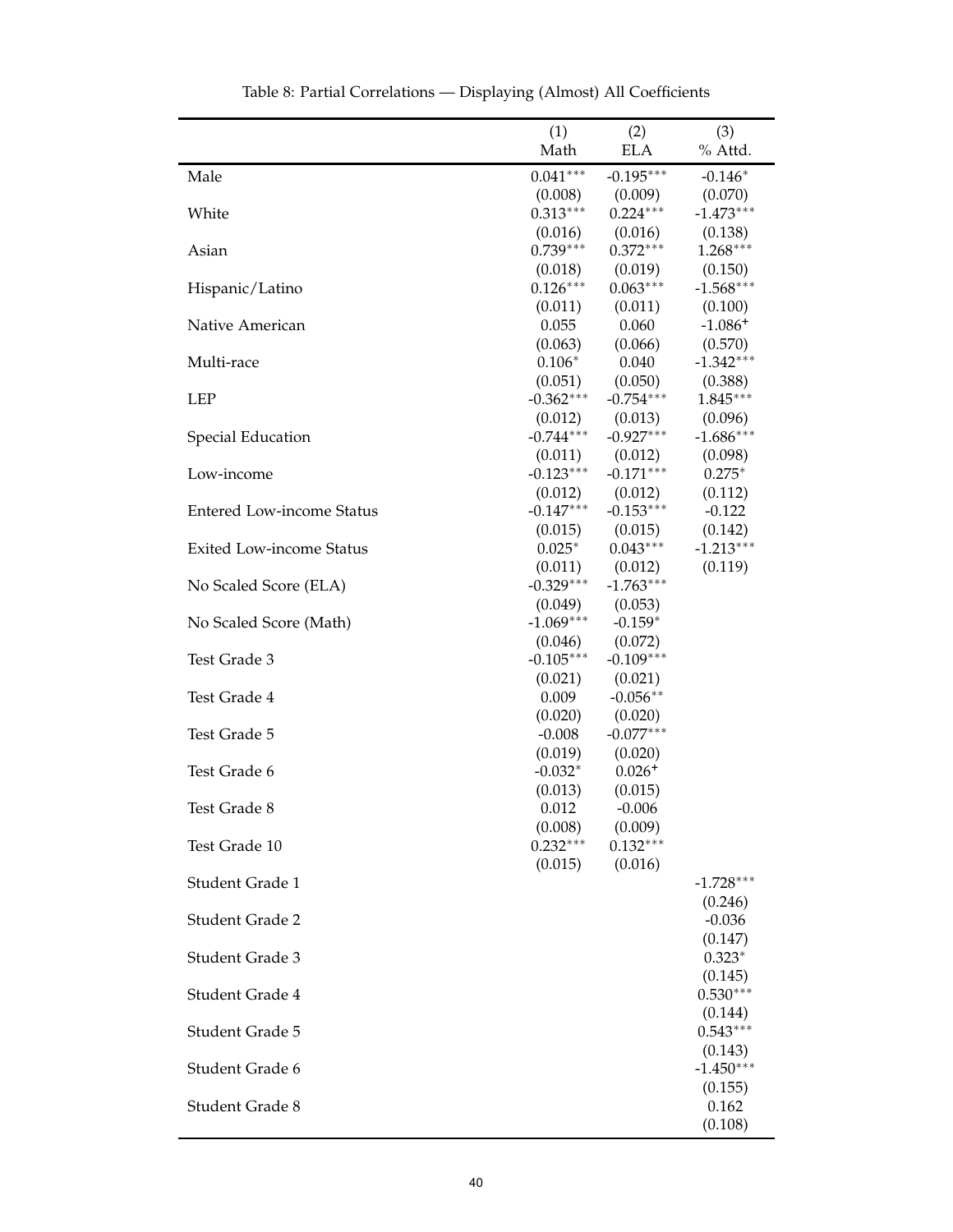Table 8: Partial Correlations — Displaying (Almost) All Coefficients

| | (1) Math | (2) ELA | (3) % Attd. |
|---|---|---|---|
| Male | 0.041*** | -0.195*** | -0.146* |
| | (0.008) | (0.009) | (0.070) |
| White | 0.313*** | 0.224*** | -1.473*** |
| | (0.016) | (0.016) | (0.138) |
| Asian | 0.739*** | 0.372*** | 1.268*** |
| | (0.018) | (0.019) | (0.150) |
| Hispanic/Latino | 0.126*** | 0.063*** | -1.568*** |
| | (0.011) | (0.011) | (0.100) |
| Native American | 0.055 | 0.060 | -1.086+ |
| | (0.063) | (0.066) | (0.570) |
| Multi-race | 0.106* | 0.040 | -1.342*** |
| | (0.051) | (0.050) | (0.388) |
| LEP | -0.362*** | -0.754*** | 1.845*** |
| | (0.012) | (0.013) | (0.096) |
| Special Education | -0.744*** | -0.927*** | -1.686*** |
| | (0.011) | (0.012) | (0.098) |
| Low-income | -0.123*** | -0.171*** | 0.275* |
| | (0.012) | (0.012) | (0.112) |
| Entered Low-income Status | -0.147*** | -0.153*** | -0.122 |
| | (0.015) | (0.015) | (0.142) |
| Exited Low-income Status | 0.025* | 0.043*** | -1.213*** |
| | (0.011) | (0.012) | (0.119) |
| No Scaled Score (ELA) | -0.329*** | -1.763*** | |
| | (0.049) | (0.053) | |
| No Scaled Score (Math) | -1.069*** | -0.159* | |
| | (0.046) | (0.072) | |
| Test Grade 3 | -0.105*** | -0.109*** | |
| | (0.021) | (0.021) | |
| Test Grade 4 | 0.009 | -0.056** | |
| | (0.020) | (0.020) | |
| Test Grade 5 | -0.008 | -0.077*** | |
| | (0.019) | (0.020) | |
| Test Grade 6 | -0.032* | 0.026+ | |
| | (0.013) | (0.015) | |
| Test Grade 8 | 0.012 | -0.006 | |
| | (0.008) | (0.009) | |
| Test Grade 10 | 0.232*** | 0.132*** | |
| | (0.015) | (0.016) | |
| Student Grade 1 | | | -1.728*** |
| | | | (0.246) |
| Student Grade 2 | | | -0.036 |
| | | | (0.147) |
| Student Grade 3 | | | 0.323* |
| | | | (0.145) |
| Student Grade 4 | | | 0.530*** |
| | | | (0.144) |
| Student Grade 5 | | | 0.543*** |
| | | | (0.143) |
| Student Grade 6 | | | -1.450*** |
| | | | (0.155) |
| Student Grade 8 | | | 0.162 |
| | | | (0.108) |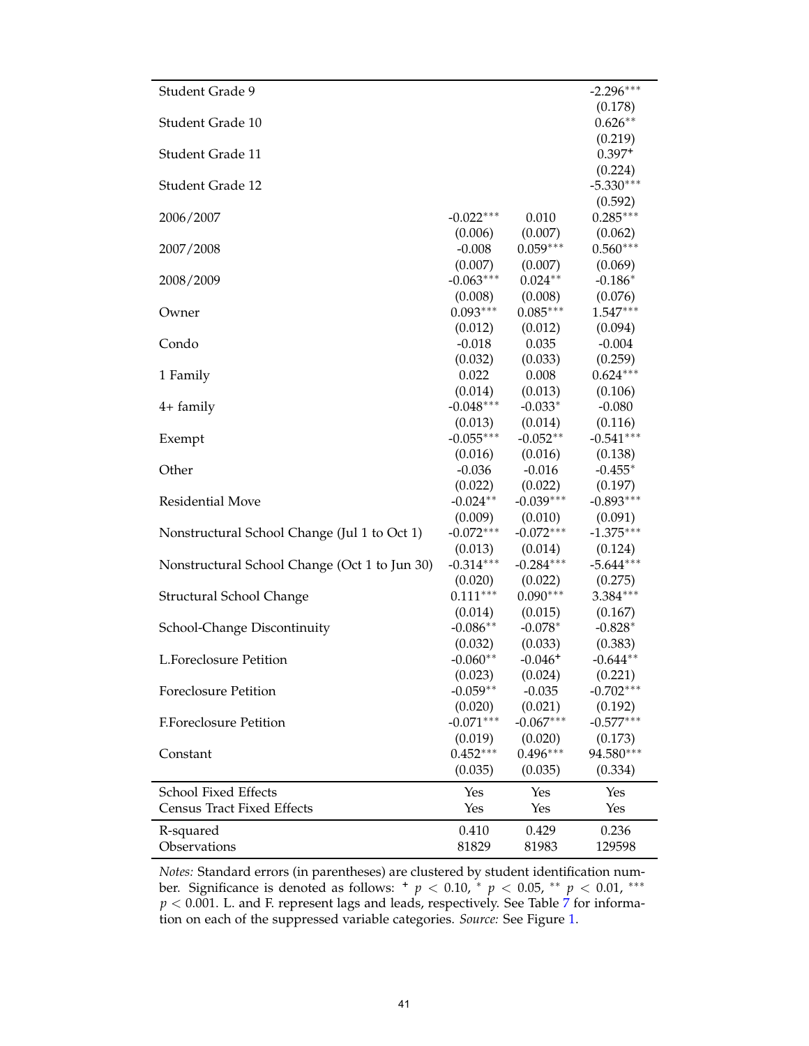| | | | |
|---|---|---|---|
| Student Grade 9 | | | -2.296*** |
| | | | (0.178) |
| Student Grade 10 | | | 0.626** |
| | | | (0.219) |
| Student Grade 11 | | | 0.397+ |
| | | | (0.224) |
| Student Grade 12 | | | -5.330*** |
| | | | (0.592) |
| 2006/2007 | -0.022*** | 0.010 | 0.285*** |
| | (0.006) | (0.007) | (0.062) |
| 2007/2008 | -0.008 | 0.059*** | 0.560*** |
| | (0.007) | (0.007) | (0.069) |
| 2008/2009 | -0.063*** | 0.024** | -0.186* |
| | (0.008) | (0.008) | (0.076) |
| Owner | 0.093*** | 0.085*** | 1.547*** |
| | (0.012) | (0.012) | (0.094) |
| Condo | -0.018 | 0.035 | -0.004 |
| | (0.032) | (0.033) | (0.259) |
| 1 Family | 0.022 | 0.008 | 0.624*** |
| | (0.014) | (0.013) | (0.106) |
| 4+ family | -0.048*** | -0.033* | -0.080 |
| | (0.013) | (0.014) | (0.116) |
| Exempt | -0.055*** | -0.052** | -0.541*** |
| | (0.016) | (0.016) | (0.138) |
| Other | -0.036 | -0.016 | -0.455* |
| | (0.022) | (0.022) | (0.197) |
| Residential Move | -0.024** | -0.039*** | -0.893*** |
| | (0.009) | (0.010) | (0.091) |
| Nonstructural School Change (Jul 1 to Oct 1) | -0.072*** | -0.072*** | -1.375*** |
| | (0.013) | (0.014) | (0.124) |
| Nonstructural School Change (Oct 1 to Jun 30) | -0.314*** | -0.284*** | -5.644*** |
| | (0.020) | (0.022) | (0.275) |
| Structural School Change | 0.111*** | 0.090*** | 3.384*** |
| | (0.014) | (0.015) | (0.167) |
| School-Change Discontinuity | -0.086** | -0.078* | -0.828* |
| | (0.032) | (0.033) | (0.383) |
| L.Foreclosure Petition | -0.060** | -0.046+ | -0.644** |
| | (0.023) | (0.024) | (0.221) |
| Foreclosure Petition | -0.059** | -0.035 | -0.702*** |
| | (0.020) | (0.021) | (0.192) |
| F.Foreclosure Petition | -0.071*** | -0.067*** | -0.577*** |
| | (0.019) | (0.020) | (0.173) |
| Constant | 0.452*** | 0.496*** | 94.580*** |
| | (0.035) | (0.035) | (0.334) |
| School Fixed Effects | Yes | Yes | Yes |
| Census Tract Fixed Effects | Yes | Yes | Yes |
| R-squared | 0.410 | 0.429 | 0.236 |
| Observations | 81829 | 81983 | 129598 |

*Notes:* Standard errors (in parentheses) are clustered by student identification number. Significance is denoted as follows: + $p < 0.10$, * $p < 0.05$, ** $p < 0.01$, *** $p < 0.001$. L. and F. represent lags and leads, respectively. See Table 7 for information on each of the suppressed variable categories. *Source:* See Figure 1.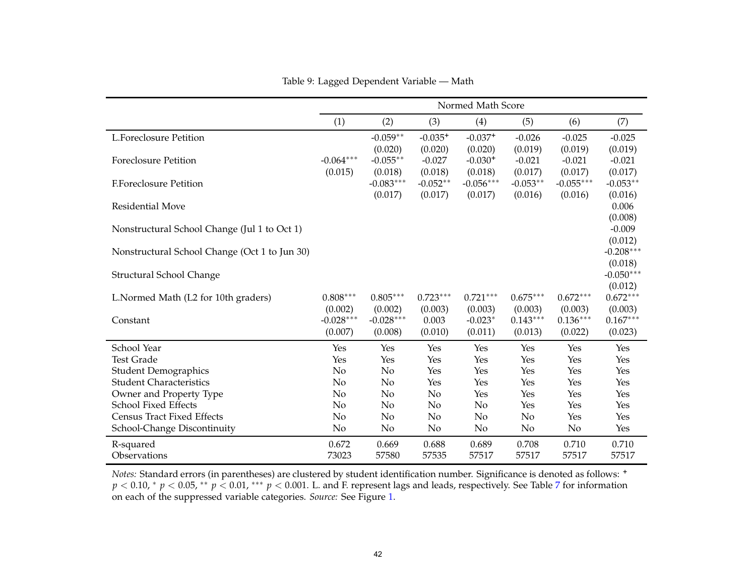Table 9: Lagged Dependent Variable — Math

| | Normed Math Score | | | | | | |
|---|---|---|---|---|---|---|---|
| | (1) | (2) | (3) | (4) | (5) | (6) | (7) |
| L.Foreclosure Petition | | -0.059** | -0.035+ | -0.037+ | -0.026 | -0.025 | -0.025 |
| | | (0.020) | (0.020) | (0.020) | (0.019) | (0.019) | (0.019) |
| Foreclosure Petition | -0.064*** | -0.055** | -0.027 | -0.030+ | -0.021 | -0.021 | -0.021 |
| | (0.015) | (0.018) | (0.018) | (0.018) | (0.017) | (0.017) | (0.017) |
| F.Foreclosure Petition | | -0.083*** | -0.052** | -0.056*** | -0.053** | -0.055*** | -0.053** |
| | | (0.017) | (0.017) | (0.017) | (0.016) | (0.016) | (0.016) |
| Residential Move | | | | | | | 0.006 |
| | | | | | | | (0.008) |
| Nonstructural School Change (Jul 1 to Oct 1) | | | | | | | -0.009 |
| | | | | | | | (0.012) |
| Nonstructural School Change (Oct 1 to Jun 30) | | | | | | | -0.208*** |
| | | | | | | | (0.018) |
| Structural School Change | | | | | | | -0.050*** |
| | | | | | | | (0.012) |
| L.Normed Math (L2 for 10th graders) | 0.808*** | 0.805*** | 0.723*** | 0.721*** | 0.675*** | 0.672*** | 0.672*** |
| | (0.002) | (0.002) | (0.003) | (0.003) | (0.003) | (0.003) | (0.003) |
| Constant | -0.028*** | -0.028*** | 0.003 | -0.023* | 0.143*** | 0.136*** | 0.167*** |
| | (0.007) | (0.008) | (0.010) | (0.011) | (0.013) | (0.022) | (0.023) |
| School Year | Yes | Yes | Yes | Yes | Yes | Yes | Yes |
| Test Grade | Yes | Yes | Yes | Yes | Yes | Yes | Yes |
| Student Demographics | No | No | Yes | Yes | Yes | Yes | Yes |
| Student Characteristics | No | No | Yes | Yes | Yes | Yes | Yes |
| Owner and Property Type | No | No | No | Yes | Yes | Yes | Yes |
| School Fixed Effects | No | No | No | No | Yes | Yes | Yes |
| Census Tract Fixed Effects | No | No | No | No | No | Yes | Yes |
| School-Change Discontinuity | No | No | No | No | No | No | Yes |
| R-squared | 0.672 | 0.669 | 0.688 | 0.689 | 0.708 | 0.710 | 0.710 |
| Observations | 73023 | 57580 | 57535 | 57517 | 57517 | 57517 | 57517 |

*Notes:* Standard errors (in parentheses) are clustered by student identification number. Significance is denoted as follows: + $p < 0.10$, * $p < 0.05$, ** $p < 0.01$, *** $p < 0.001$. L. and F. represent lags and leads, respectively. See Table 7 for information on each of the suppressed variable categories. *Source:* See Figure 1.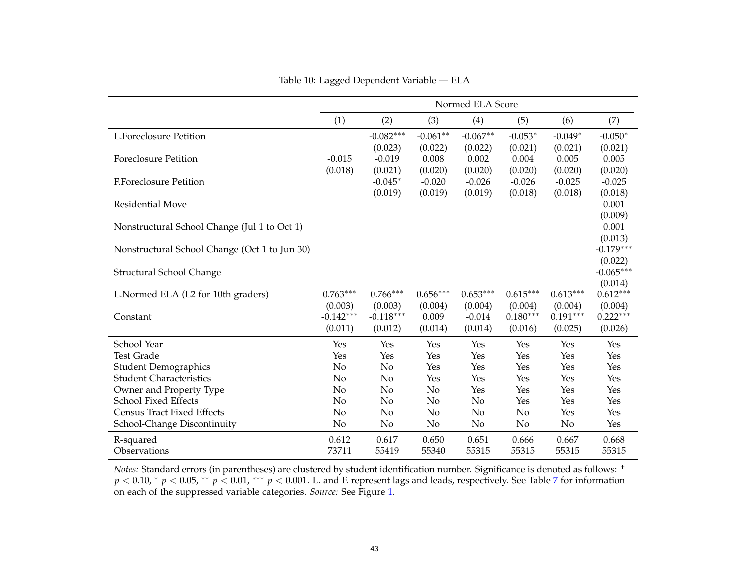Table 10: Lagged Dependent Variable — ELA

| | Normed ELA Score | | | | | | |
|---|---|---|---|---|---|---|---|
| | (1) | (2) | (3) | (4) | (5) | (6) | (7) |
| L.Foreclosure Petition | | -0.082*** | -0.061** | -0.067** | -0.053* | -0.049* | -0.050* |
| | | (0.023) | (0.022) | (0.022) | (0.021) | (0.021) | (0.021) |
| Foreclosure Petition | -0.015 | -0.019 | 0.008 | 0.002 | 0.004 | 0.005 | 0.005 |
| | (0.018) | (0.021) | (0.020) | (0.020) | (0.020) | (0.020) | (0.020) |
| F.Foreclosure Petition | | -0.045* | -0.020 | -0.026 | -0.026 | -0.025 | -0.025 |
| | | (0.019) | (0.019) | (0.019) | (0.018) | (0.018) | (0.018) |
| Residential Move | | | | | | | 0.001 |
| | | | | | | | (0.009) |
| Nonstructural School Change (Jul 1 to Oct 1) | | | | | | | 0.001 |
| | | | | | | | (0.013) |
| Nonstructural School Change (Oct 1 to Jun 30) | | | | | | | -0.179*** |
| | | | | | | | (0.022) |
| Structural School Change | | | | | | | -0.065*** |
| | | | | | | | (0.014) |
| L.Normed ELA (L2 for 10th graders) | 0.763*** | 0.766*** | 0.656*** | 0.653*** | 0.615*** | 0.613*** | 0.612*** |
| | (0.003) | (0.003) | (0.004) | (0.004) | (0.004) | (0.004) | (0.004) |
| Constant | -0.142*** | -0.118*** | 0.009 | -0.014 | 0.180*** | 0.191*** | 0.222*** |
| | (0.011) | (0.012) | (0.014) | (0.014) | (0.016) | (0.025) | (0.026) |
| School Year | Yes | Yes | Yes | Yes | Yes | Yes | Yes |
| Test Grade | Yes | Yes | Yes | Yes | Yes | Yes | Yes |
| Student Demographics | No | No | Yes | Yes | Yes | Yes | Yes |
| Student Characteristics | No | No | Yes | Yes | Yes | Yes | Yes |
| Owner and Property Type | No | No | No | Yes | Yes | Yes | Yes |
| School Fixed Effects | No | No | No | No | Yes | Yes | Yes |
| Census Tract Fixed Effects | No | No | No | No | No | Yes | Yes |
| School-Change Discontinuity | No | No | No | No | No | No | Yes |
| R-squared | 0.612 | 0.617 | 0.650 | 0.651 | 0.666 | 0.667 | 0.668 |
| Observations | 73711 | 55419 | 55340 | 55315 | 55315 | 55315 | 55315 |

*Notes:* Standard errors (in parentheses) are clustered by student identification number. Significance is denoted as follows: + $p < 0.10$, * $p < 0.05$, ** $p < 0.01$, *** $p < 0.001$. L. and F. represent lags and leads, respectively. See Table 7 for information on each of the suppressed variable categories. *Source:* See Figure 1.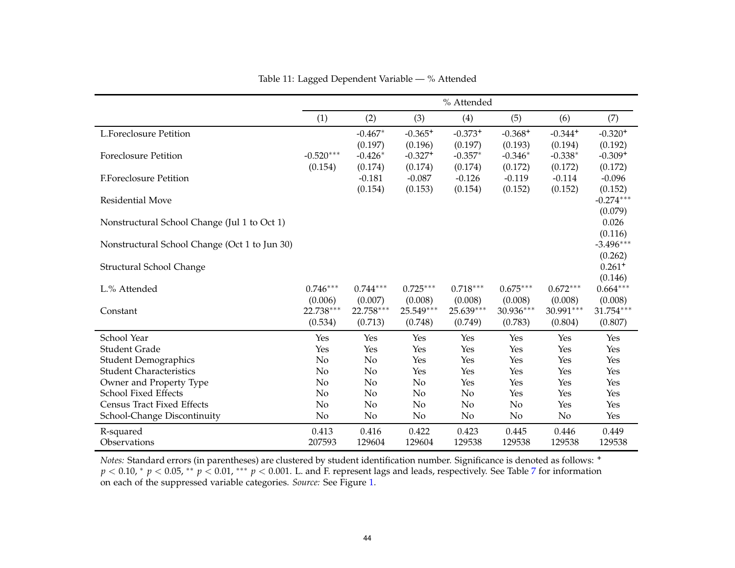Table 11: Lagged Dependent Variable — % Attended

| | % Attended | | | | | | |
|---|---|---|---|---|---|---|---|
| | (1) | (2) | (3) | (4) | (5) | (6) | (7) |
| L.Foreclosure Petition | | -0.467* | -0.365+ | -0.373+ | -0.368+ | -0.344+ | -0.320+ |
| | | (0.197) | (0.196) | (0.197) | (0.193) | (0.194) | (0.192) |
| Foreclosure Petition | -0.520*** | -0.426* | -0.327+ | -0.357* | -0.346* | -0.338* | -0.309+ |
| | (0.154) | (0.174) | (0.174) | (0.174) | (0.172) | (0.172) | (0.172) |
| F.Foreclosure Petition | | -0.181 | -0.087 | -0.126 | -0.119 | -0.114 | -0.096 |
| | | (0.154) | (0.153) | (0.154) | (0.152) | (0.152) | (0.152) |
| Residential Move | | | | | | | -0.274*** |
| | | | | | | | (0.079) |
| Nonstructural School Change (Jul 1 to Oct 1) | | | | | | | 0.026 |
| | | | | | | | (0.116) |
| Nonstructural School Change (Oct 1 to Jun 30) | | | | | | | -3.496*** |
| | | | | | | | (0.262) |
| Structural School Change | | | | | | | 0.261+ |
| | | | | | | | (0.146) |
| L.% Attended | 0.746*** | 0.744*** | 0.725*** | 0.718*** | 0.675*** | 0.672*** | 0.664*** |
| | (0.006) | (0.007) | (0.008) | (0.008) | (0.008) | (0.008) | (0.008) |
| Constant | 22.738*** | 22.758*** | 25.549*** | 25.639*** | 30.936*** | 30.991*** | 31.754*** |
| | (0.534) | (0.713) | (0.748) | (0.749) | (0.783) | (0.804) | (0.807) |
| School Year | Yes | Yes | Yes | Yes | Yes | Yes | Yes |
| Student Grade | Yes | Yes | Yes | Yes | Yes | Yes | Yes |
| Student Demographics | No | No | Yes | Yes | Yes | Yes | Yes |
| Student Characteristics | No | No | Yes | Yes | Yes | Yes | Yes |
| Owner and Property Type | No | No | No | Yes | Yes | Yes | Yes |
| School Fixed Effects | No | No | No | No | Yes | Yes | Yes |
| Census Tract Fixed Effects | No | No | No | No | No | Yes | Yes |
| School-Change Discontinuity | No | No | No | No | No | No | Yes |
| R-squared | 0.413 | 0.416 | 0.422 | 0.423 | 0.445 | 0.446 | 0.449 |
| Observations | 207593 | 129604 | 129604 | 129538 | 129538 | 129538 | 129538 |

*Notes:* Standard errors (in parentheses) are clustered by student identification number. Significance is denoted as follows: + $p < 0.10$, * $p < 0.05$, ** $p < 0.01$, *** $p < 0.001$. L. and F. represent lags and leads, respectively. See Table 7 for information on each of the suppressed variable categories. *Source:* See Figure 1.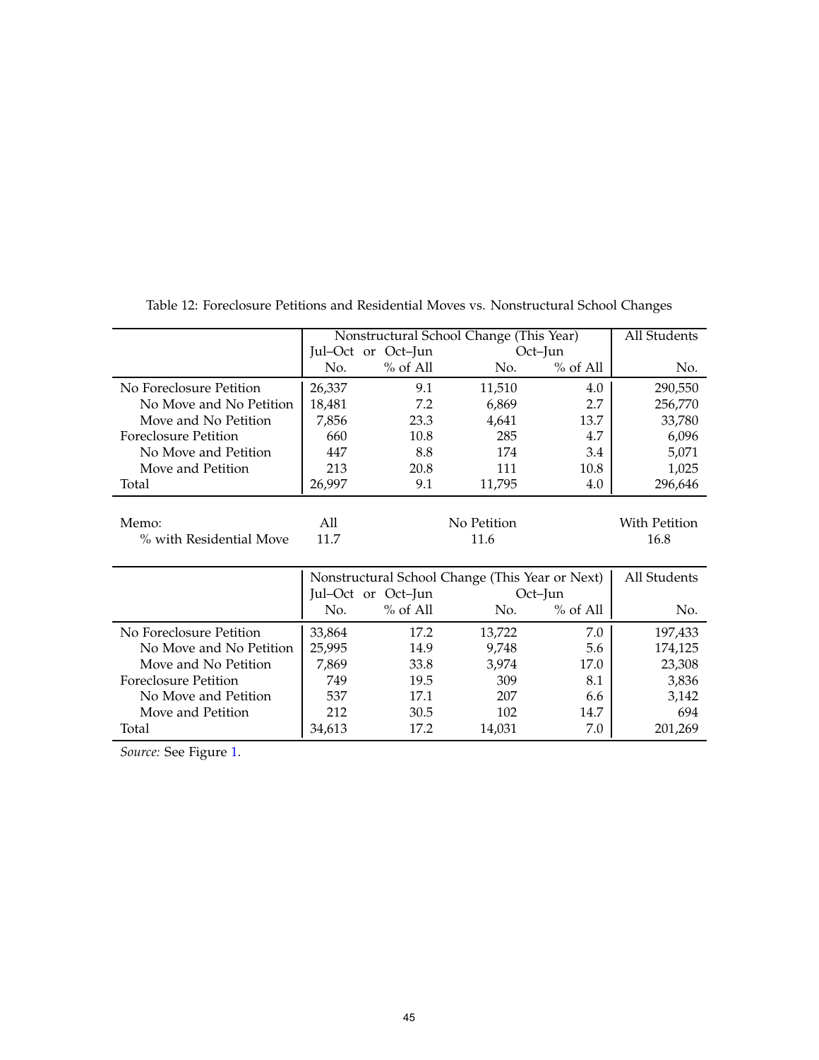Table 12: Foreclosure Petitions and Residential Moves vs. Nonstructural School Changes

| | Nonstructural School Change (This Year) | | | | All Students |
|---|---|---|---|---|---|
| | Jul–Oct or Oct–Jun | | Oct–Jun | | |
| | No. | % of All | No. | % of All | No. |
| No Foreclosure Petition | 26,337 | 9.1 | 11,510 | 4.0 | 290,550 |
| No Move and No Petition | 18,481 | 7.2 | 6,869 | 2.7 | 256,770 |
| Move and No Petition | 7,856 | 23.3 | 4,641 | 13.7 | 33,780 |
| Foreclosure Petition | 660 | 10.8 | 285 | 4.7 | 6,096 |
| No Move and Petition | 447 | 8.8 | 174 | 3.4 | 5,071 |
| Move and Petition | 213 | 20.8 | 111 | 10.8 | 1,025 |
| Total | 26,997 | 9.1 | 11,795 | 4.0 | 296,646 |

| Memo: | All | No Petition | With Petition |
|---|---|---|---|
| % with Residential Move | 11.7 | 11.6 | 16.8 |

| | Nonstructural School Change (This Year or Next) | | | | All Students |
|---|---|---|---|---|---|
| | Jul–Oct or Oct–Jun | | Oct–Jun | | |
| | No. | % of All | No. | % of All | No. |
| No Foreclosure Petition | 33,864 | 17.2 | 13,722 | 7.0 | 197,433 |
| No Move and No Petition | 25,995 | 14.9 | 9,748 | 5.6 | 174,125 |
| Move and No Petition | 7,869 | 33.8 | 3,974 | 17.0 | 23,308 |
| Foreclosure Petition | 749 | 19.5 | 309 | 8.1 | 3,836 |
| No Move and Petition | 537 | 17.1 | 207 | 6.6 | 3,142 |
| Move and Petition | 212 | 30.5 | 102 | 14.7 | 694 |
| Total | 34,613 | 17.2 | 14,031 | 7.0 | 201,269 |

*Source:* See Figure 1.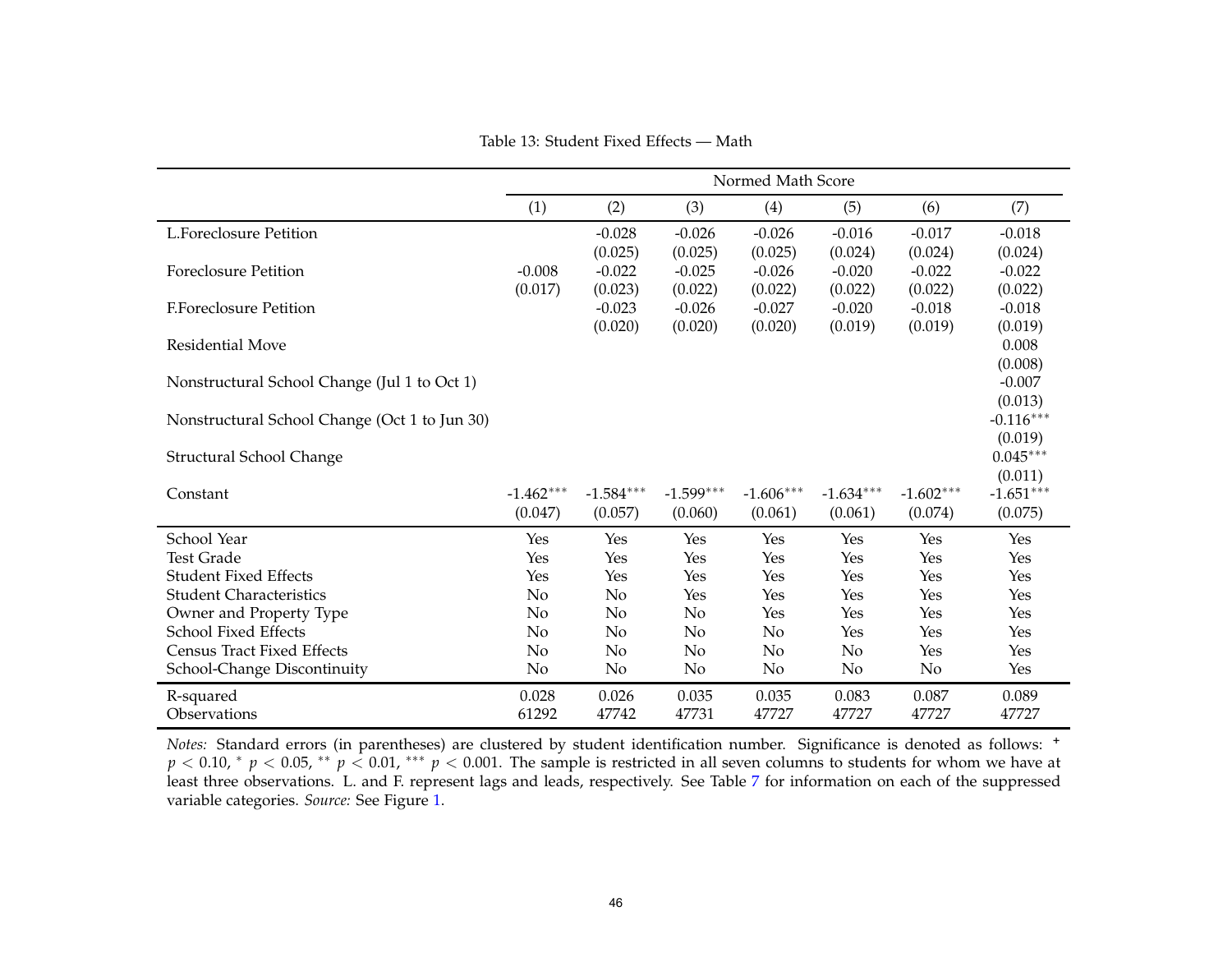Table 13: Student Fixed Effects — Math

| | Normed Math Score | | | | | | |
|---|---|---|---|---|---|---|---|
| | (1) | (2) | (3) | (4) | (5) | (6) | (7) |
| L.Foreclosure Petition | | -0.028 | -0.026 | -0.026 | -0.016 | -0.017 | -0.018 |
| | | (0.025) | (0.025) | (0.025) | (0.024) | (0.024) | (0.024) |
| Foreclosure Petition | -0.008 | -0.022 | -0.025 | -0.026 | -0.020 | -0.022 | -0.022 |
| | (0.017) | (0.023) | (0.022) | (0.022) | (0.022) | (0.022) | (0.022) |
| F.Foreclosure Petition | | -0.023 | -0.026 | -0.027 | -0.020 | -0.018 | -0.018 |
| | | (0.020) | (0.020) | (0.020) | (0.019) | (0.019) | (0.019) |
| Residential Move | | | | | | | 0.008 |
| | | | | | | | (0.008) |
| Nonstructural School Change (Jul 1 to Oct 1) | | | | | | | -0.007 |
| | | | | | | | (0.013) |
| Nonstructural School Change (Oct 1 to Jun 30) | | | | | | | -0.116*** |
| | | | | | | | (0.019) |
| Structural School Change | | | | | | | 0.045*** |
| | | | | | | | (0.011) |
| Constant | -1.462*** | -1.584*** | -1.599*** | -1.606*** | -1.634*** | -1.602*** | -1.651*** |
| | (0.047) | (0.057) | (0.060) | (0.061) | (0.061) | (0.074) | (0.075) |
| School Year | Yes | Yes | Yes | Yes | Yes | Yes | Yes |
| Test Grade | Yes | Yes | Yes | Yes | Yes | Yes | Yes |
| Student Fixed Effects | Yes | Yes | Yes | Yes | Yes | Yes | Yes |
| Student Characteristics | No | No | Yes | Yes | Yes | Yes | Yes |
| Owner and Property Type | No | No | No | Yes | Yes | Yes | Yes |
| School Fixed Effects | No | No | No | No | Yes | Yes | Yes |
| Census Tract Fixed Effects | No | No | No | No | No | Yes | Yes |
| School-Change Discontinuity | No | No | No | No | No | No | Yes |
| R-squared | 0.028 | 0.026 | 0.035 | 0.035 | 0.083 | 0.087 | 0.089 |
| Observations | 61292 | 47742 | 47731 | 47727 | 47727 | 47727 | 47727 |

*Notes:* Standard errors (in parentheses) are clustered by student identification number. Significance is denoted as follows: + $p < 0.10$, * $p < 0.05$, ** $p < 0.01$, *** $p < 0.001$. The sample is restricted in all seven columns to students for whom we have at least three observations. L. and F. represent lags and leads, respectively. See Table 7 for information on each of the suppressed variable categories. *Source:* See Figure 1.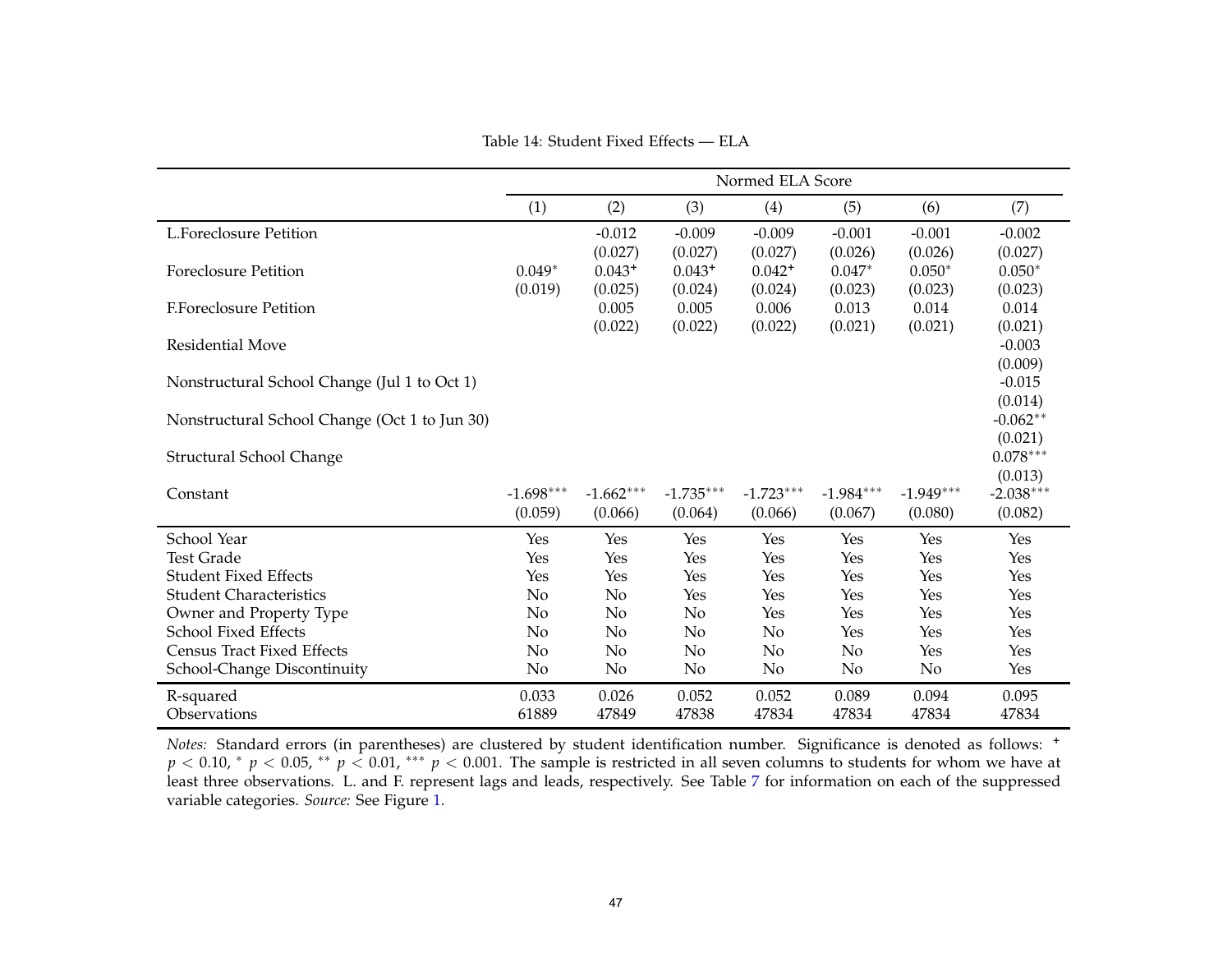Table 14: Student Fixed Effects — ELA

| | Normed ELA Score | | | | | | |
|---|---|---|---|---|---|---|---|
| | (1) | (2) | (3) | (4) | (5) | (6) | (7) |
| L.Foreclosure Petition | | -0.012 | -0.009 | -0.009 | -0.001 | -0.001 | -0.002 |
| | | (0.027) | (0.027) | (0.027) | (0.026) | (0.026) | (0.027) |
| Foreclosure Petition | 0.049* | 0.043+ | 0.043+ | 0.042+ | 0.047* | 0.050* | 0.050* |
| | (0.019) | (0.025) | (0.024) | (0.024) | (0.023) | (0.023) | (0.023) |
| F.Foreclosure Petition | | 0.005 | 0.005 | 0.006 | 0.013 | 0.014 | 0.014 |
| | | (0.022) | (0.022) | (0.022) | (0.021) | (0.021) | (0.021) |
| Residential Move | | | | | | | -0.003 |
| | | | | | | | (0.009) |
| Nonstructural School Change (Jul 1 to Oct 1) | | | | | | | -0.015 |
| | | | | | | | (0.014) |
| Nonstructural School Change (Oct 1 to Jun 30) | | | | | | | -0.062** |
| | | | | | | | (0.021) |
| Structural School Change | | | | | | | 0.078*** |
| | | | | | | | (0.013) |
| Constant | -1.698*** | -1.662*** | -1.735*** | -1.723*** | -1.984*** | -1.949*** | -2.038*** |
| | (0.059) | (0.066) | (0.064) | (0.066) | (0.067) | (0.080) | (0.082) |
| School Year | Yes | Yes | Yes | Yes | Yes | Yes | Yes |
| Test Grade | Yes | Yes | Yes | Yes | Yes | Yes | Yes |
| Student Fixed Effects | Yes | Yes | Yes | Yes | Yes | Yes | Yes |
| Student Characteristics | No | No | Yes | Yes | Yes | Yes | Yes |
| Owner and Property Type | No | No | No | Yes | Yes | Yes | Yes |
| School Fixed Effects | No | No | No | No | Yes | Yes | Yes |
| Census Tract Fixed Effects | No | No | No | No | No | Yes | Yes |
| School-Change Discontinuity | No | No | No | No | No | No | Yes |
| R-squared | 0.033 | 0.026 | 0.052 | 0.052 | 0.089 | 0.094 | 0.095 |
| Observations | 61889 | 47849 | 47838 | 47834 | 47834 | 47834 | 47834 |

*Notes:* Standard errors (in parentheses) are clustered by student identification number. Significance is denoted as follows: + $p < 0.10$, * $p < 0.05$, ** $p < 0.01$, *** $p < 0.001$. The sample is restricted in all seven columns to students for whom we have at least three observations. L. and F. represent lags and leads, respectively. See Table 7 for information on each of the suppressed variable categories. *Source:* See Figure 1.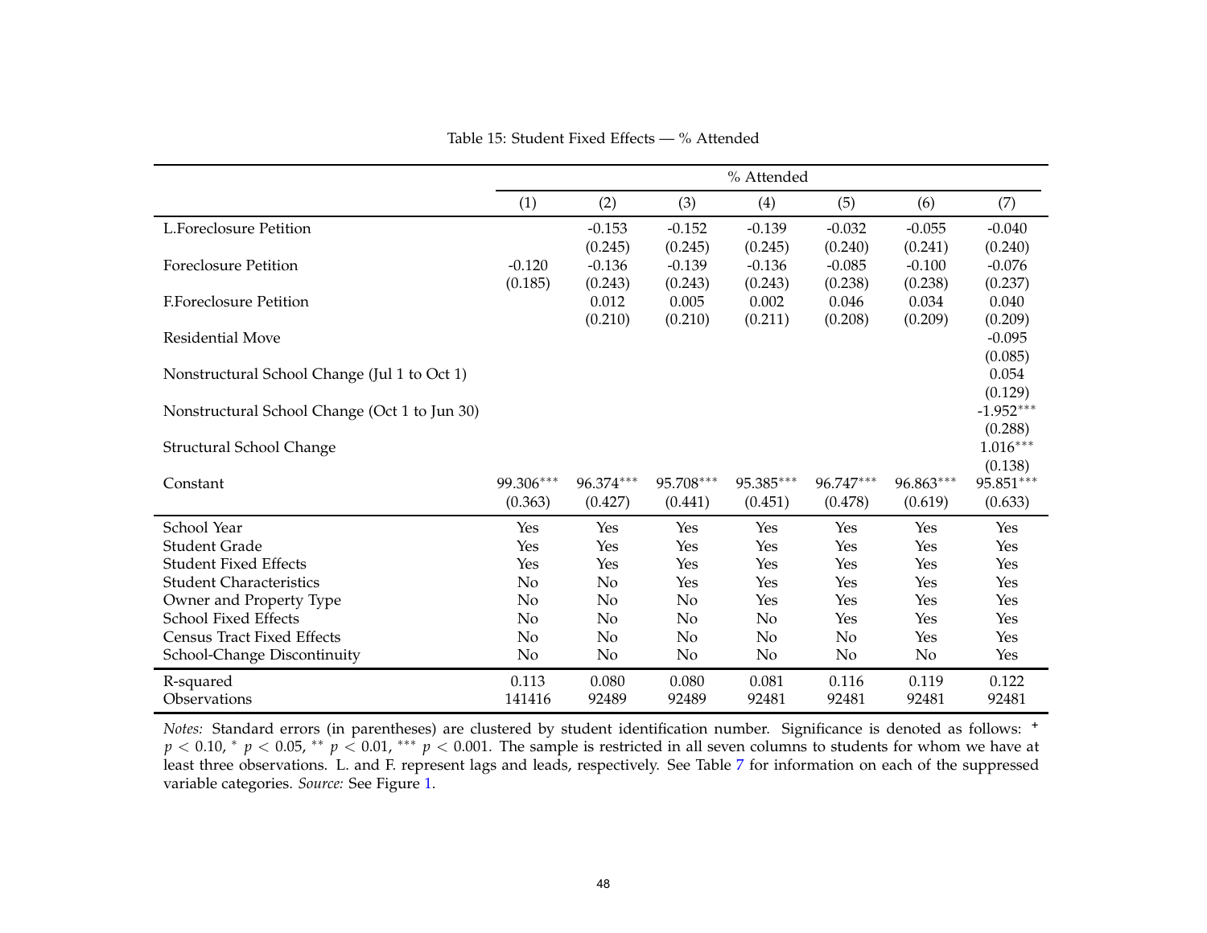Table 15: Student Fixed Effects — % Attended

| | % Attended | | | | | | |
|---|---|---|---|---|---|---|---|
| | (1) | (2) | (3) | (4) | (5) | (6) | (7) |
| L.Foreclosure Petition | | -0.153 | -0.152 | -0.139 | -0.032 | -0.055 | -0.040 |
| | | (0.245) | (0.245) | (0.245) | (0.240) | (0.241) | (0.240) |
| Foreclosure Petition | -0.120 | -0.136 | -0.139 | -0.136 | -0.085 | -0.100 | -0.076 |
| | (0.185) | (0.243) | (0.243) | (0.243) | (0.238) | (0.238) | (0.237) |
| F.Foreclosure Petition | | 0.012 | 0.005 | 0.002 | 0.046 | 0.034 | 0.040 |
| | | (0.210) | (0.210) | (0.211) | (0.208) | (0.209) | (0.209) |
| Residential Move | | | | | | | -0.095 |
| | | | | | | | (0.085) |
| Nonstructural School Change (Jul 1 to Oct 1) | | | | | | | 0.054 |
| | | | | | | | (0.129) |
| Nonstructural School Change (Oct 1 to Jun 30) | | | | | | | -1.952*** |
| | | | | | | | (0.288) |
| Structural School Change | | | | | | | 1.016*** |
| | | | | | | | (0.138) |
| Constant | 99.306*** | 96.374*** | 95.708*** | 95.385*** | 96.747*** | 96.863*** | 95.851*** |
| | (0.363) | (0.427) | (0.441) | (0.451) | (0.478) | (0.619) | (0.633) |
| School Year | Yes | Yes | Yes | Yes | Yes | Yes | Yes |
| Student Grade | Yes | Yes | Yes | Yes | Yes | Yes | Yes |
| Student Fixed Effects | Yes | Yes | Yes | Yes | Yes | Yes | Yes |
| Student Characteristics | No | No | Yes | Yes | Yes | Yes | Yes |
| Owner and Property Type | No | No | No | Yes | Yes | Yes | Yes |
| School Fixed Effects | No | No | No | No | Yes | Yes | Yes |
| Census Tract Fixed Effects | No | No | No | No | No | Yes | Yes |
| School-Change Discontinuity | No | No | No | No | No | No | Yes |
| R-squared | 0.113 | 0.080 | 0.080 | 0.081 | 0.116 | 0.119 | 0.122 |
| Observations | 141416 | 92489 | 92489 | 92481 | 92481 | 92481 | 92481 |

*Notes:* Standard errors (in parentheses) are clustered by student identification number. Significance is denoted as follows: + $p < 0.10$, * $p < 0.05$, ** $p < 0.01$, *** $p < 0.001$. The sample is restricted in all seven columns to students for whom we have at least three observations. L. and F. represent lags and leads, respectively. See Table 7 for information on each of the suppressed variable categories. *Source:* See Figure 1.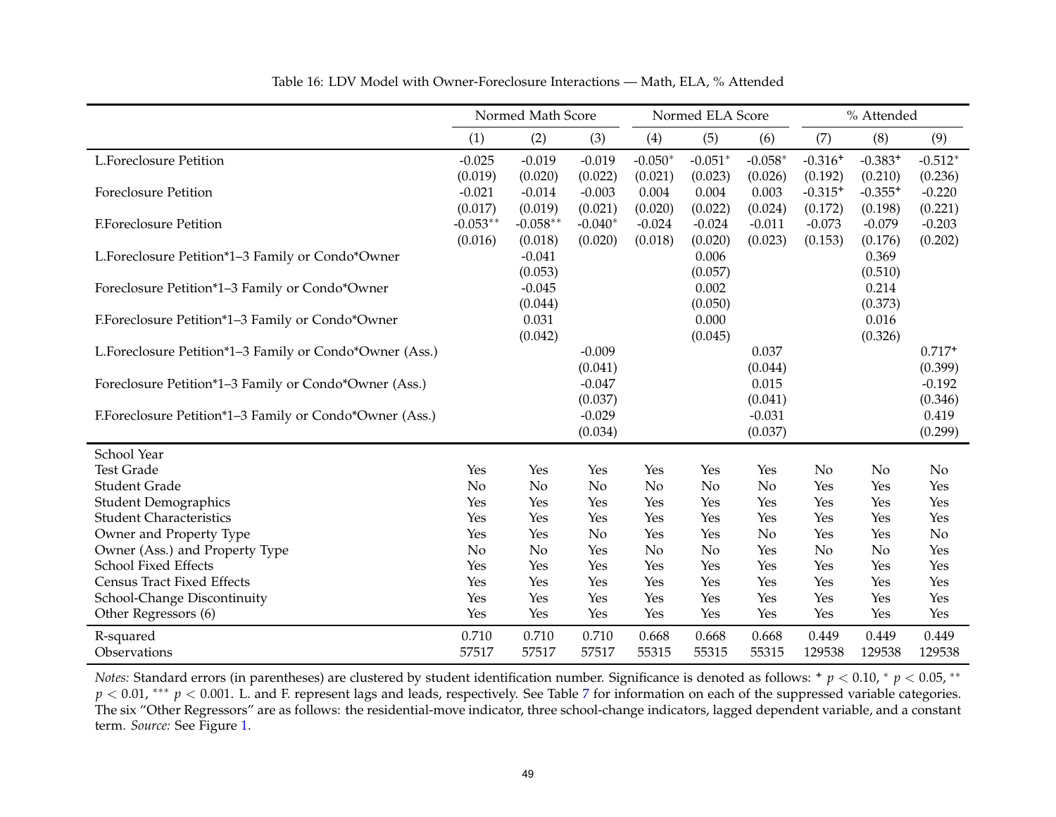Table 16: LDV Model with Owner-Foreclosure Interactions — Math, ELA, % Attended

| | Normed Math Score | | | Normed ELA Score | | | % Attended | | |
|---|---|---|---|---|---|---|---|---|---|
| | (1) | (2) | (3) | (4) | (5) | (6) | (7) | (8) | (9) |
| L.Foreclosure Petition | -0.025 | -0.019 | -0.019 | -0.050* | -0.051* | -0.058* | -0.316+ | -0.383+ | -0.512* |
| | (0.019) | (0.020) | (0.022) | (0.021) | (0.023) | (0.026) | (0.192) | (0.210) | (0.236) |
| Foreclosure Petition | -0.021 | -0.014 | -0.003 | 0.004 | 0.004 | 0.003 | -0.315+ | -0.355+ | -0.220 |
| | (0.017) | (0.019) | (0.021) | (0.020) | (0.022) | (0.024) | (0.172) | (0.198) | (0.221) |
| F.Foreclosure Petition | -0.053** | -0.058** | -0.040* | -0.024 | -0.024 | -0.011 | -0.073 | -0.079 | -0.203 |
| | (0.016) | (0.018) | (0.020) | (0.018) | (0.020) | (0.023) | (0.153) | (0.176) | (0.202) |
| L.Foreclosure Petition*1–3 Family or Condo*Owner | | -0.041 | | | 0.006 | | | 0.369 | |
| | | (0.053) | | | (0.057) | | | (0.510) | |
| Foreclosure Petition*1–3 Family or Condo*Owner | | -0.045 | | | 0.002 | | | 0.214 | |
| | | (0.044) | | | (0.050) | | | (0.373) | |
| F.Foreclosure Petition*1–3 Family or Condo*Owner | | 0.031 | | | 0.000 | | | 0.016 | |
| | | (0.042) | | | (0.045) | | | (0.326) | |
| L.Foreclosure Petition*1–3 Family or Condo*Owner (Ass.) | | | -0.009 | | | 0.037 | | | 0.717+ |
| | | | (0.041) | | | (0.044) | | | (0.399) |
| Foreclosure Petition*1–3 Family or Condo*Owner (Ass.) | | | -0.047 | | | 0.015 | | | -0.192 |
| | | | (0.037) | | | (0.041) | | | (0.346) |
| F.Foreclosure Petition*1–3 Family or Condo*Owner (Ass.) | | | -0.029 | | | -0.031 | | | 0.419 |
| | | | (0.034) | | | (0.037) | | | (0.299) |
| School Year | | | | | | | | | |
| Test Grade | Yes | Yes | Yes | Yes | Yes | Yes | No | No | No |
| Student Grade | No | No | No | No | No | No | Yes | Yes | Yes |
| Student Demographics | Yes | Yes | Yes | Yes | Yes | Yes | Yes | Yes | Yes |
| Student Characteristics | Yes | Yes | Yes | Yes | Yes | Yes | Yes | Yes | Yes |
| Owner and Property Type | Yes | Yes | No | Yes | Yes | No | Yes | Yes | No |
| Owner (Ass.) and Property Type | No | No | Yes | No | No | Yes | No | No | Yes |
| School Fixed Effects | Yes | Yes | Yes | Yes | Yes | Yes | Yes | Yes | Yes |
| Census Tract Fixed Effects | Yes | Yes | Yes | Yes | Yes | Yes | Yes | Yes | Yes |
| School-Change Discontinuity | Yes | Yes | Yes | Yes | Yes | Yes | Yes | Yes | Yes |
| Other Regressors (6) | Yes | Yes | Yes | Yes | Yes | Yes | Yes | Yes | Yes |
| R-squared | 0.710 | 0.710 | 0.710 | 0.668 | 0.668 | 0.668 | 0.449 | 0.449 | 0.449 |
| Observations | 57517 | 57517 | 57517 | 55315 | 55315 | 55315 | 129538 | 129538 | 129538 |

*Notes:* Standard errors (in parentheses) are clustered by student identification number. Significance is denoted as follows: + $p < 0.10$, * $p < 0.05$, ** $p < 0.01$, *** $p < 0.001$. L. and F. represent lags and leads, respectively. See Table 7 for information on each of the suppressed variable categories. The six "Other Regressors" are as follows: the residential-move indicator, three school-change indicators, lagged dependent variable, and a constant term. *Source:* See Figure 1.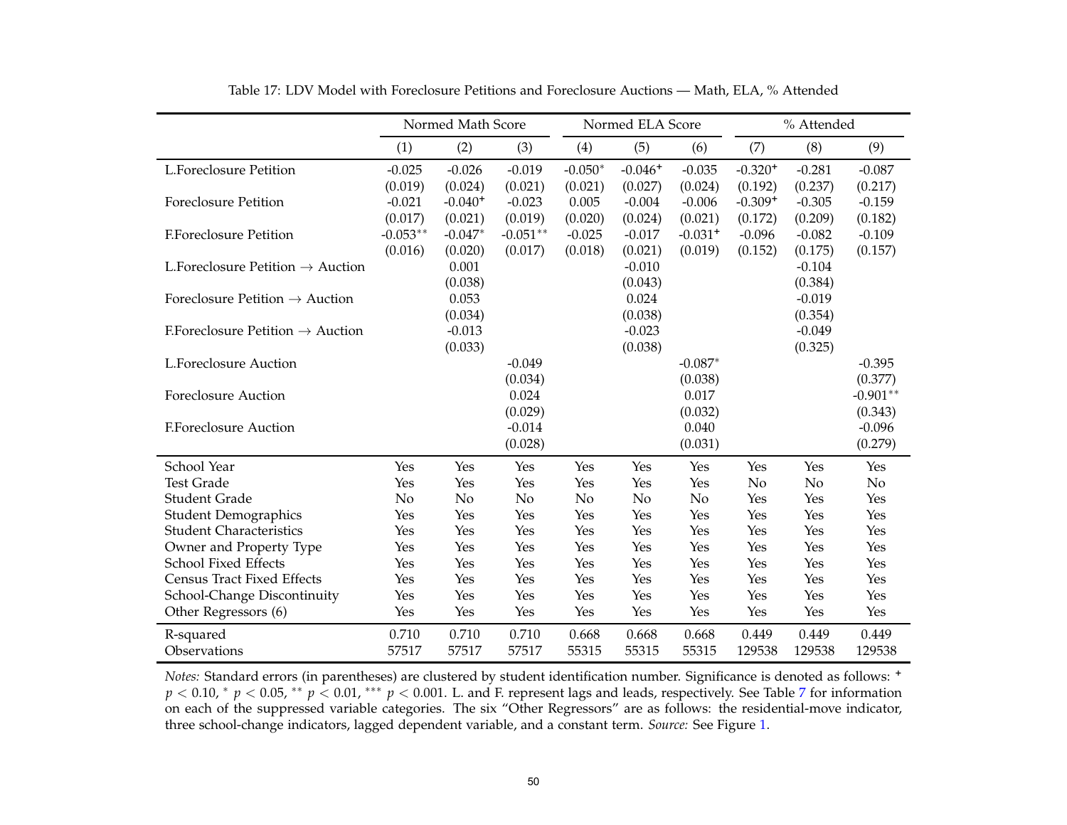Table 17: LDV Model with Foreclosure Petitions and Foreclosure Auctions — Math, ELA, % Attended

| | Normed Math Score | | | Normed ELA Score | | | % Attended | | |
|---|---|---|---|---|---|---|---|---|---|
| | (1) | (2) | (3) | (4) | (5) | (6) | (7) | (8) | (9) |
| L.Foreclosure Petition | -0.025 | -0.026 | -0.019 | -0.050* | -0.046+ | -0.035 | -0.320+ | -0.281 | -0.087 |
| | (0.019) | (0.024) | (0.021) | (0.021) | (0.027) | (0.024) | (0.192) | (0.237) | (0.217) |
| Foreclosure Petition | -0.021 | -0.040+ | -0.023 | 0.005 | -0.004 | -0.006 | -0.309+ | -0.305 | -0.159 |
| | (0.017) | (0.021) | (0.019) | (0.020) | (0.024) | (0.021) | (0.172) | (0.209) | (0.182) |
| F.Foreclosure Petition | -0.053** | -0.047* | -0.051** | -0.025 | -0.017 | -0.031+ | -0.096 | -0.082 | -0.109 |
| | (0.016) | (0.020) | (0.017) | (0.018) | (0.021) | (0.019) | (0.152) | (0.175) | (0.157) |
| L.Foreclosure Petition → Auction | | 0.001 | | | -0.010 | | | -0.104 | |
| | | (0.038) | | | (0.043) | | | (0.384) | |
| Foreclosure Petition → Auction | | 0.053 | | | 0.024 | | | -0.019 | |
| | | (0.034) | | | (0.038) | | | (0.354) | |
| F.Foreclosure Petition → Auction | | -0.013 | | | -0.023 | | | -0.049 | |
| | | (0.033) | | | (0.038) | | | (0.325) | |
| L.Foreclosure Auction | | | -0.049 | | | -0.087* | | | -0.395 |
| | | | (0.034) | | | (0.038) | | | (0.377) |
| Foreclosure Auction | | | 0.024 | | | 0.017 | | | -0.901** |
| | | | (0.029) | | | (0.032) | | | (0.343) |
| F.Foreclosure Auction | | | -0.014 | | | 0.040 | | | -0.096 |
| | | | (0.028) | | | (0.031) | | | (0.279) |
| School Year | Yes | Yes | Yes | Yes | Yes | Yes | Yes | Yes | Yes |
| Test Grade | Yes | Yes | Yes | Yes | Yes | Yes | No | No | No |
| Student Grade | No | No | No | No | No | No | Yes | Yes | Yes |
| Student Demographics | Yes | Yes | Yes | Yes | Yes | Yes | Yes | Yes | Yes |
| Student Characteristics | Yes | Yes | Yes | Yes | Yes | Yes | Yes | Yes | Yes |
| Owner and Property Type | Yes | Yes | Yes | Yes | Yes | Yes | Yes | Yes | Yes |
| School Fixed Effects | Yes | Yes | Yes | Yes | Yes | Yes | Yes | Yes | Yes |
| Census Tract Fixed Effects | Yes | Yes | Yes | Yes | Yes | Yes | Yes | Yes | Yes |
| School-Change Discontinuity | Yes | Yes | Yes | Yes | Yes | Yes | Yes | Yes | Yes |
| Other Regressors (6) | Yes | Yes | Yes | Yes | Yes | Yes | Yes | Yes | Yes |
| R-squared | 0.710 | 0.710 | 0.710 | 0.668 | 0.668 | 0.668 | 0.449 | 0.449 | 0.449 |
| Observations | 57517 | 57517 | 57517 | 55315 | 55315 | 55315 | 129538 | 129538 | 129538 |

*Notes:* Standard errors (in parentheses) are clustered by student identification number. Significance is denoted as follows: + $p < 0.10$, * $p < 0.05$, ** $p < 0.01$, *** $p < 0.001$. L. and F. represent lags and leads, respectively. See Table 7 for information on each of the suppressed variable categories. The six "Other Regressors" are as follows: the residential-move indicator, three school-change indicators, lagged dependent variable, and a constant term. *Source:* See Figure 1.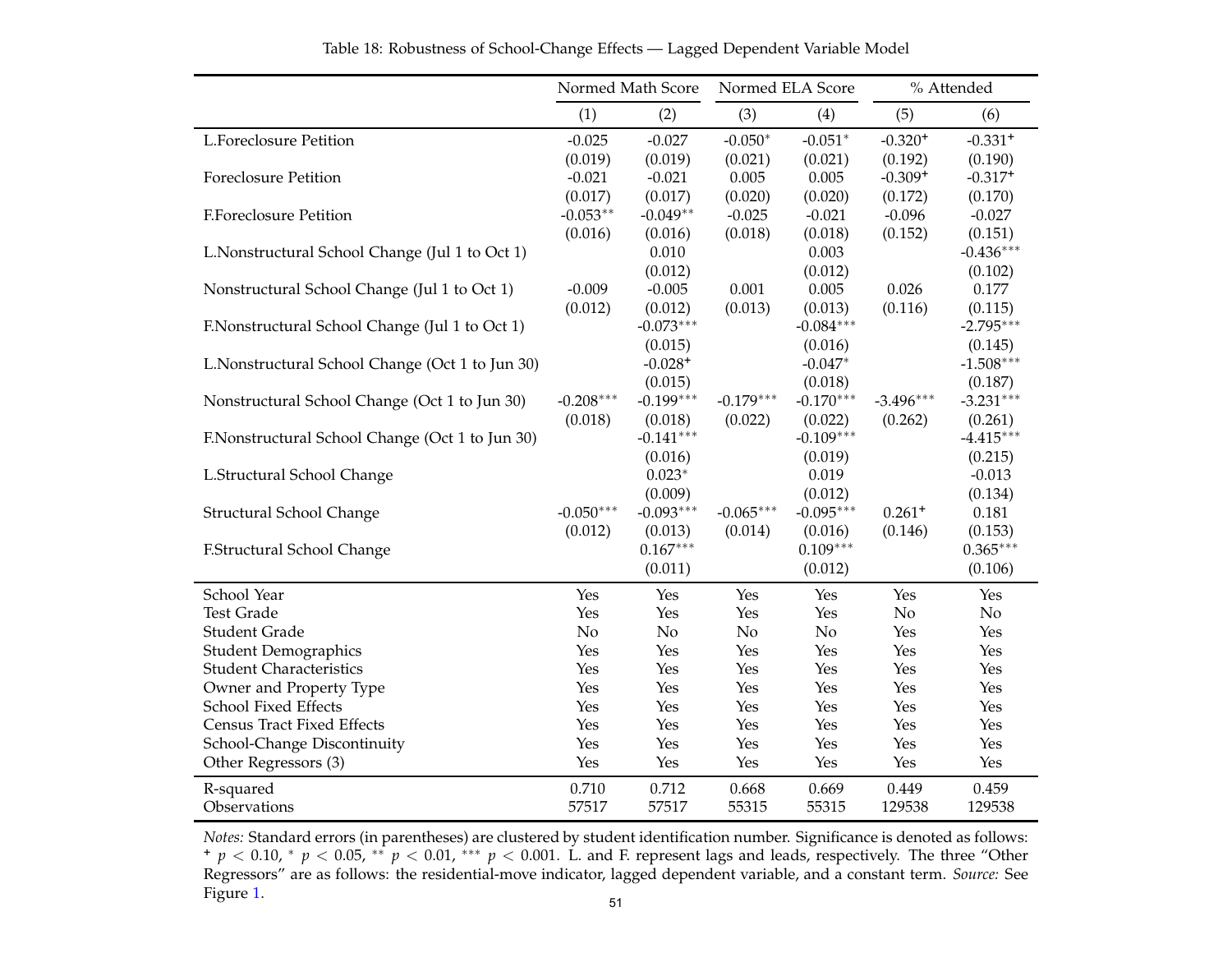Table 18: Robustness of School-Change Effects — Lagged Dependent Variable Model

| | Normed Math Score | | Normed ELA Score | | % Attended | |
|---|---|---|---|---|---|---|
| | (1) | (2) | (3) | (4) | (5) | (6) |
| L.Foreclosure Petition | -0.025 | -0.027 | -0.050* | -0.051* | -0.320+ | -0.331+ |
| | (0.019) | (0.019) | (0.021) | (0.021) | (0.192) | (0.190) |
| Foreclosure Petition | -0.021 | -0.021 | 0.005 | 0.005 | -0.309+ | -0.317+ |
| | (0.017) | (0.017) | (0.020) | (0.020) | (0.172) | (0.170) |
| F.Foreclosure Petition | -0.053** | -0.049** | -0.025 | -0.021 | -0.096 | -0.027 |
| | (0.016) | (0.016) | (0.018) | (0.018) | (0.152) | (0.151) |
| L.Nonstructural School Change (Jul 1 to Oct 1) | | 0.010 | | 0.003 | | -0.436*** |
| | | (0.012) | | (0.012) | | (0.102) |
| Nonstructural School Change (Jul 1 to Oct 1) | -0.009 | -0.005 | 0.001 | 0.005 | 0.026 | 0.177 |
| | (0.012) | (0.012) | (0.013) | (0.013) | (0.116) | (0.115) |
| F.Nonstructural School Change (Jul 1 to Oct 1) | | -0.073*** | | -0.084*** | | -2.795*** |
| | | (0.015) | | (0.016) | | (0.145) |
| L.Nonstructural School Change (Oct 1 to Jun 30) | | -0.028+ | | -0.047* | | -1.508*** |
| | | (0.015) | | (0.018) | | (0.187) |
| Nonstructural School Change (Oct 1 to Jun 30) | -0.208*** | -0.199*** | -0.179*** | -0.170*** | -3.496*** | -3.231*** |
| | (0.018) | (0.018) | (0.022) | (0.022) | (0.262) | (0.261) |
| F.Nonstructural School Change (Oct 1 to Jun 30) | | -0.141*** | | -0.109*** | | -4.415*** |
| | | (0.016) | | (0.019) | | (0.215) |
| L.Structural School Change | | 0.023* | | 0.019 | | -0.013 |
| | | (0.009) | | (0.012) | | (0.134) |
| Structural School Change | -0.050*** | -0.093*** | -0.065*** | -0.095*** | 0.261+ | 0.181 |
| | (0.012) | (0.013) | (0.014) | (0.016) | (0.146) | (0.153) |
| F.Structural School Change | | 0.167*** | | 0.109*** | | 0.365*** |
| | | (0.011) | | (0.012) | | (0.106) |
| School Year | Yes | Yes | Yes | Yes | Yes | Yes |
| Test Grade | Yes | Yes | Yes | Yes | No | No |
| Student Grade | No | No | No | No | Yes | Yes |
| Student Demographics | Yes | Yes | Yes | Yes | Yes | Yes |
| Student Characteristics | Yes | Yes | Yes | Yes | Yes | Yes |
| Owner and Property Type | Yes | Yes | Yes | Yes | Yes | Yes |
| School Fixed Effects | Yes | Yes | Yes | Yes | Yes | Yes |
| Census Tract Fixed Effects | Yes | Yes | Yes | Yes | Yes | Yes |
| School-Change Discontinuity | Yes | Yes | Yes | Yes | Yes | Yes |
| Other Regressors (3) | Yes | Yes | Yes | Yes | Yes | Yes |
| R-squared | 0.710 | 0.712 | 0.668 | 0.669 | 0.449 | 0.459 |
| Observations | 57517 | 57517 | 55315 | 55315 | 129538 | 129538 |

*Notes:* Standard errors (in parentheses) are clustered by student identification number. Significance is denoted as follows: + $p < 0.10$, * $p < 0.05$, ** $p < 0.01$, *** $p < 0.001$. L. and F. represent lags and leads, respectively. The three "Other Regressors" are as follows: the residential-move indicator, lagged dependent variable, and a constant term. *Source:* See Figure 1.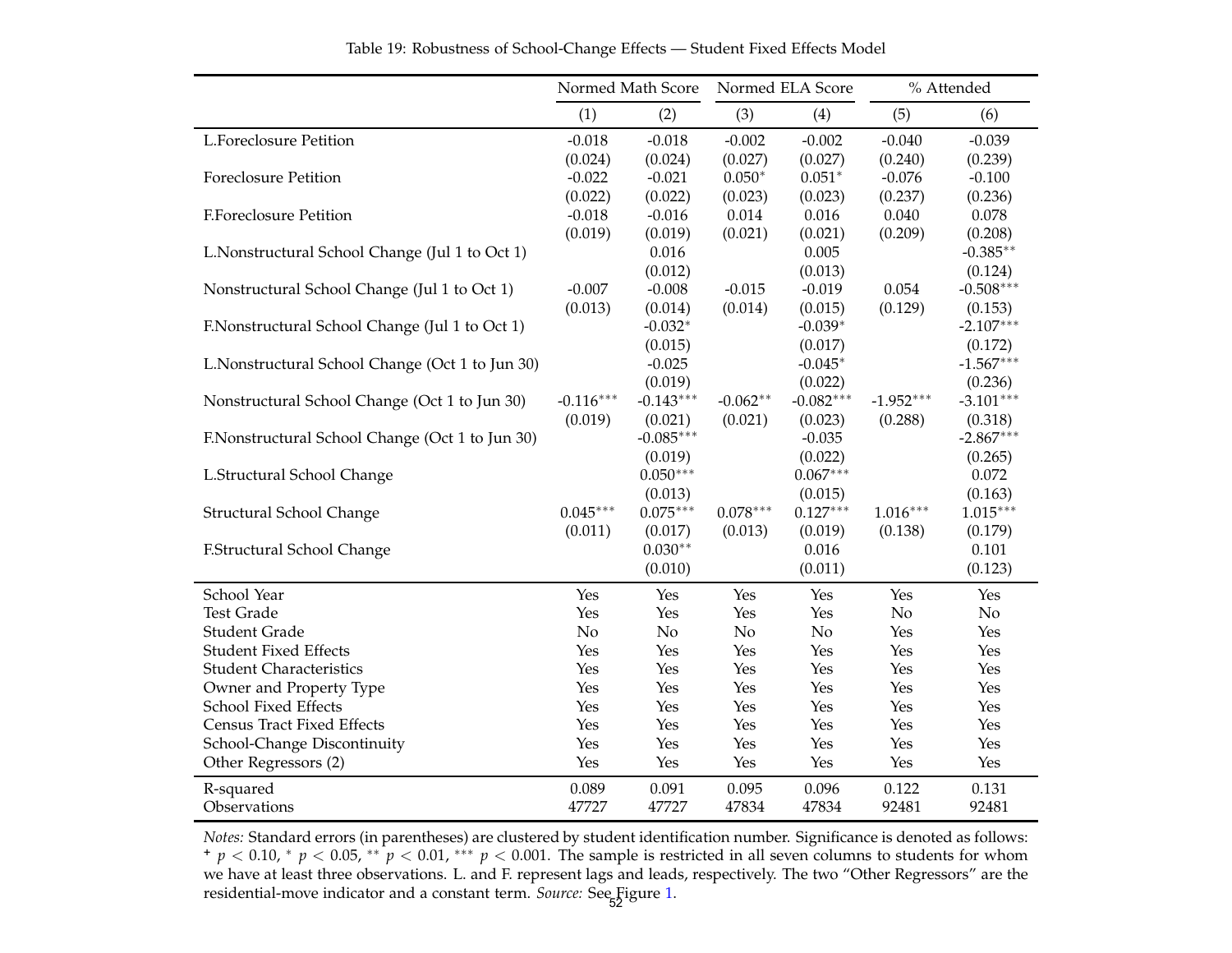Table 19: Robustness of School-Change Effects — Student Fixed Effects Model

| | Normed Math Score | | Normed ELA Score | | % Attended | |
|---|---|---|---|---|---|---|
| | (1) | (2) | (3) | (4) | (5) | (6) |
| L.Foreclosure Petition | -0.018 | -0.018 | -0.002 | -0.002 | -0.040 | -0.039 |
| | (0.024) | (0.024) | (0.027) | (0.027) | (0.240) | (0.239) |
| Foreclosure Petition | -0.022 | -0.021 | 0.050* | 0.051* | -0.076 | -0.100 |
| | (0.022) | (0.022) | (0.023) | (0.023) | (0.237) | (0.236) |
| F.Foreclosure Petition | -0.018 | -0.016 | 0.014 | 0.016 | 0.040 | 0.078 |
| | (0.019) | (0.019) | (0.021) | (0.021) | (0.209) | (0.208) |
| L.Nonstructural School Change (Jul 1 to Oct 1) | | 0.016 | | 0.005 | | -0.385** |
| | | (0.012) | | (0.013) | | (0.124) |
| Nonstructural School Change (Jul 1 to Oct 1) | -0.007 | -0.008 | -0.015 | -0.019 | 0.054 | -0.508*** |
| | (0.013) | (0.014) | (0.014) | (0.015) | (0.129) | (0.153) |
| F.Nonstructural School Change (Jul 1 to Oct 1) | | -0.032* | | -0.039* | | -2.107*** |
| | | (0.015) | | (0.017) | | (0.172) |
| L.Nonstructural School Change (Oct 1 to Jun 30) | | -0.025 | | -0.045* | | -1.567*** |
| | | (0.019) | | (0.022) | | (0.236) |
| Nonstructural School Change (Oct 1 to Jun 30) | -0.116*** | -0.143*** | -0.062** | -0.082*** | -1.952*** | -3.101*** |
| | (0.019) | (0.021) | (0.021) | (0.023) | (0.288) | (0.318) |
| F.Nonstructural School Change (Oct 1 to Jun 30) | | -0.085*** | | -0.035 | | -2.867*** |
| | | (0.019) | | (0.022) | | (0.265) |
| L.Structural School Change | | 0.050*** | | 0.067*** | | 0.072 |
| | | (0.013) | | (0.015) | | (0.163) |
| Structural School Change | 0.045*** | 0.075*** | 0.078*** | 0.127*** | 1.016*** | 1.015*** |
| | (0.011) | (0.017) | (0.013) | (0.019) | (0.138) | (0.179) |
| F.Structural School Change | | 0.030** | | 0.016 | | 0.101 |
| | | (0.010) | | (0.011) | | (0.123) |
| School Year | Yes | Yes | Yes | Yes | Yes | Yes |
| Test Grade | Yes | Yes | Yes | Yes | No | No |
| Student Grade | No | No | No | No | Yes | Yes |
| Student Fixed Effects | Yes | Yes | Yes | Yes | Yes | Yes |
| Student Characteristics | Yes | Yes | Yes | Yes | Yes | Yes |
| Owner and Property Type | Yes | Yes | Yes | Yes | Yes | Yes |
| School Fixed Effects | Yes | Yes | Yes | Yes | Yes | Yes |
| Census Tract Fixed Effects | Yes | Yes | Yes | Yes | Yes | Yes |
| School-Change Discontinuity | Yes | Yes | Yes | Yes | Yes | Yes |
| Other Regressors (2) | Yes | Yes | Yes | Yes | Yes | Yes |
| R-squared | 0.089 | 0.091 | 0.095 | 0.096 | 0.122 | 0.131 |
| Observations | 47727 | 47727 | 47834 | 47834 | 92481 | 92481 |

*Notes:* Standard errors (in parentheses) are clustered by student identification number. Significance is denoted as follows: + $p < 0.10$, * $p < 0.05$, ** $p < 0.01$, *** $p < 0.001$. The sample is restricted in all seven columns to students for whom we have at least three observations. L. and F. represent lags and leads, respectively. The two "Other Regressors" are the residential-move indicator and a constant term. *Source:* See Figure 1.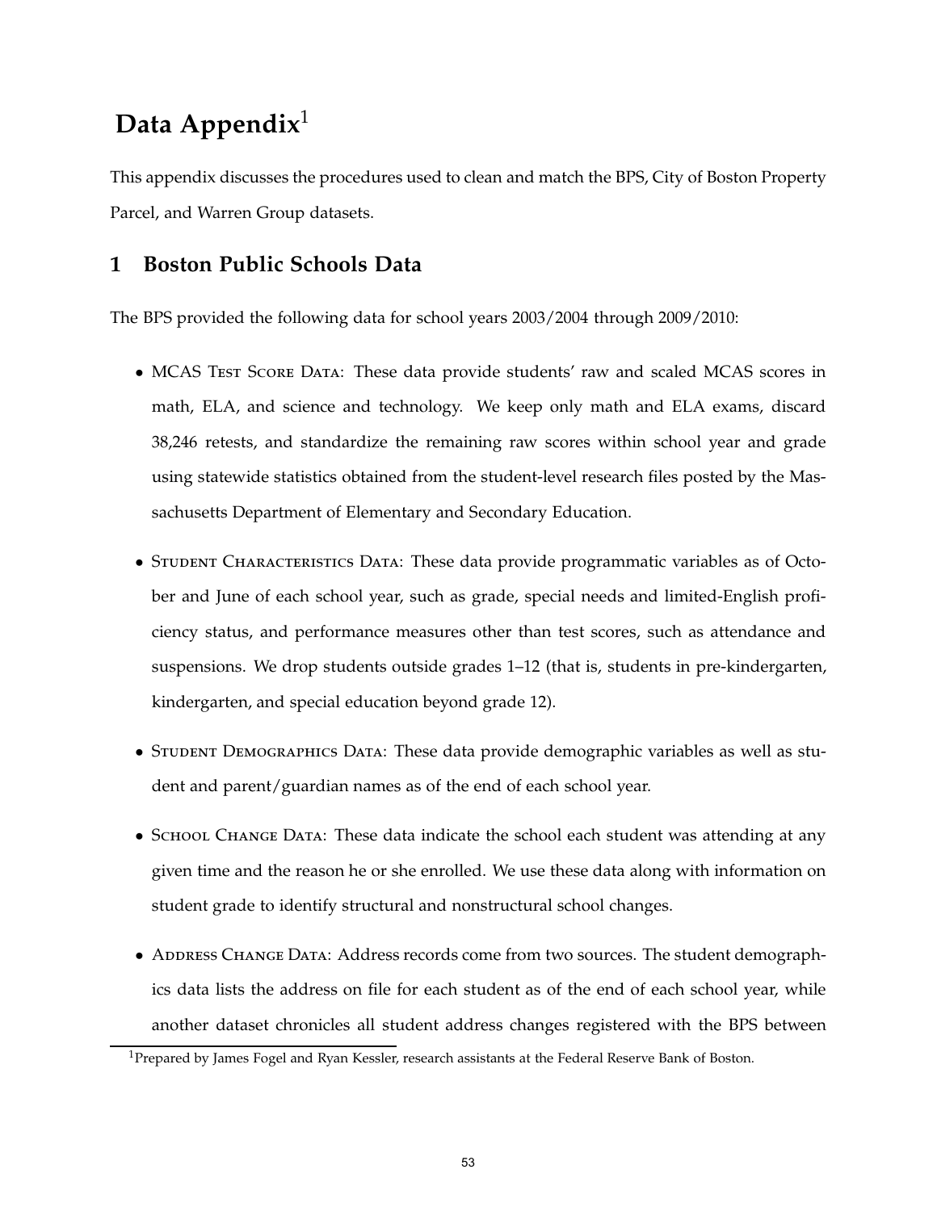# Data Appendix[1]

This appendix discusses the procedures used to clean and match the BPS, City of Boston Property Parcel, and Warren Group datasets.

## 1 Boston Public Schools Data

The BPS provided the following data for school years 2003/2004 through 2009/2010:

- MCAS Test Score Data: These data provide students' raw and scaled MCAS scores in math, ELA, and science and technology. We keep only math and ELA exams, discard 38,246 retests, and standardize the remaining raw scores within school year and grade using statewide statistics obtained from the student-level research files posted by the Massachusetts Department of Elementary and Secondary Education.

- Student Characteristics Data: These data provide programmatic variables as of October and June of each school year, such as grade, special needs and limited-English proficiency status, and performance measures other than test scores, such as attendance and suspensions. We drop students outside grades 1–12 (that is, students in pre-kindergarten, kindergarten, and special education beyond grade 12).

- Student Demographics Data: These data provide demographic variables as well as student and parent/guardian names as of the end of each school year.

- School Change Data: These data indicate the school each student was attending at any given time and the reason he or she enrolled. We use these data along with information on student grade to identify structural and nonstructural school changes.

- Address Change Data: Address records come from two sources. The student demographics data lists the address on file for each student as of the end of each school year, while another dataset chronicles all student address changes registered with the BPS between

[1] Prepared by James Fogel and Ryan Kessler, research assistants at the Federal Reserve Bank of Boston.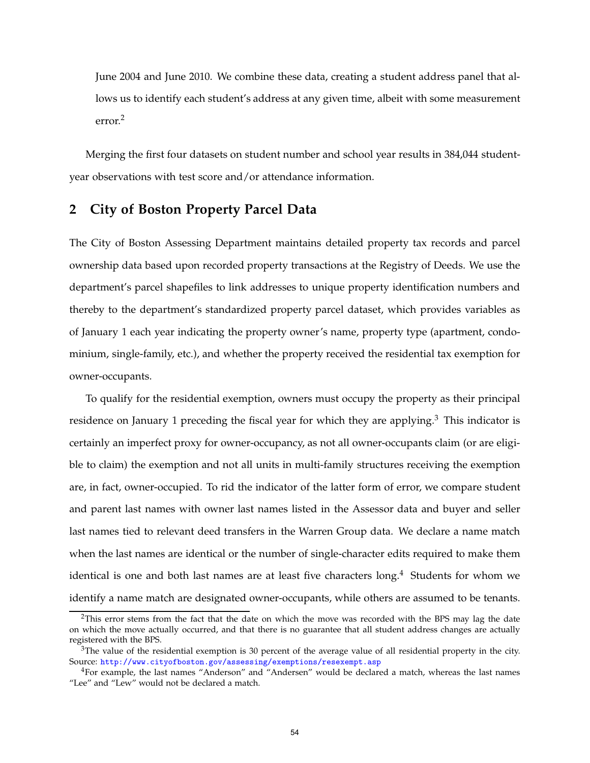June 2004 and June 2010. We combine these data, creating a student address panel that allows us to identify each student's address at any given time, albeit with some measurement error.[2]

Merging the first four datasets on student number and school year results in 384,044 student-year observations with test score and/or attendance information.

## 2 City of Boston Property Parcel Data

The City of Boston Assessing Department maintains detailed property tax records and parcel ownership data based upon recorded property transactions at the Registry of Deeds. We use the department's parcel shapefiles to link addresses to unique property identification numbers and thereby to the department's standardized property parcel dataset, which provides variables as of January 1 each year indicating the property owner's name, property type (apartment, condominium, single-family, etc.), and whether the property received the residential tax exemption for owner-occupants.

To qualify for the residential exemption, owners must occupy the property as their principal residence on January 1 preceding the fiscal year for which they are applying.[3] This indicator is certainly an imperfect proxy for owner-occupancy, as not all owner-occupants claim (or are eligible to claim) the exemption and not all units in multi-family structures receiving the exemption are, in fact, owner-occupied. To rid the indicator of the latter form of error, we compare student and parent last names with owner last names listed in the Assessor data and buyer and seller last names tied to relevant deed transfers in the Warren Group data. We declare a name match when the last names are identical or the number of single-character edits required to make them identical is one and both last names are at least five characters long.[4] Students for whom we identify a name match are designated owner-occupants, while others are assumed to be tenants.

---

[2] This error stems from the fact that the date on which the move was recorded with the BPS may lag the date on which the move actually occurred, and that there is no guarantee that all student address changes are actually registered with the BPS.

[3] The value of the residential exemption is 30 percent of the average value of all residential property in the city. Source: http://www.cityofboston.gov/assessing/exemptions/resexempt.asp

[4] For example, the last names "Anderson" and "Andersen" would be declared a match, whereas the last names "Lee" and "Lew" would not be declared a match.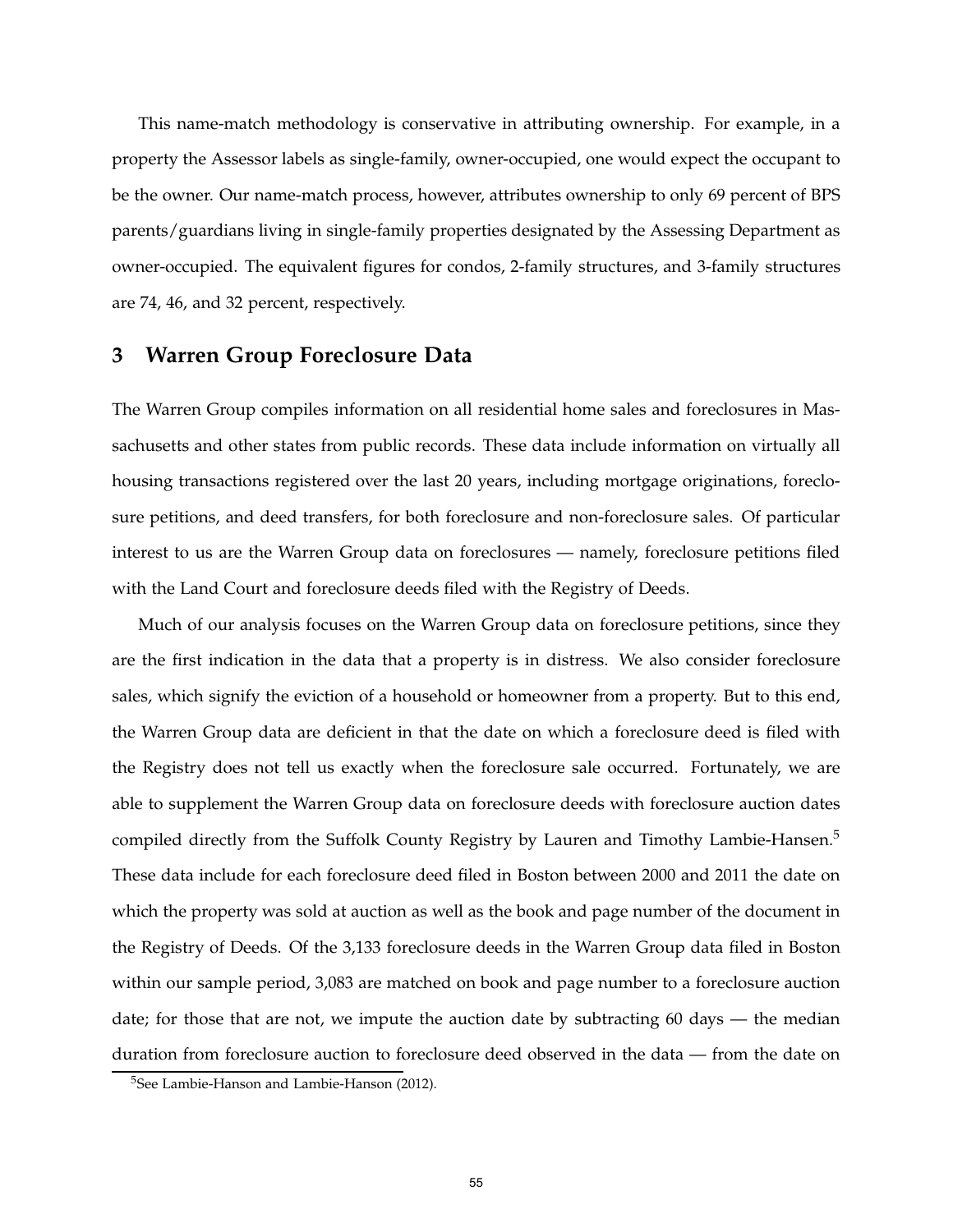This name-match methodology is conservative in attributing ownership. For example, in a property the Assessor labels as single-family, owner-occupied, one would expect the occupant to be the owner. Our name-match process, however, attributes ownership to only 69 percent of BPS parents/guardians living in single-family properties designated by the Assessing Department as owner-occupied. The equivalent figures for condos, 2-family structures, and 3-family structures are 74, 46, and 32 percent, respectively.

## 3 Warren Group Foreclosure Data

The Warren Group compiles information on all residential home sales and foreclosures in Massachusetts and other states from public records. These data include information on virtually all housing transactions registered over the last 20 years, including mortgage originations, foreclosure petitions, and deed transfers, for both foreclosure and non-foreclosure sales. Of particular interest to us are the Warren Group data on foreclosures — namely, foreclosure petitions filed with the Land Court and foreclosure deeds filed with the Registry of Deeds.

Much of our analysis focuses on the Warren Group data on foreclosure petitions, since they are the first indication in the data that a property is in distress. We also consider foreclosure sales, which signify the eviction of a household or homeowner from a property. But to this end, the Warren Group data are deficient in that the date on which a foreclosure deed is filed with the Registry does not tell us exactly when the foreclosure sale occurred. Fortunately, we are able to supplement the Warren Group data on foreclosure deeds with foreclosure auction dates compiled directly from the Suffolk County Registry by Lauren and Timothy Lambie-Hansen.[5] These data include for each foreclosure deed filed in Boston between 2000 and 2011 the date on which the property was sold at auction as well as the book and page number of the document in the Registry of Deeds. Of the 3,133 foreclosure deeds in the Warren Group data filed in Boston within our sample period, 3,083 are matched on book and page number to a foreclosure auction date; for those that are not, we impute the auction date by subtracting 60 days — the median duration from foreclosure auction to foreclosure deed observed in the data — from the date on

[5] See Lambie-Hanson and Lambie-Hanson (2012).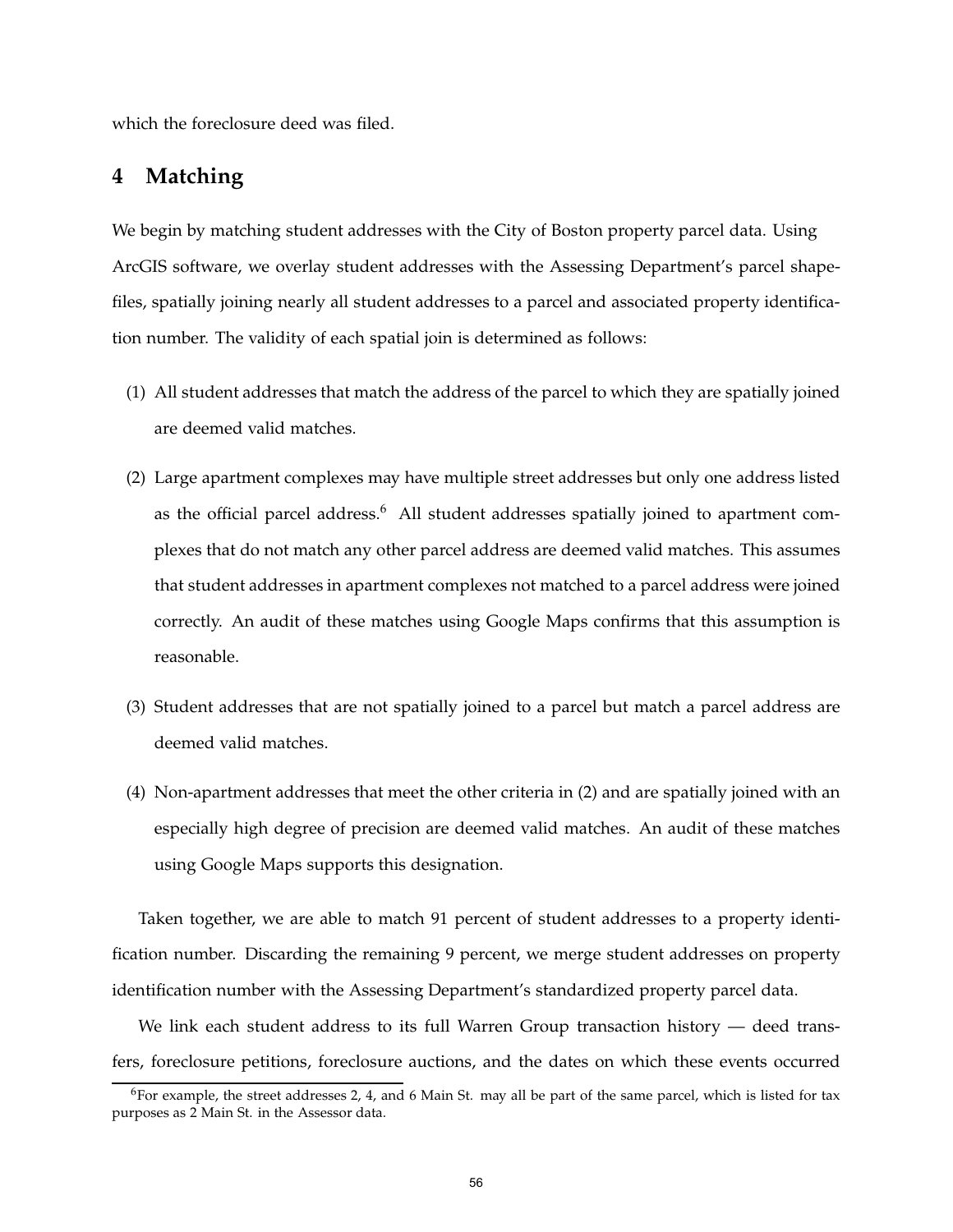which the foreclosure deed was filed.

## 4 Matching

We begin by matching student addresses with the City of Boston property parcel data. Using ArcGIS software, we overlay student addresses with the Assessing Department's parcel shapefiles, spatially joining nearly all student addresses to a parcel and associated property identification number. The validity of each spatial join is determined as follows:

(1) All student addresses that match the address of the parcel to which they are spatially joined are deemed valid matches.

(2) Large apartment complexes may have multiple street addresses but only one address listed as the official parcel address.[6] All student addresses spatially joined to apartment complexes that do not match any other parcel address are deemed valid matches. This assumes that student addresses in apartment complexes not matched to a parcel address were joined correctly. An audit of these matches using Google Maps confirms that this assumption is reasonable.

(3) Student addresses that are not spatially joined to a parcel but match a parcel address are deemed valid matches.

(4) Non-apartment addresses that meet the other criteria in (2) and are spatially joined with an especially high degree of precision are deemed valid matches. An audit of these matches using Google Maps supports this designation.

Taken together, we are able to match 91 percent of student addresses to a property identification number. Discarding the remaining 9 percent, we merge student addresses on property identification number with the Assessing Department's standardized property parcel data.

We link each student address to its full Warren Group transaction history — deed transfers, foreclosure petitions, foreclosure auctions, and the dates on which these events occurred

[6] For example, the street addresses 2, 4, and 6 Main St. may all be part of the same parcel, which is listed for tax purposes as 2 Main St. in the Assessor data.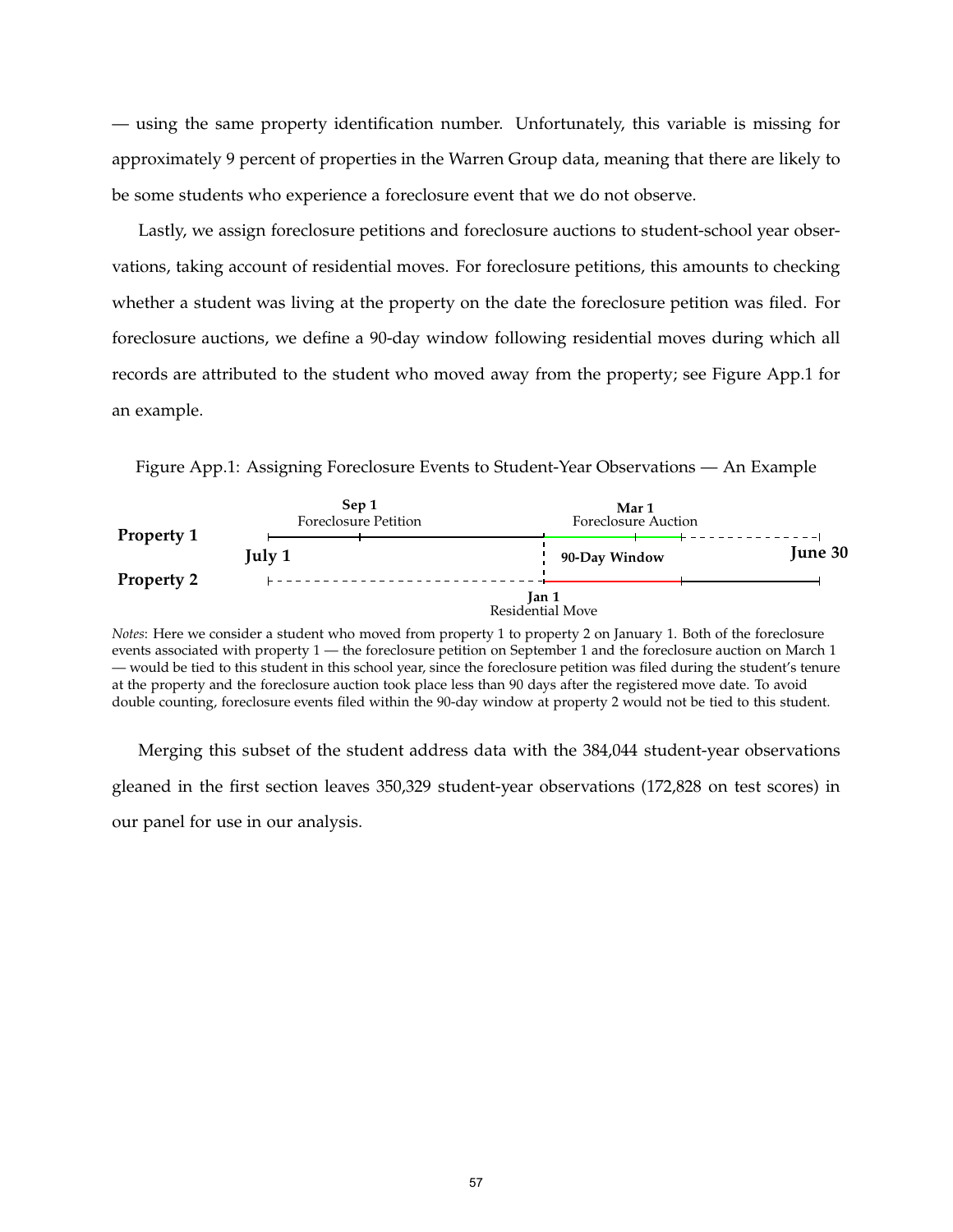— using the same property identification number. Unfortunately, this variable is missing for approximately 9 percent of properties in the Warren Group data, meaning that there are likely to be some students who experience a foreclosure event that we do not observe.

Lastly, we assign foreclosure petitions and foreclosure auctions to student-school year observations, taking account of residential moves. For foreclosure petitions, this amounts to checking whether a student was living at the property on the date the foreclosure petition was filed. For foreclosure auctions, we define a 90-day window following residential moves during which all records are attributed to the student who moved away from the property; see Figure App.1 for an example.

Figure App.1: Assigning Foreclosure Events to Student-Year Observations — An Example

Property 1

Property 2

July 1

June 30

Sep 1
Foreclosure Petition

Mar 1
Foreclosure Auction

90-Day Window

Jan 1
Residential Move

*Notes*: Here we consider a student who moved from property 1 to property 2 on January 1. Both of the foreclosure events associated with property 1 — the foreclosure petition on September 1 and the foreclosure auction on March 1 — would be tied to this student in this school year, since the foreclosure petition was filed during the student's tenure at the property and the foreclosure auction took place less than 90 days after the registered move date. To avoid double counting, foreclosure events filed within the 90-day window at property 2 would not be tied to this student.

Merging this subset of the student address data with the 384,044 student-year observations gleaned in the first section leaves 350,329 student-year observations (172,828 on test scores) in our panel for use in our analysis.